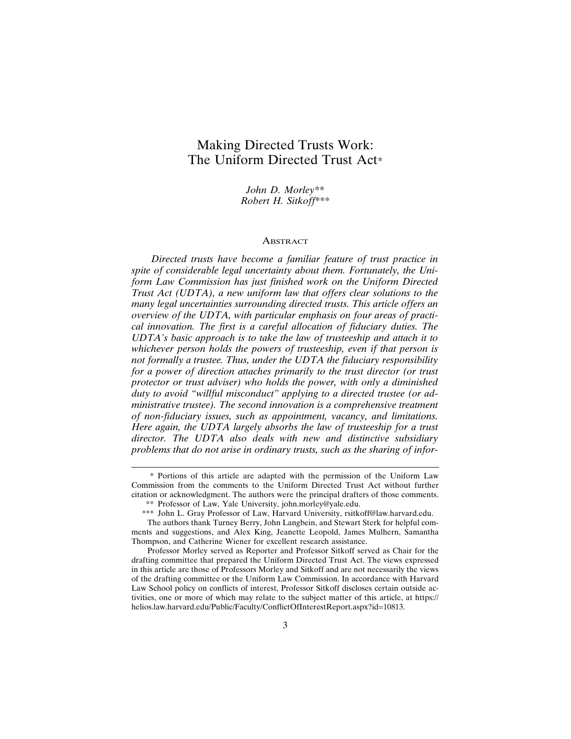# Making Directed Trusts Work: The Uniform Directed Trust Act*

*John D. Morley***
*Robert H. Sitkoff****

## Abstract

*Directed trusts have become a familiar feature of trust practice in spite of considerable legal uncertainty about them. Fortunately, the Uniform Law Commission has just finished work on the Uniform Directed Trust Act (UDTA), a new uniform law that offers clear solutions to the many legal uncertainties surrounding directed trusts. This article offers an overview of the UDTA, with particular emphasis on four areas of practical innovation. The first is a careful allocation of fiduciary duties. The UDTA's basic approach is to take the law of trusteeship and attach it to whichever person holds the powers of trusteeship, even if that person is not formally a trustee. Thus, under the UDTA the fiduciary responsibility for a power of direction attaches primarily to the trust director (or trust protector or trust adviser) who holds the power, with only a diminished duty to avoid "willful misconduct" applying to a directed trustee (or administrative trustee). The second innovation is a comprehensive treatment of non-fiduciary issues, such as appointment, vacancy, and limitations. Here again, the UDTA largely absorbs the law of trusteeship for a trust director. The UDTA also deals with new and distinctive subsidiary problems that do not arise in ordinary trusts, such as the sharing of infor-*

---

\* Portions of this article are adapted with the permission of the Uniform Law Commission from the comments to the Uniform Directed Trust Act without further citation or acknowledgment. The authors were the principal drafters of those comments.

\*\* Professor of Law, Yale University, john.morley@yale.edu.

\*\*\* John L. Gray Professor of Law, Harvard University, rsitkoff@law.harvard.edu.

The authors thank Turney Berry, John Langbein, and Stewart Sterk for helpful comments and suggestions, and Alex King, Jeanette Leopold, James Mulhern, Samantha Thompson, and Catherine Wiener for excellent research assistance.

Professor Morley served as Reporter and Professor Sitkoff served as Chair for the drafting committee that prepared the Uniform Directed Trust Act. The views expressed in this article are those of Professors Morley and Sitkoff and are not necessarily the views of the drafting committee or the Uniform Law Commission. In accordance with Harvard Law School policy on conflicts of interest, Professor Sitkoff discloses certain outside activities, one or more of which may relate to the subject matter of this article, at https://helios.law.harvard.edu/Public/Faculty/ConflictOfInterestReport.aspx?id=10813.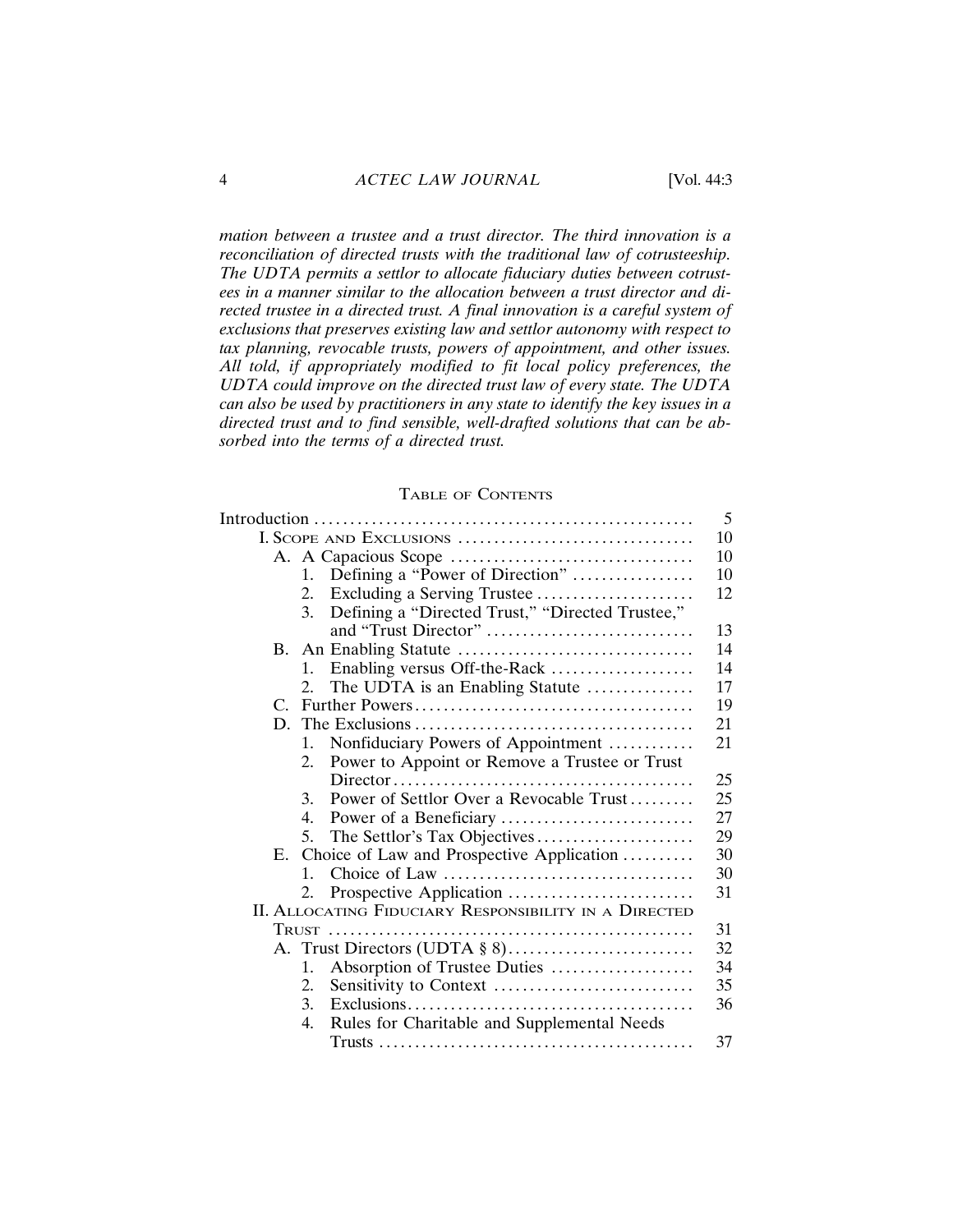*mation between a trustee and a trust director. The third innovation is a reconciliation of directed trusts with the traditional law of cotrusteeship. The UDTA permits a settlor to allocate fiduciary duties between cotrustees in a manner similar to the allocation between a trust director and directed trustee in a directed trust. A final innovation is a careful system of exclusions that preserves existing law and settlor autonomy with respect to tax planning, revocable trusts, powers of appointment, and other issues. All told, if appropriately modified to fit local policy preferences, the UDTA could improve on the directed trust law of every state. The UDTA can also be used by practitioners in any state to identify the key issues in a directed trust and to find sensible, well-drafted solutions that can be absorbed into the terms of a directed trust.*

## TABLE OF CONTENTS

| | |
|---|---|
| Introduction | 5 |
| I. SCOPE AND EXCLUSIONS | 10 |
| A. A Capacious Scope | 10 |
| 1. Defining a "Power of Direction" | 10 |
| 2. Excluding a Serving Trustee | 12 |
| 3. Defining a "Directed Trust," "Directed Trustee," and "Trust Director" | 13 |
| B. An Enabling Statute | 14 |
| 1. Enabling versus Off-the-Rack | 14 |
| 2. The UDTA is an Enabling Statute | 17 |
| C. Further Powers | 19 |
| D. The Exclusions | 21 |
| 1. Nonfiduciary Powers of Appointment | 21 |
| 2. Power to Appoint or Remove a Trustee or Trust Director | 25 |
| 3. Power of Settlor Over a Revocable Trust | 25 |
| 4. Power of a Beneficiary | 27 |
| 5. The Settlor's Tax Objectives | 29 |
| E. Choice of Law and Prospective Application | 30 |
| 1. Choice of Law | 30 |
| 2. Prospective Application | 31 |
| II. ALLOCATING FIDUCIARY RESPONSIBILITY IN A DIRECTED TRUST | 31 |
| A. Trust Directors (UDTA § 8) | 32 |
| 1. Absorption of Trustee Duties | 34 |
| 2. Sensitivity to Context | 35 |
| 3. Exclusions | 36 |
| 4. Rules for Charitable and Supplemental Needs Trusts | 37 |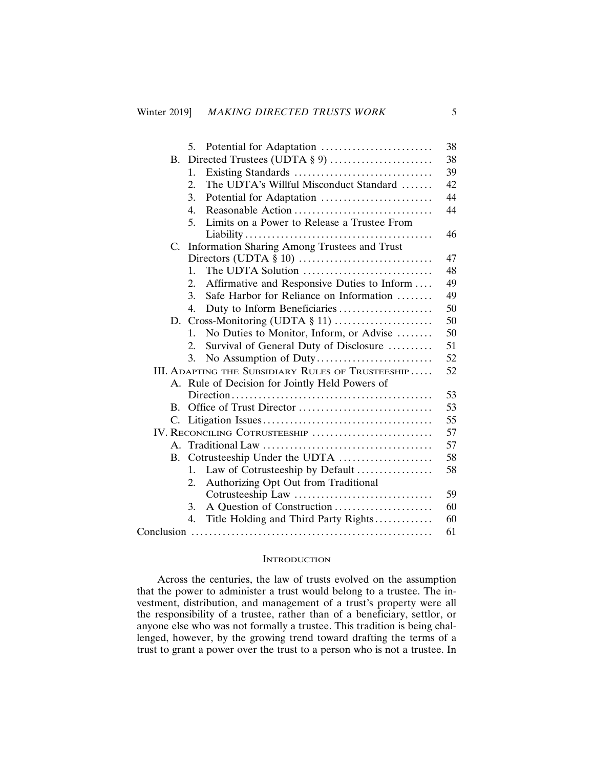5. Potential for Adaptation ........................ 38

B. Directed Trustees (UDTA § 9) ...................... 38

1. Existing Standards .............................. 39
2. The UDTA's Willful Misconduct Standard ....... 42
3. Potential for Adaptation ........................ 44
4. Reasonable Action .............................. 44
5. Limits on a Power to Release a Trustee From Liability ......................................... 46

C. Information Sharing Among Trustees and Trust Directors (UDTA § 10) ............................ 47

1. The UDTA Solution ............................ 48
2. Affirmative and Responsive Duties to Inform .... 49
3. Safe Harbor for Reliance on Information ........ 49
4. Duty to Inform Beneficiaries .................... 50

D. Cross-Monitoring (UDTA § 11) ..................... 50

1. No Duties to Monitor, Inform, or Advise ........ 50
2. Survival of General Duty of Disclosure .......... 51
3. No Assumption of Duty ......................... 52

III. Adapting the Subsidiary Rules of Trusteeship ..... 52

A. Rule of Decision for Jointly Held Powers of Direction ........................................... 53

B. Office of Trust Director ............................ 53

C. Litigation Issues .................................... 55

IV. Reconciling Cotrusteeship ........................... 57

A. Traditional Law .................................... 57

B. Cotrusteeship Under the UDTA .................... 58

1. Law of Cotrusteeship by Default ................ 58
2. Authorizing Opt Out from Traditional Cotrusteeship Law .............................. 59
3. A Question of Construction ..................... 60
4. Title Holding and Third Party Rights ............ 60

Conclusion ..................................................... 61

## Introduction

Across the centuries, the law of trusts evolved on the assumption that the power to administer a trust would belong to a trustee. The investment, distribution, and management of a trust's property were all the responsibility of a trustee, rather than of a beneficiary, settlor, or anyone else who was not formally a trustee. This tradition is being challenged, however, by the growing trend toward drafting the terms of a trust to grant a power over the trust to a person who is not a trustee. In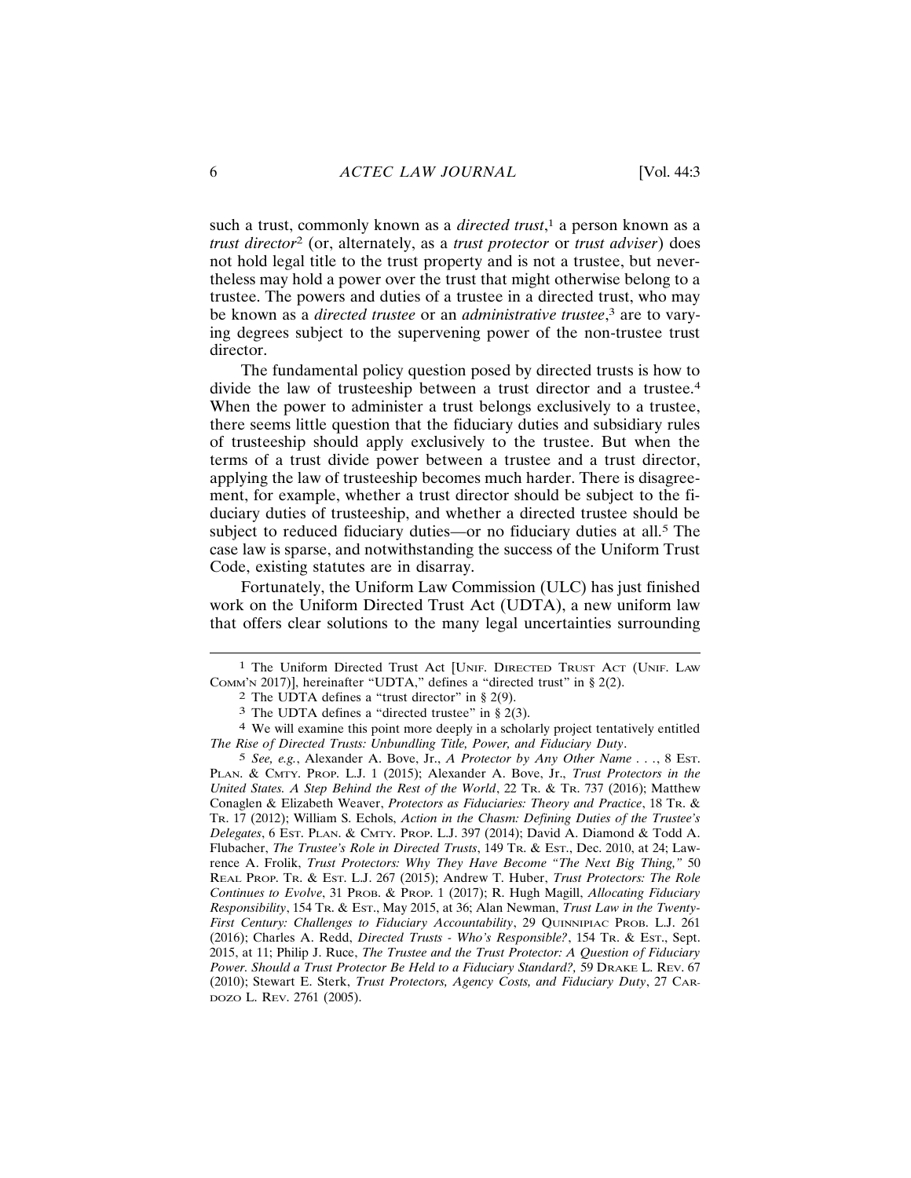such a trust, commonly known as a *directed trust*,[1] a person known as a *trust director*[2] (or, alternately, as a *trust protector* or *trust adviser*) does not hold legal title to the trust property and is not a trustee, but nevertheless may hold a power over the trust that might otherwise belong to a trustee. The powers and duties of a trustee in a directed trust, who may be known as a *directed trustee* or an *administrative trustee*,[3] are to varying degrees subject to the supervening power of the non-trustee trust director.

The fundamental policy question posed by directed trusts is how to divide the law of trusteeship between a trust director and a trustee.[4] When the power to administer a trust belongs exclusively to a trustee, there seems little question that the fiduciary duties and subsidiary rules of trusteeship should apply exclusively to the trustee. But when the terms of a trust divide power between a trustee and a trust director, applying the law of trusteeship becomes much harder. There is disagreement, for example, whether a trust director should be subject to the fiduciary duties of trusteeship, and whether a directed trustee should be subject to reduced fiduciary duties—or no fiduciary duties at all.[5] The case law is sparse, and notwithstanding the success of the Uniform Trust Code, existing statutes are in disarray.

Fortunately, the Uniform Law Commission (ULC) has just finished work on the Uniform Directed Trust Act (UDTA), a new uniform law that offers clear solutions to the many legal uncertainties surrounding

---

[1] The Uniform Directed Trust Act [UNIF. DIRECTED TRUST ACT (UNIF. LAW COMM'N 2017)], hereinafter "UDTA," defines a "directed trust" in § 2(2).

[2] The UDTA defines a "trust director" in § 2(9).

[3] The UDTA defines a "directed trustee" in § 2(3).

[4] We will examine this point more deeply in a scholarly project tentatively entitled *The Rise of Directed Trusts: Unbundling Title, Power, and Fiduciary Duty*.

[5] *See, e.g.*, Alexander A. Bove, Jr., *A Protector by Any Other Name . . .*, 8 EST. PLAN. & CMTY. PROP. L.J. 1 (2015); Alexander A. Bove, Jr., *Trust Protectors in the United States. A Step Behind the Rest of the World*, 22 TR. & TR. 737 (2016); Matthew Conaglen & Elizabeth Weaver, *Protectors as Fiduciaries: Theory and Practice*, 18 TR. & TR. 17 (2012); William S. Echols, *Action in the Chasm: Defining Duties of the Trustee's Delegates*, 6 EST. PLAN. & CMTY. PROP. L.J. 397 (2014); David A. Diamond & Todd A. Flubacher, *The Trustee's Role in Directed Trusts*, 149 TR. & EST., Dec. 2010, at 24; Lawrence A. Frolik, *Trust Protectors: Why They Have Become "The Next Big Thing,"* 50 REAL PROP. TR. & EST. L.J. 267 (2015); Andrew T. Huber, *Trust Protectors: The Role Continues to Evolve*, 31 PROB. & PROP. 1 (2017); R. Hugh Magill, *Allocating Fiduciary Responsibility*, 154 TR. & EST., May 2015, at 36; Alan Newman, *Trust Law in the Twenty-First Century: Challenges to Fiduciary Accountability*, 29 QUINNIPIAC PROB. L.J. 261 (2016); Charles A. Redd, *Directed Trusts - Who's Responsible?*, 154 TR. & EST., Sept. 2015, at 11; Philip J. Ruce, *The Trustee and the Trust Protector: A Question of Fiduciary Power. Should a Trust Protector Be Held to a Fiduciary Standard?,* 59 DRAKE L. REV. 67 (2010); Stewart E. Sterk, *Trust Protectors, Agency Costs, and Fiduciary Duty*, 27 CARDOZO L. REV. 2761 (2005).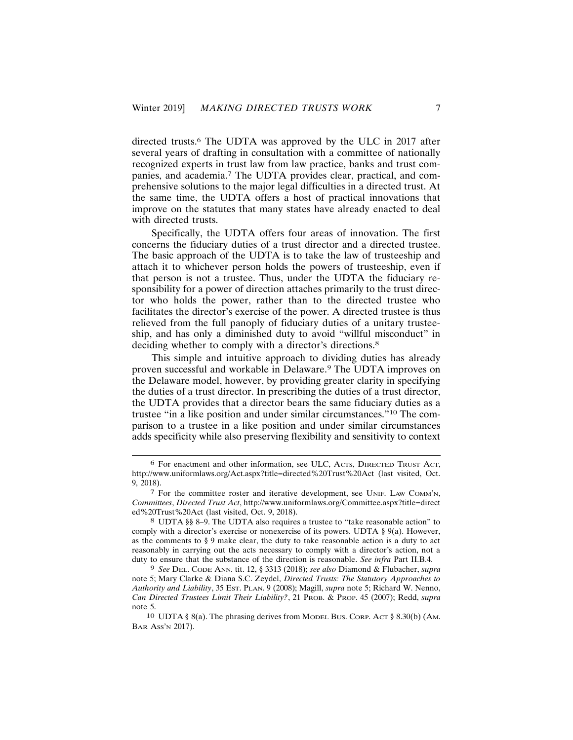directed trusts.[6] The UDTA was approved by the ULC in 2017 after several years of drafting in consultation with a committee of nationally recognized experts in trust law from law practice, banks and trust companies, and academia.[7] The UDTA provides clear, practical, and comprehensive solutions to the major legal difficulties in a directed trust. At the same time, the UDTA offers a host of practical innovations that improve on the statutes that many states have already enacted to deal with directed trusts.

Specifically, the UDTA offers four areas of innovation. The first concerns the fiduciary duties of a trust director and a directed trustee. The basic approach of the UDTA is to take the law of trusteeship and attach it to whichever person holds the powers of trusteeship, even if that person is not a trustee. Thus, under the UDTA the fiduciary responsibility for a power of direction attaches primarily to the trust director who holds the power, rather than to the directed trustee who facilitates the director's exercise of the power. A directed trustee is thus relieved from the full panoply of fiduciary duties of a unitary trusteeship, and has only a diminished duty to avoid "willful misconduct" in deciding whether to comply with a director's directions.[8]

This simple and intuitive approach to dividing duties has already proven successful and workable in Delaware.[9] The UDTA improves on the Delaware model, however, by providing greater clarity in specifying the duties of a trust director. In prescribing the duties of a trust director, the UDTA provides that a director bears the same fiduciary duties as a trustee "in a like position and under similar circumstances."[10] The comparison to a trustee in a like position and under similar circumstances adds specificity while also preserving flexibility and sensitivity to context

---

[6] For enactment and other information, see ULC, ACTS, DIRECTED TRUST ACT, http://www.uniformlaws.org/Act.aspx?title=directed%20Trust%20Act (last visited, Oct. 9, 2018).

[7] For the committee roster and iterative development, see UNIF. LAW COMM'N, *Committees*, *Directed Trust Act*, http://www.uniformlaws.org/Committee.aspx?title=directed%20Trust%20Act (last visited, Oct. 9, 2018).

[8] UDTA §§ 8–9. The UDTA also requires a trustee to "take reasonable action" to comply with a director's exercise or nonexercise of its powers. UDTA § 9(a). However, as the comments to § 9 make clear, the duty to take reasonable action is a duty to act reasonably in carrying out the acts necessary to comply with a director's action, not a duty to ensure that the substance of the direction is reasonable. *See infra* Part II.B.4.

[9] *See* DEL. CODE ANN. tit. 12, § 3313 (2018); *see also* Diamond & Flubacher, *supra* note 5; Mary Clarke & Diana S.C. Zeydel, *Directed Trusts: The Statutory Approaches to Authority and Liability*, 35 EST. PLAN. 9 (2008); Magill, *supra* note 5; Richard W. Nenno, *Can Directed Trustees Limit Their Liability?*, 21 PROB. & PROP. 45 (2007); Redd, *supra* note 5.

[10] UDTA § 8(a). The phrasing derives from MODEL BUS. CORP. ACT § 8.30(b) (AM. BAR ASS'N 2017).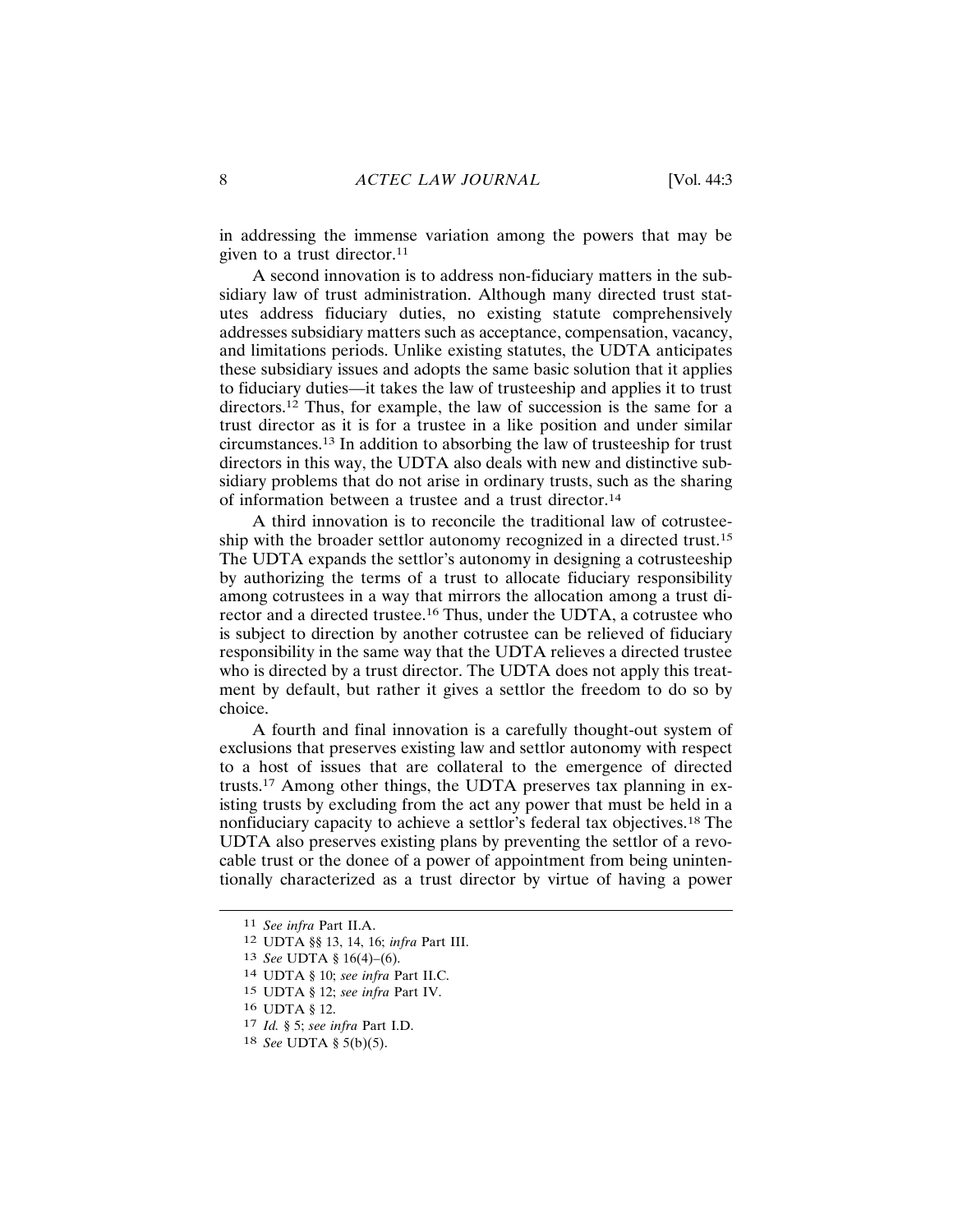in addressing the immense variation among the powers that may be given to a trust director.[11]

A second innovation is to address non-fiduciary matters in the subsidiary law of trust administration. Although many directed trust statutes address fiduciary duties, no existing statute comprehensively addresses subsidiary matters such as acceptance, compensation, vacancy, and limitations periods. Unlike existing statutes, the UDTA anticipates these subsidiary issues and adopts the same basic solution that it applies to fiduciary duties—it takes the law of trusteeship and applies it to trust directors.[12] Thus, for example, the law of succession is the same for a trust director as it is for a trustee in a like position and under similar circumstances.[13] In addition to absorbing the law of trusteeship for trust directors in this way, the UDTA also deals with new and distinctive subsidiary problems that do not arise in ordinary trusts, such as the sharing of information between a trustee and a trust director.[14]

A third innovation is to reconcile the traditional law of cotrusteeship with the broader settlor autonomy recognized in a directed trust.[15] The UDTA expands the settlor's autonomy in designing a cotrusteeship by authorizing the terms of a trust to allocate fiduciary responsibility among cotrustees in a way that mirrors the allocation among a trust director and a directed trustee.[16] Thus, under the UDTA, a cotrustee who is subject to direction by another cotrustee can be relieved of fiduciary responsibility in the same way that the UDTA relieves a directed trustee who is directed by a trust director. The UDTA does not apply this treatment by default, but rather it gives a settlor the freedom to do so by choice.

A fourth and final innovation is a carefully thought-out system of exclusions that preserves existing law and settlor autonomy with respect to a host of issues that are collateral to the emergence of directed trusts.[17] Among other things, the UDTA preserves tax planning in existing trusts by excluding from the act any power that must be held in a nonfiduciary capacity to achieve a settlor's federal tax objectives.[18] The UDTA also preserves existing plans by preventing the settlor of a revocable trust or the donee of a power of appointment from being unintentionally characterized as a trust director by virtue of having a power

---

[11] *See infra* Part II.A.

[12] UDTA §§ 13, 14, 16; *infra* Part III.

[13] *See* UDTA § 16(4)–(6).

[14] UDTA § 10; *see infra* Part II.C.

[15] UDTA § 12; *see infra* Part IV.

[16] UDTA § 12.

[17] *Id.* § 5; *see infra* Part I.D.

[18] *See* UDTA § 5(b)(5).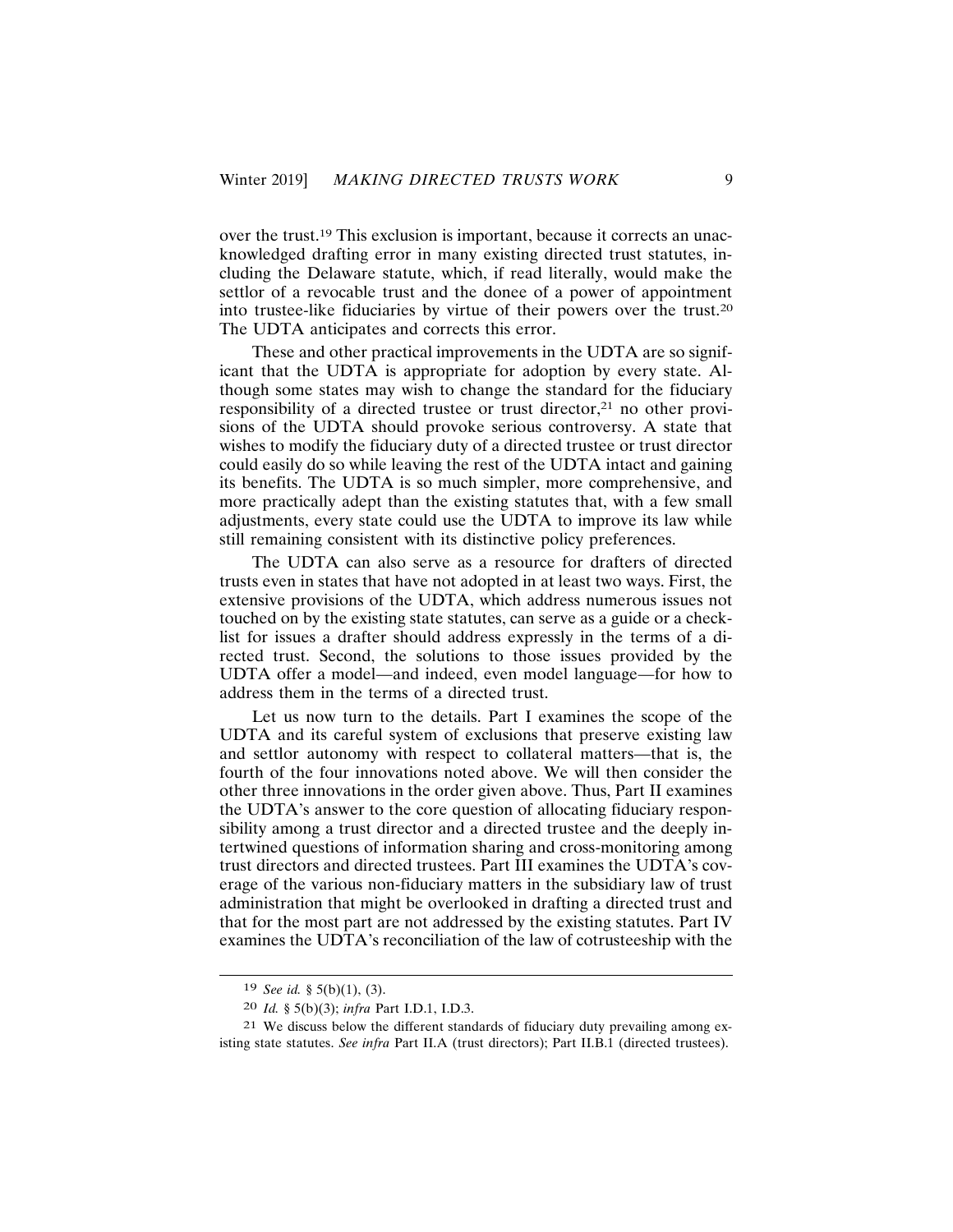over the trust.[19] This exclusion is important, because it corrects an unacknowledged drafting error in many existing directed trust statutes, including the Delaware statute, which, if read literally, would make the settlor of a revocable trust and the donee of a power of appointment into trustee-like fiduciaries by virtue of their powers over the trust.[20] The UDTA anticipates and corrects this error.

These and other practical improvements in the UDTA are so significant that the UDTA is appropriate for adoption by every state. Although some states may wish to change the standard for the fiduciary responsibility of a directed trustee or trust director,[21] no other provisions of the UDTA should provoke serious controversy. A state that wishes to modify the fiduciary duty of a directed trustee or trust director could easily do so while leaving the rest of the UDTA intact and gaining its benefits. The UDTA is so much simpler, more comprehensive, and more practically adept than the existing statutes that, with a few small adjustments, every state could use the UDTA to improve its law while still remaining consistent with its distinctive policy preferences.

The UDTA can also serve as a resource for drafters of directed trusts even in states that have not adopted in at least two ways. First, the extensive provisions of the UDTA, which address numerous issues not touched on by the existing state statutes, can serve as a guide or a checklist for issues a drafter should address expressly in the terms of a directed trust. Second, the solutions to those issues provided by the UDTA offer a model—and indeed, even model language—for how to address them in the terms of a directed trust.

Let us now turn to the details. Part I examines the scope of the UDTA and its careful system of exclusions that preserve existing law and settlor autonomy with respect to collateral matters—that is, the fourth of the four innovations noted above. We will then consider the other three innovations in the order given above. Thus, Part II examines the UDTA's answer to the core question of allocating fiduciary responsibility among a trust director and a directed trustee and the deeply intertwined questions of information sharing and cross-monitoring among trust directors and directed trustees. Part III examines the UDTA's coverage of the various non-fiduciary matters in the subsidiary law of trust administration that might be overlooked in drafting a directed trust and that for the most part are not addressed by the existing statutes. Part IV examines the UDTA's reconciliation of the law of cotrusteeship with the

---

[19] *See id.* § 5(b)(1), (3).

[20] *Id.* § 5(b)(3); *infra* Part I.D.1, I.D.3.

[21] We discuss below the different standards of fiduciary duty prevailing among existing state statutes. *See infra* Part II.A (trust directors); Part II.B.1 (directed trustees).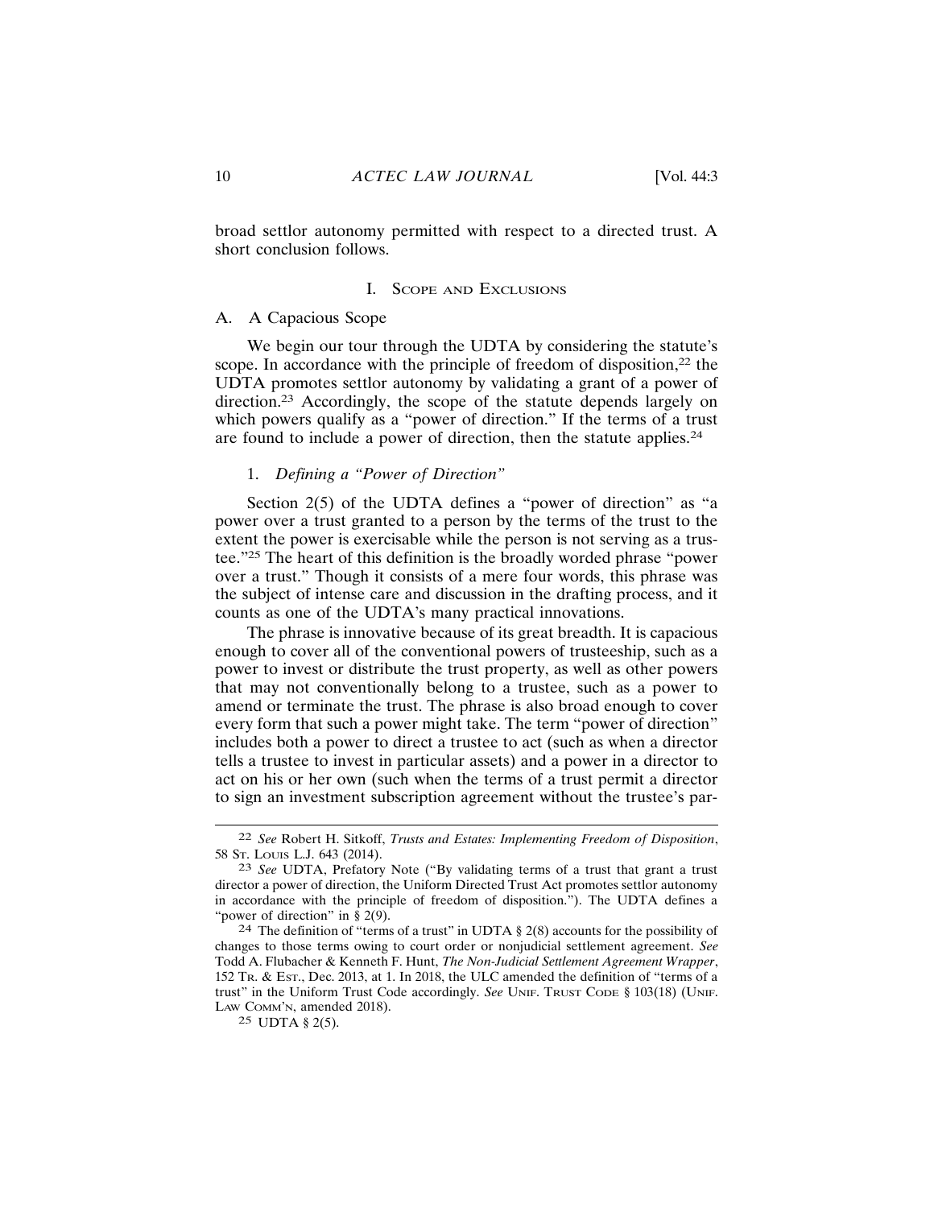broad settlor autonomy permitted with respect to a directed trust. A short conclusion follows.

# I. Scope and Exclusions

## A. A Capacious Scope

We begin our tour through the UDTA by considering the statute's scope. In accordance with the principle of freedom of disposition,[22] the UDTA promotes settlor autonomy by validating a grant of a power of direction.[23] Accordingly, the scope of the statute depends largely on which powers qualify as a "power of direction." If the terms of a trust are found to include a power of direction, then the statute applies.[24]

### 1. *Defining a "Power of Direction"*

Section 2(5) of the UDTA defines a "power of direction" as "a power over a trust granted to a person by the terms of the trust to the extent the power is exercisable while the person is not serving as a trustee."[25] The heart of this definition is the broadly worded phrase "power over a trust." Though it consists of a mere four words, this phrase was the subject of intense care and discussion in the drafting process, and it counts as one of the UDTA's many practical innovations.

The phrase is innovative because of its great breadth. It is capacious enough to cover all of the conventional powers of trusteeship, such as a power to invest or distribute the trust property, as well as other powers that may not conventionally belong to a trustee, such as a power to amend or terminate the trust. The phrase is also broad enough to cover every form that such a power might take. The term "power of direction" includes both a power to direct a trustee to act (such as when a director tells a trustee to invest in particular assets) and a power in a director to act on his or her own (such when the terms of a trust permit a director to sign an investment subscription agreement without the trustee's par-

---

22 *See* Robert H. Sitkoff, *Trusts and Estates: Implementing Freedom of Disposition*, 58 St. Louis L.J. 643 (2014).

23 *See* UDTA, Prefatory Note ("By validating terms of a trust that grant a trust director a power of direction, the Uniform Directed Trust Act promotes settlor autonomy in accordance with the principle of freedom of disposition."). The UDTA defines a "power of direction" in § 2(9).

24 The definition of "terms of a trust" in UDTA § 2(8) accounts for the possibility of changes to those terms owing to court order or nonjudicial settlement agreement. *See* Todd A. Flubacher & Kenneth F. Hunt, *The Non-Judicial Settlement Agreement Wrapper*, 152 Tr. & Est., Dec. 2013, at 1. In 2018, the ULC amended the definition of "terms of a trust" in the Uniform Trust Code accordingly. *See* Unif. Trust Code § 103(18) (Unif. Law Comm'n, amended 2018).

25 UDTA § 2(5).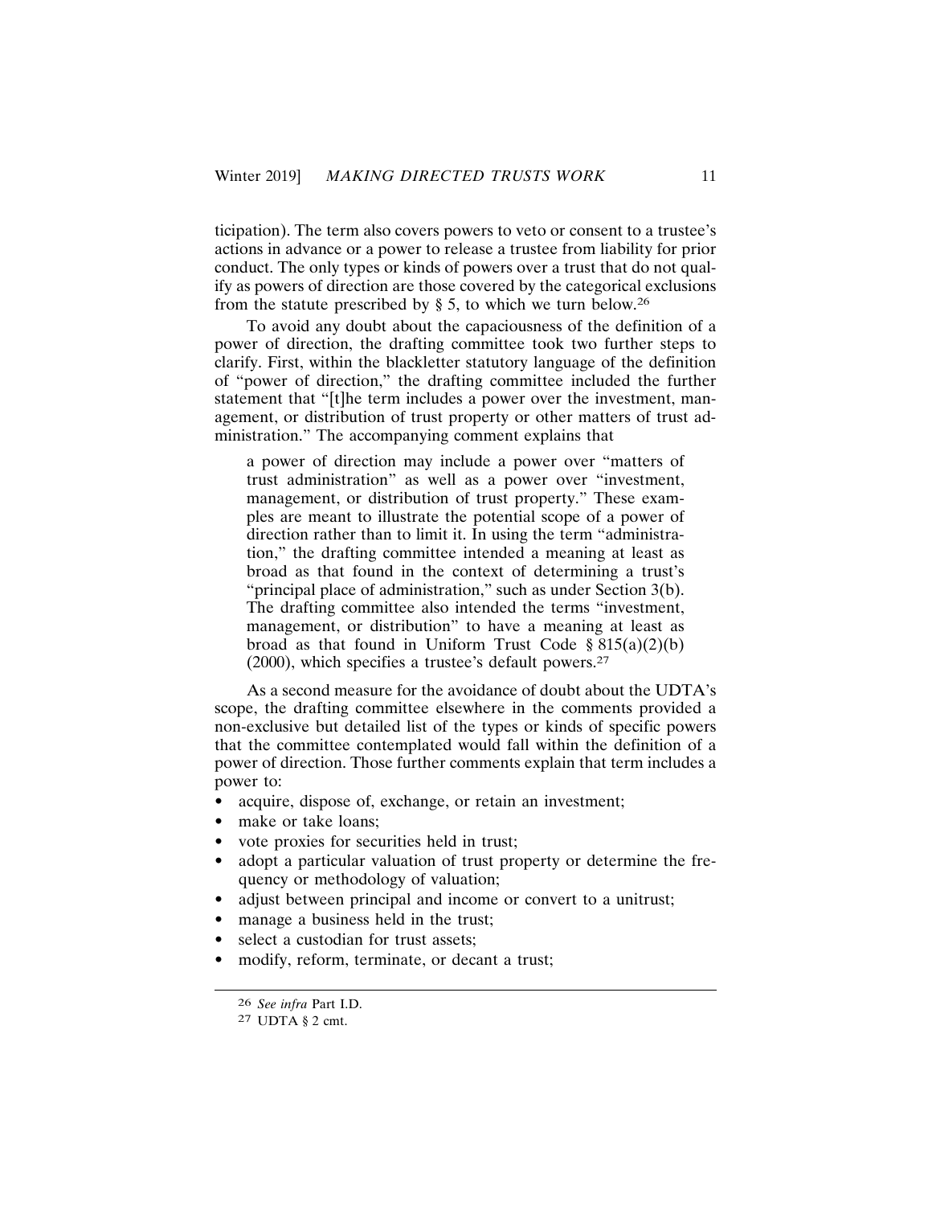ticipation). The term also covers powers to veto or consent to a trustee's actions in advance or a power to release a trustee from liability for prior conduct. The only types or kinds of powers over a trust that do not qualify as powers of direction are those covered by the categorical exclusions from the statute prescribed by § 5, to which we turn below.[26]

To avoid any doubt about the capaciousness of the definition of a power of direction, the drafting committee took two further steps to clarify. First, within the blackletter statutory language of the definition of "power of direction," the drafting committee included the further statement that "[t]he term includes a power over the investment, management, or distribution of trust property or other matters of trust administration." The accompanying comment explains that

> a power of direction may include a power over "matters of trust administration" as well as a power over "investment, management, or distribution of trust property." These examples are meant to illustrate the potential scope of a power of direction rather than to limit it. In using the term "administration," the drafting committee intended a meaning at least as broad as that found in the context of determining a trust's "principal place of administration," such as under Section 3(b). The drafting committee also intended the terms "investment, management, or distribution" to have a meaning at least as broad as that found in Uniform Trust Code § 815(a)(2)(b) (2000), which specifies a trustee's default powers.[27]

As a second measure for the avoidance of doubt about the UDTA's scope, the drafting committee elsewhere in the comments provided a non-exclusive but detailed list of the types or kinds of specific powers that the committee contemplated would fall within the definition of a power of direction. Those further comments explain that term includes a power to:

- acquire, dispose of, exchange, or retain an investment;
- make or take loans;
- vote proxies for securities held in trust;
- adopt a particular valuation of trust property or determine the frequency or methodology of valuation;
- adjust between principal and income or convert to a unitrust;
- manage a business held in the trust;
- select a custodian for trust assets;
- modify, reform, terminate, or decant a trust;

---

26 *See infra* Part I.D.

27 UDTA § 2 cmt.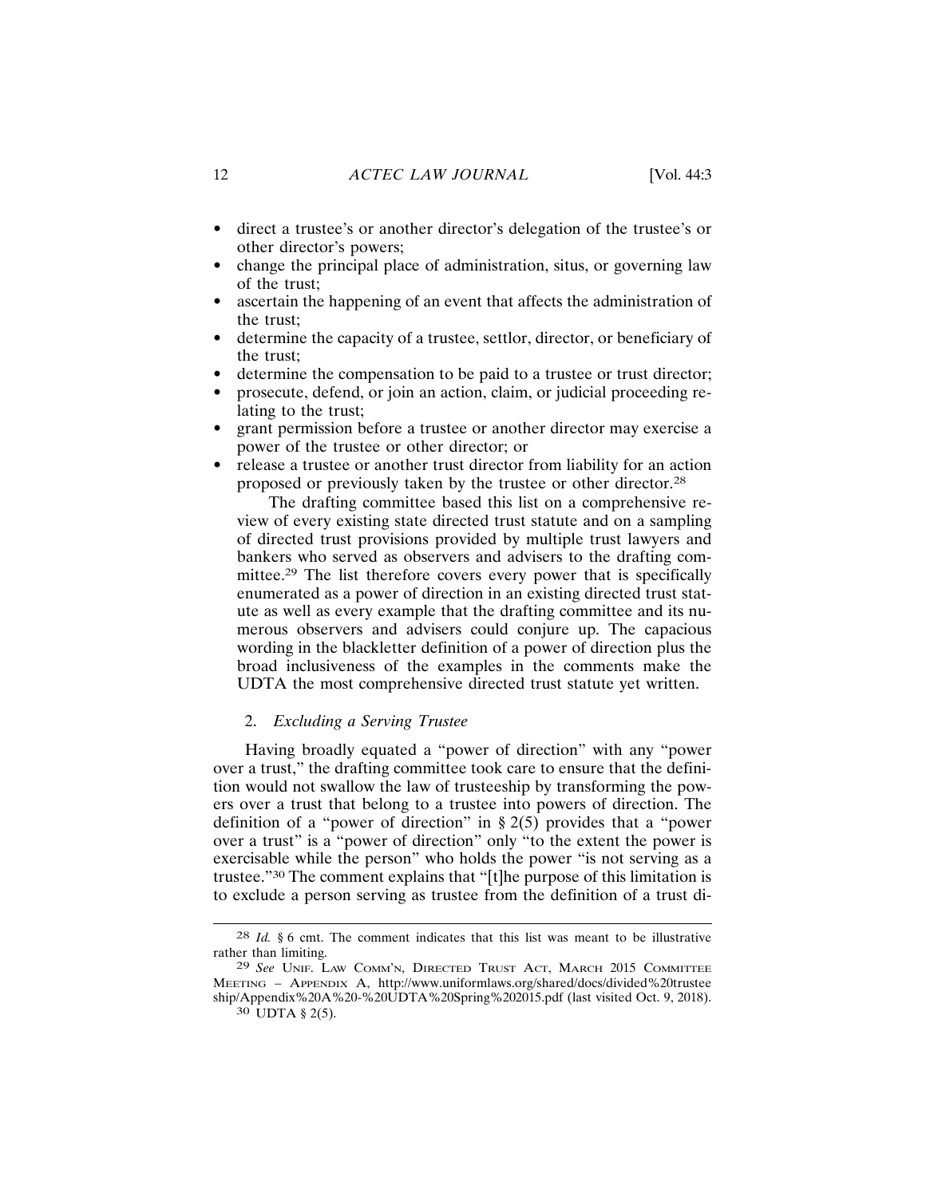- direct a trustee's or another director's delegation of the trustee's or other director's powers;
- change the principal place of administration, situs, or governing law of the trust;
- ascertain the happening of an event that affects the administration of the trust;
- determine the capacity of a trustee, settlor, director, or beneficiary of the trust;
- determine the compensation to be paid to a trustee or trust director;
- prosecute, defend, or join an action, claim, or judicial proceeding relating to the trust;
- grant permission before a trustee or another director may exercise a power of the trustee or other director; or
- release a trustee or another trust director from liability for an action proposed or previously taken by the trustee or other director.[28]

The drafting committee based this list on a comprehensive review of every existing state directed trust statute and on a sampling of directed trust provisions provided by multiple trust lawyers and bankers who served as observers and advisers to the drafting committee.[29] The list therefore covers every power that is specifically enumerated as a power of direction in an existing directed trust statute as well as every example that the drafting committee and its numerous observers and advisers could conjure up. The capacious wording in the blackletter definition of a power of direction plus the broad inclusiveness of the examples in the comments make the UDTA the most comprehensive directed trust statute yet written.

### 2. *Excluding a Serving Trustee*

Having broadly equated a "power of direction" with any "power over a trust," the drafting committee took care to ensure that the definition would not swallow the law of trusteeship by transforming the powers over a trust that belong to a trustee into powers of direction. The definition of a "power of direction" in § 2(5) provides that a "power over a trust" is a "power of direction" only "to the extent the power is exercisable while the person" who holds the power "is not serving as a trustee."[30] The comment explains that "[t]he purpose of this limitation is to exclude a person serving as trustee from the definition of a trust di-

---

[28] *Id.* § 6 cmt. The comment indicates that this list was meant to be illustrative rather than limiting.

[29] *See* UNIF. LAW COMM'N, DIRECTED TRUST ACT, MARCH 2015 COMMITTEE MEETING – APPENDIX A, http://www.uniformlaws.org/shared/docs/divided%20trusteeship/Appendix%20A%20-%20UDTA%20Spring%202015.pdf (last visited Oct. 9, 2018).

[30] UDTA § 2(5).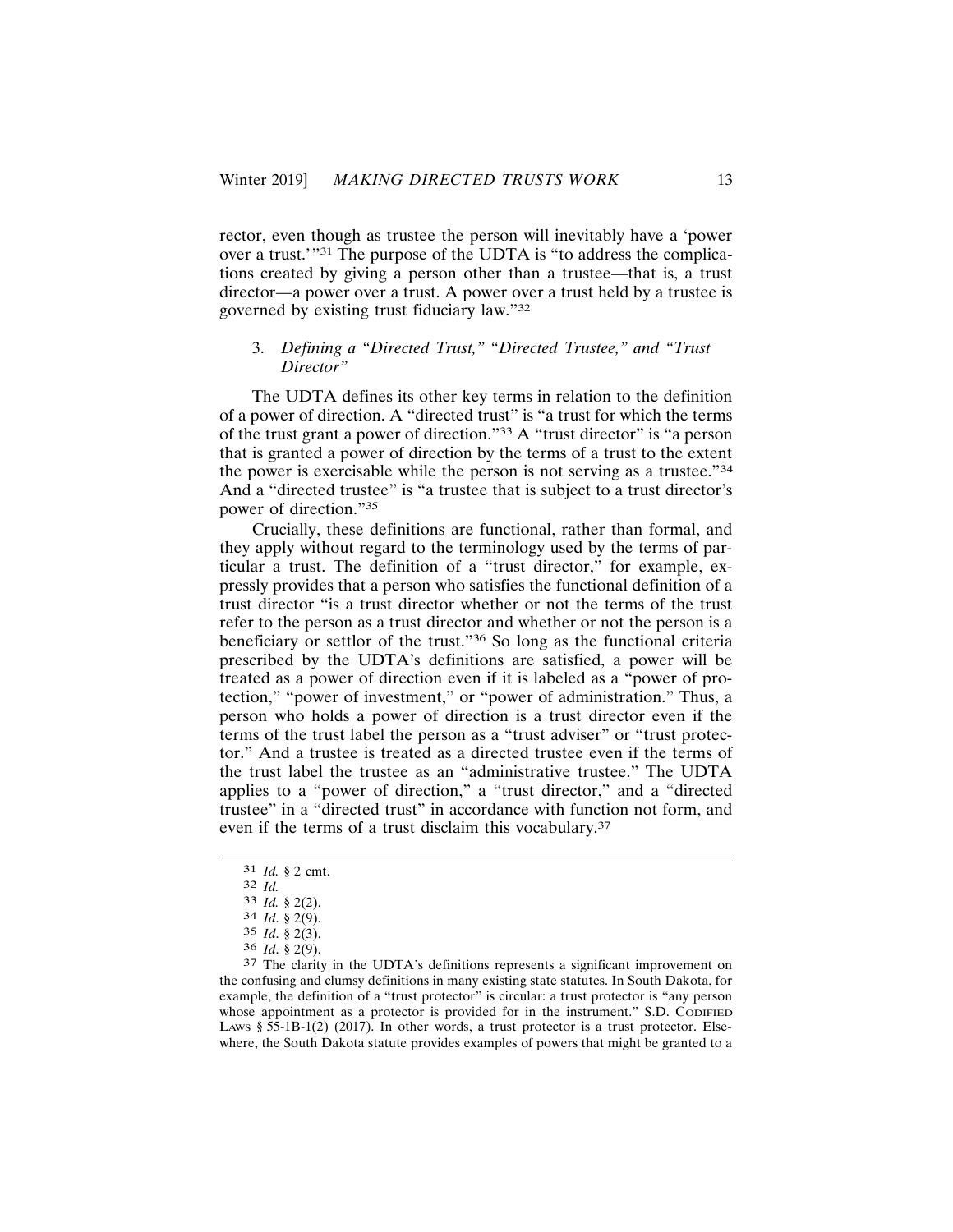rector, even though as trustee the person will inevitably have a 'power over a trust.'"[31] The purpose of the UDTA is "to address the complications created by giving a person other than a trustee—that is, a trust director—a power over a trust. A power over a trust held by a trustee is governed by existing trust fiduciary law."[32]

### 3. *Defining a "Directed Trust," "Directed Trustee," and "Trust Director"*

The UDTA defines its other key terms in relation to the definition of a power of direction. A "directed trust" is "a trust for which the terms of the trust grant a power of direction."[33] A "trust director" is "a person that is granted a power of direction by the terms of a trust to the extent the power is exercisable while the person is not serving as a trustee."[34] And a "directed trustee" is "a trustee that is subject to a trust director's power of direction."[35]

Crucially, these definitions are functional, rather than formal, and they apply without regard to the terminology used by the terms of particular a trust. The definition of a "trust director," for example, expressly provides that a person who satisfies the functional definition of a trust director "is a trust director whether or not the terms of the trust refer to the person as a trust director and whether or not the person is a beneficiary or settlor of the trust."[36] So long as the functional criteria prescribed by the UDTA's definitions are satisfied, a power will be treated as a power of direction even if it is labeled as a "power of protection," "power of investment," or "power of administration." Thus, a person who holds a power of direction is a trust director even if the terms of the trust label the person as a "trust adviser" or "trust protector." And a trustee is treated as a directed trustee even if the terms of the trust label the trustee as an "administrative trustee." The UDTA applies to a "power of direction," a "trust director," and a "directed trustee" in a "directed trust" in accordance with function not form, and even if the terms of a trust disclaim this vocabulary.[37]

---

[31] *Id.* § 2 cmt.

[32] *Id.*

[33] *Id.* § 2(2).

[34] *Id*. § 2(9).

[35] *Id*. § 2(3).

[36] *Id*. § 2(9).

[37] The clarity in the UDTA's definitions represents a significant improvement on the confusing and clumsy definitions in many existing state statutes. In South Dakota, for example, the definition of a "trust protector" is circular: a trust protector is "any person whose appointment as a protector is provided for in the instrument." S.D. Codified Laws § 55-1B-1(2) (2017). In other words, a trust protector is a trust protector. Elsewhere, the South Dakota statute provides examples of powers that might be granted to a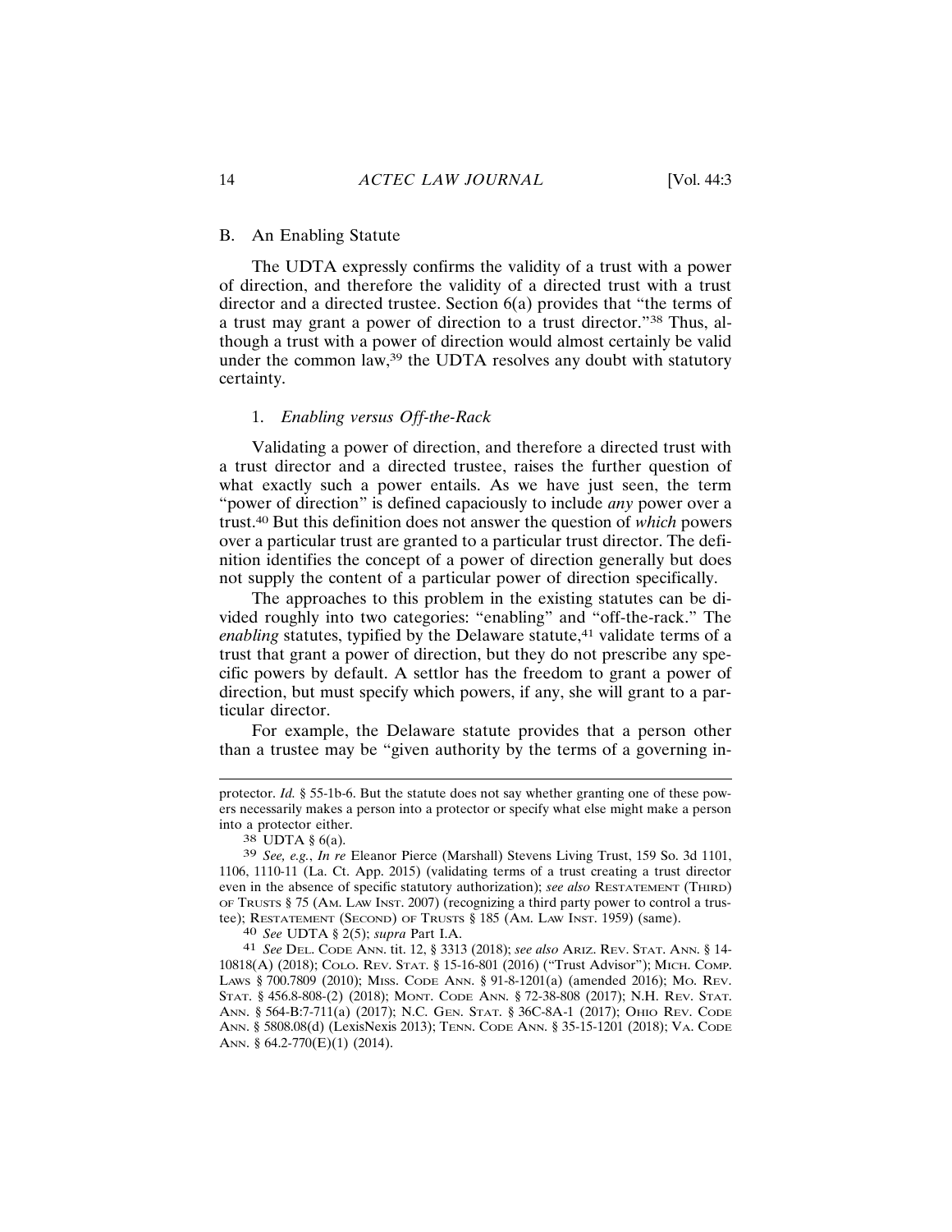### B. An Enabling Statute

The UDTA expressly confirms the validity of a trust with a power of direction, and therefore the validity of a directed trust with a trust director and a directed trustee. Section 6(a) provides that "the terms of a trust may grant a power of direction to a trust director."[38] Thus, although a trust with a power of direction would almost certainly be valid under the common law,[39] the UDTA resolves any doubt with statutory certainty.

#### 1. *Enabling versus Off-the-Rack*

Validating a power of direction, and therefore a directed trust with a trust director and a directed trustee, raises the further question of what exactly such a power entails. As we have just seen, the term "power of direction" is defined capaciously to include *any* power over a trust.[40] But this definition does not answer the question of *which* powers over a particular trust are granted to a particular trust director. The definition identifies the concept of a power of direction generally but does not supply the content of a particular power of direction specifically.

The approaches to this problem in the existing statutes can be divided roughly into two categories: "enabling" and "off-the-rack." The *enabling* statutes, typified by the Delaware statute,[41] validate terms of a trust that grant a power of direction, but they do not prescribe any specific powers by default. A settlor has the freedom to grant a power of direction, but must specify which powers, if any, she will grant to a particular director.

For example, the Delaware statute provides that a person other than a trustee may be "given authority by the terms of a governing in-

---

protector. *Id.* § 55-1b-6. But the statute does not say whether granting one of these powers necessarily makes a person into a protector or specify what else might make a person into a protector either.

[38] UDTA § 6(a).

[39] *See, e.g.*, *In re* Eleanor Pierce (Marshall) Stevens Living Trust, 159 So. 3d 1101, 1106, 1110-11 (La. Ct. App. 2015) (validating terms of a trust creating a trust director even in the absence of specific statutory authorization); *see also* Restatement (Third) of Trusts § 75 (Am. Law Inst. 2007) (recognizing a third party power to control a trustee); Restatement (Second) of Trusts § 185 (Am. Law Inst. 1959) (same).

[40] *See* UDTA § 2(5); *supra* Part I.A.

[41] *See* Del. Code Ann. tit. 12, § 3313 (2018); *see also* Ariz. Rev. Stat. Ann. § 14-10818(A) (2018); Colo. Rev. Stat. § 15-16-801 (2016) ("Trust Advisor"); Mich. Comp. Laws § 700.7809 (2010); Miss. Code Ann. § 91-8-1201(a) (amended 2016); Mo. Rev. Stat. § 456.8-808-(2) (2018); Mont. Code Ann. § 72-38-808 (2017); N.H. Rev. Stat. Ann. § 564-B:7-711(a) (2017); N.C. Gen. Stat. § 36C-8A-1 (2017); Ohio Rev. Code Ann. § 5808.08(d) (LexisNexis 2013); Tenn. Code Ann. § 35-15-1201 (2018); Va. Code Ann. § 64.2-770(E)(1) (2014).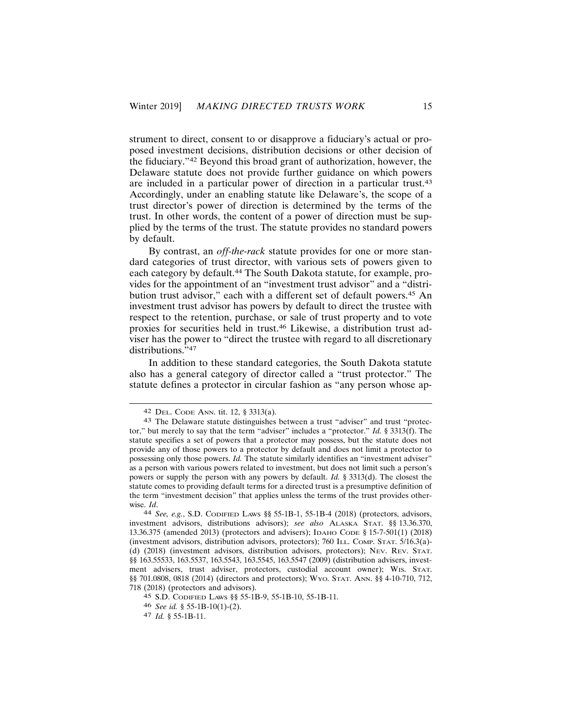strument to direct, consent to or disapprove a fiduciary's actual or proposed investment decisions, distribution decisions or other decision of the fiduciary."[42] Beyond this broad grant of authorization, however, the Delaware statute does not provide further guidance on which powers are included in a particular power of direction in a particular trust.[43] Accordingly, under an enabling statute like Delaware's, the scope of a trust director's power of direction is determined by the terms of the trust. In other words, the content of a power of direction must be supplied by the terms of the trust. The statute provides no standard powers by default.

By contrast, an *off-the-rack* statute provides for one or more standard categories of trust director, with various sets of powers given to each category by default.[44] The South Dakota statute, for example, provides for the appointment of an "investment trust advisor" and a "distribution trust advisor," each with a different set of default powers.[45] An investment trust advisor has powers by default to direct the trustee with respect to the retention, purchase, or sale of trust property and to vote proxies for securities held in trust.[46] Likewise, a distribution trust adviser has the power to "direct the trustee with regard to all discretionary distributions."[47]

In addition to these standard categories, the South Dakota statute also has a general category of director called a "trust protector." The statute defines a protector in circular fashion as "any person whose ap-

---

42 DEL. CODE ANN. tit. 12, § 3313(a).

43 The Delaware statute distinguishes between a trust "adviser" and trust "protector," but merely to say that the term "adviser" includes a "protector." *Id.* § 3313(f). The statute specifies a set of powers that a protector may possess, but the statute does not provide any of those powers to a protector by default and does not limit a protector to possessing only those powers. *Id.* The statute similarly identifies an "investment adviser" as a person with various powers related to investment, but does not limit such a person's powers or supply the person with any powers by default. *Id.* § 3313(d). The closest the statute comes to providing default terms for a directed trust is a presumptive definition of the term "investment decision" that applies unless the terms of the trust provides otherwise. *Id*.

44 *See, e.g.*, S.D. CODIFIED LAWS §§ 55-1B-1, 55-1B-4 (2018) (protectors, advisors, investment advisors, distributions advisors); *see also* ALASKA STAT. §§ 13.36.370, 13.36.375 (amended 2013) (protectors and advisers); IDAHO CODE § 15-7-501(1) (2018) (investment advisors, distribution advisors, protectors); 760 ILL. COMP. STAT. 5/16.3(a)-(d) (2018) (investment advisors, distribution advisors, protectors); NEV. REV. STAT. §§ 163.55533, 163.5537, 163.5543, 163.5545, 163.5547 (2009) (distribution advisers, investment advisers, trust adviser, protectors, custodial account owner); WIS. STAT. §§ 701.0808, 0818 (2014) (directors and protectors); WYO. STAT. ANN. §§ 4-10-710, 712, 718 (2018) (protectors and advisors).

45 S.D. CODIFIED LAWS §§ 55-1B-9, 55-1B-10, 55-1B-11.

46 *See id.* § 55-1B-10(1)-(2).

47 *Id.* § 55-1B-11.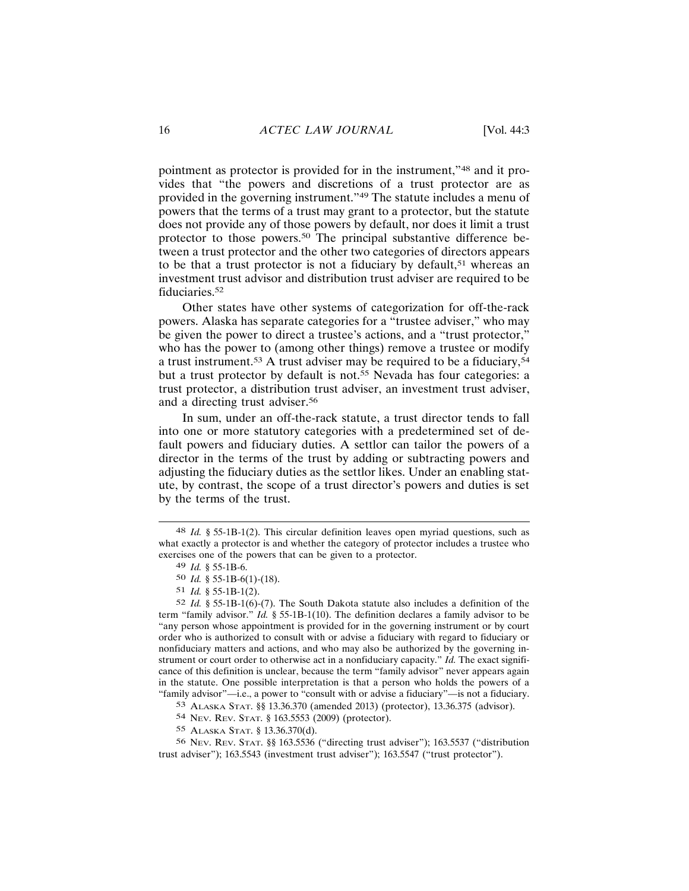pointment as protector is provided for in the instrument,"[48] and it provides that "the powers and discretions of a trust protector are as provided in the governing instrument."[49] The statute includes a menu of powers that the terms of a trust may grant to a protector, but the statute does not provide any of those powers by default, nor does it limit a trust protector to those powers.[50] The principal substantive difference between a trust protector and the other two categories of directors appears to be that a trust protector is not a fiduciary by default,[51] whereas an investment trust advisor and distribution trust adviser are required to be fiduciaries.[52]

Other states have other systems of categorization for off-the-rack powers. Alaska has separate categories for a "trustee adviser," who may be given the power to direct a trustee's actions, and a "trust protector," who has the power to (among other things) remove a trustee or modify a trust instrument.[53] A trust adviser may be required to be a fiduciary,[54] but a trust protector by default is not.[55] Nevada has four categories: a trust protector, a distribution trust adviser, an investment trust adviser, and a directing trust adviser.[56]

In sum, under an off-the-rack statute, a trust director tends to fall into one or more statutory categories with a predetermined set of default powers and fiduciary duties. A settlor can tailor the powers of a director in the terms of the trust by adding or subtracting powers and adjusting the fiduciary duties as the settlor likes. Under an enabling statute, by contrast, the scope of a trust director's powers and duties is set by the terms of the trust.

---

[48] *Id.* § 55-1B-1(2). This circular definition leaves open myriad questions, such as what exactly a protector is and whether the category of protector includes a trustee who exercises one of the powers that can be given to a protector.

[49] *Id.* § 55-1B-6.

[50] *Id.* § 55-1B-6(1)-(18).

[51] *Id.* § 55-1B-1(2).

[52] *Id.* § 55-1B-1(6)-(7). The South Dakota statute also includes a definition of the term "family advisor." *Id.* § 55-1B-1(10). The definition declares a family advisor to be "any person whose appointment is provided for in the governing instrument or by court order who is authorized to consult with or advise a fiduciary with regard to fiduciary or nonfiduciary matters and actions, and who may also be authorized by the governing instrument or court order to otherwise act in a nonfiduciary capacity." *Id.* The exact significance of this definition is unclear, because the term "family advisor" never appears again in the statute. One possible interpretation is that a person who holds the powers of a "family advisor"—i.e., a power to "consult with or advise a fiduciary"—is not a fiduciary.

[53] ALASKA STAT. §§ 13.36.370 (amended 2013) (protector), 13.36.375 (advisor).

[54] NEV. REV. STAT. § 163.5553 (2009) (protector).

[55] ALASKA STAT. § 13.36.370(d).

[56] NEV. REV. STAT. §§ 163.5536 ("directing trust adviser"); 163.5537 ("distribution trust adviser"); 163.5543 (investment trust adviser"); 163.5547 ("trust protector").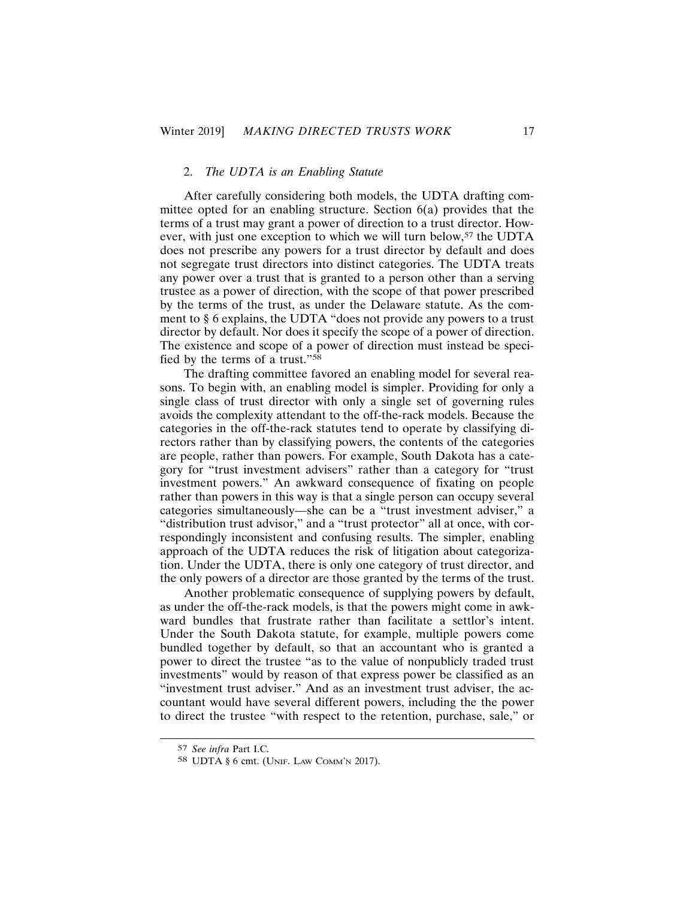### 2. *The UDTA is an Enabling Statute*

After carefully considering both models, the UDTA drafting committee opted for an enabling structure. Section 6(a) provides that the terms of a trust may grant a power of direction to a trust director. However, with just one exception to which we will turn below,[57] the UDTA does not prescribe any powers for a trust director by default and does not segregate trust directors into distinct categories. The UDTA treats any power over a trust that is granted to a person other than a serving trustee as a power of direction, with the scope of that power prescribed by the terms of the trust, as under the Delaware statute. As the comment to § 6 explains, the UDTA "does not provide any powers to a trust director by default. Nor does it specify the scope of a power of direction. The existence and scope of a power of direction must instead be specified by the terms of a trust."[58]

The drafting committee favored an enabling model for several reasons. To begin with, an enabling model is simpler. Providing for only a single class of trust director with only a single set of governing rules avoids the complexity attendant to the off-the-rack models. Because the categories in the off-the-rack statutes tend to operate by classifying directors rather than by classifying powers, the contents of the categories are people, rather than powers. For example, South Dakota has a category for "trust investment advisers" rather than a category for "trust investment powers." An awkward consequence of fixating on people rather than powers in this way is that a single person can occupy several categories simultaneously—she can be a "trust investment adviser," a "distribution trust advisor," and a "trust protector" all at once, with correspondingly inconsistent and confusing results. The simpler, enabling approach of the UDTA reduces the risk of litigation about categorization. Under the UDTA, there is only one category of trust director, and the only powers of a director are those granted by the terms of the trust.

Another problematic consequence of supplying powers by default, as under the off-the-rack models, is that the powers might come in awkward bundles that frustrate rather than facilitate a settlor's intent. Under the South Dakota statute, for example, multiple powers come bundled together by default, so that an accountant who is granted a power to direct the trustee "as to the value of nonpublicly traded trust investments" would by reason of that express power be classified as an "investment trust adviser." And as an investment trust adviser, the accountant would have several different powers, including the the power to direct the trustee "with respect to the retention, purchase, sale," or

---

57 *See infra* Part I.C.

58 UDTA § 6 cmt. (Unif. Law Comm'n 2017).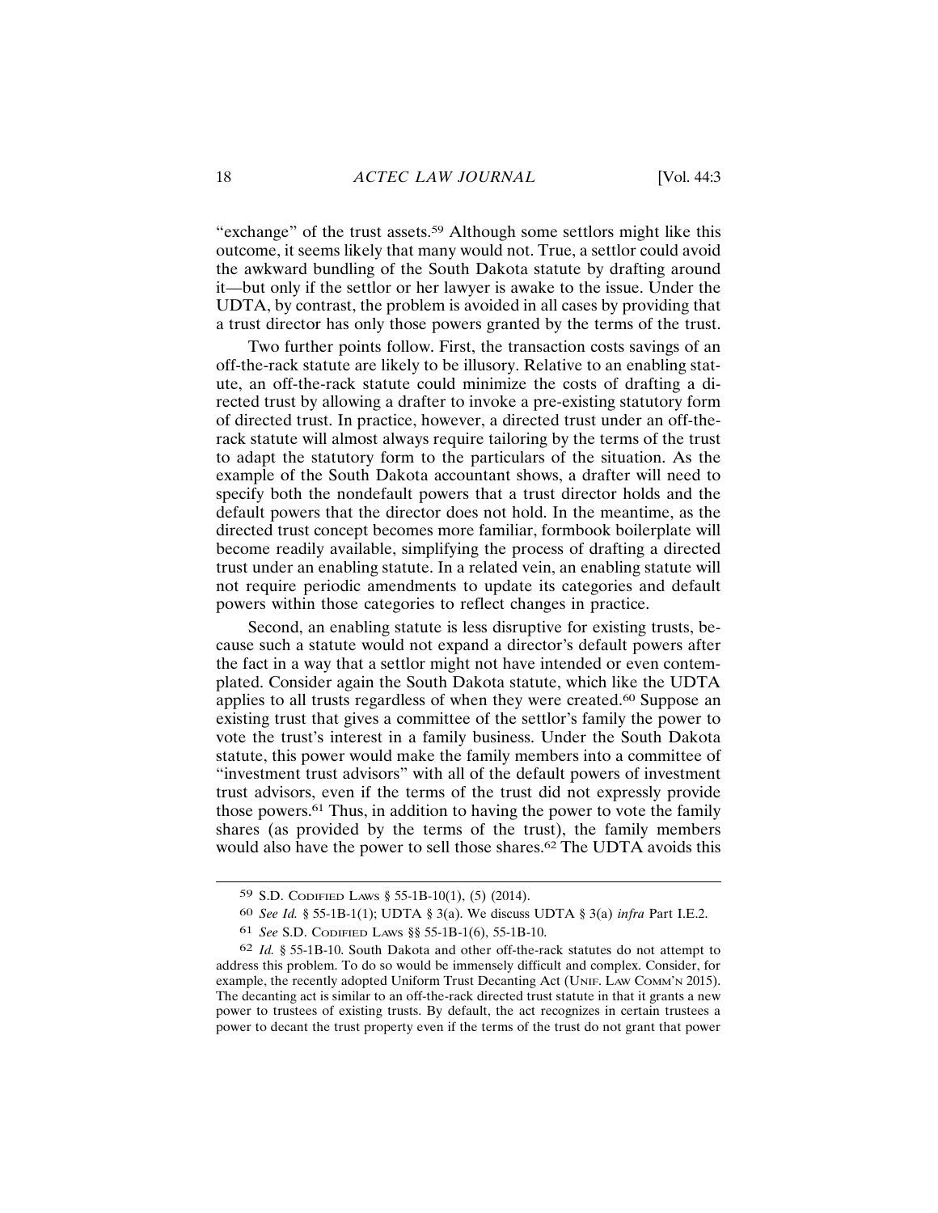"exchange" of the trust assets.[59] Although some settlors might like this outcome, it seems likely that many would not. True, a settlor could avoid the awkward bundling of the South Dakota statute by drafting around it—but only if the settlor or her lawyer is awake to the issue. Under the UDTA, by contrast, the problem is avoided in all cases by providing that a trust director has only those powers granted by the terms of the trust.

Two further points follow. First, the transaction costs savings of an off-the-rack statute are likely to be illusory. Relative to an enabling statute, an off-the-rack statute could minimize the costs of drafting a directed trust by allowing a drafter to invoke a pre-existing statutory form of directed trust. In practice, however, a directed trust under an off-the-rack statute will almost always require tailoring by the terms of the trust to adapt the statutory form to the particulars of the situation. As the example of the South Dakota accountant shows, a drafter will need to specify both the nondefault powers that a trust director holds and the default powers that the director does not hold. In the meantime, as the directed trust concept becomes more familiar, formbook boilerplate will become readily available, simplifying the process of drafting a directed trust under an enabling statute. In a related vein, an enabling statute will not require periodic amendments to update its categories and default powers within those categories to reflect changes in practice.

Second, an enabling statute is less disruptive for existing trusts, because such a statute would not expand a director's default powers after the fact in a way that a settlor might not have intended or even contemplated. Consider again the South Dakota statute, which like the UDTA applies to all trusts regardless of when they were created.[60] Suppose an existing trust that gives a committee of the settlor's family the power to vote the trust's interest in a family business. Under the South Dakota statute, this power would make the family members into a committee of "investment trust advisors" with all of the default powers of investment trust advisors, even if the terms of the trust did not expressly provide those powers.[61] Thus, in addition to having the power to vote the family shares (as provided by the terms of the trust), the family members would also have the power to sell those shares.[62] The UDTA avoids this

---

[59] S.D. Codified Laws § 55-1B-10(1), (5) (2014).

[60] *See Id.* § 55-1B-1(1); UDTA § 3(a). We discuss UDTA § 3(a) *infra* Part I.E.2.

[61] *See* S.D. Codified Laws §§ 55-1B-1(6), 55-1B-10.

[62] *Id.* § 55-1B-10. South Dakota and other off-the-rack statutes do not attempt to address this problem. To do so would be immensely difficult and complex. Consider, for example, the recently adopted Uniform Trust Decanting Act (Unif. Law Comm'n 2015). The decanting act is similar to an off-the-rack directed trust statute in that it grants a new power to trustees of existing trusts. By default, the act recognizes in certain trustees a power to decant the trust property even if the terms of the trust do not grant that power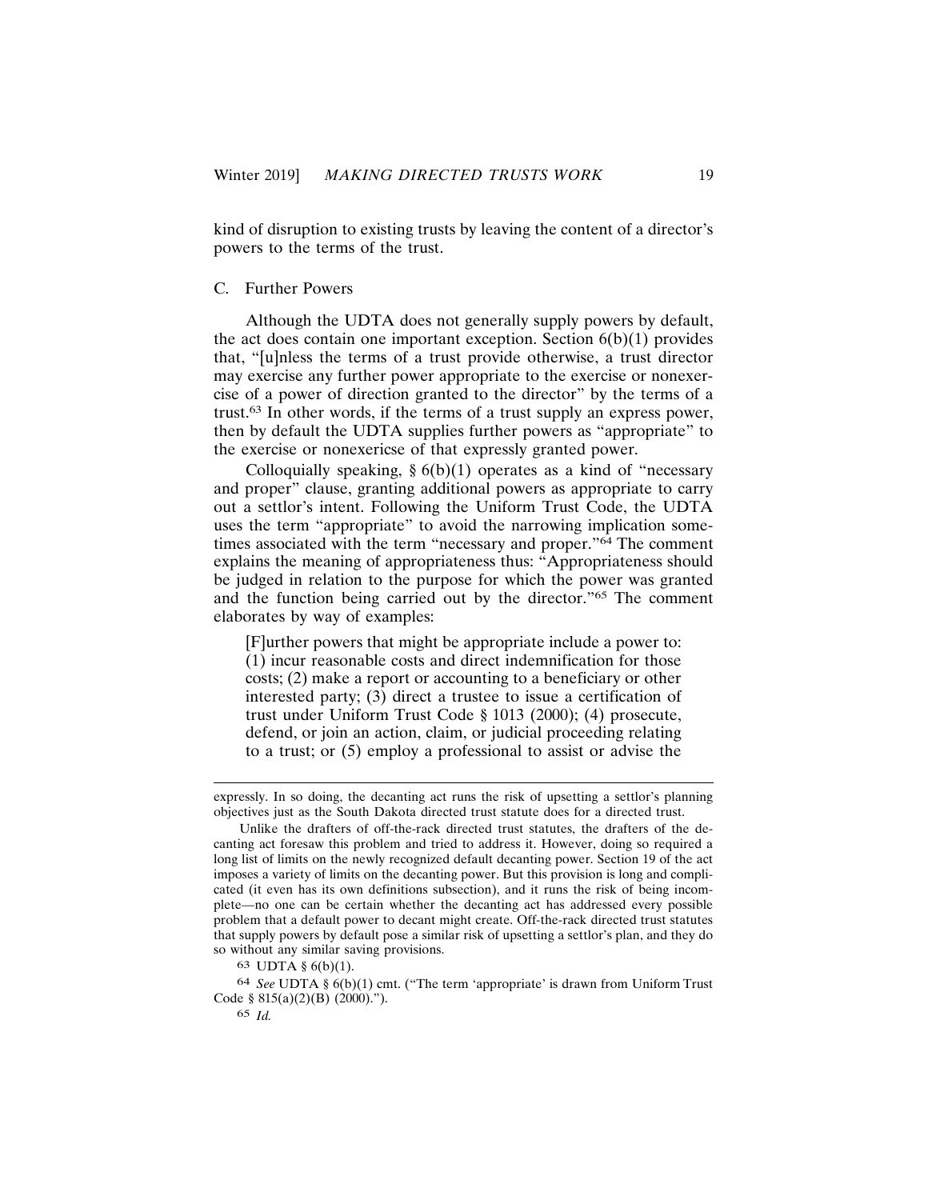kind of disruption to existing trusts by leaving the content of a director's powers to the terms of the trust.

## C. Further Powers

Although the UDTA does not generally supply powers by default, the act does contain one important exception. Section 6(b)(1) provides that, "[u]nless the terms of a trust provide otherwise, a trust director may exercise any further power appropriate to the exercise or nonexercise of a power of direction granted to the director" by the terms of a trust.[63] In other words, if the terms of a trust supply an express power, then by default the UDTA supplies further powers as "appropriate" to the exercise or nonexericse of that expressly granted power.

Colloquially speaking, § 6(b)(1) operates as a kind of "necessary and proper" clause, granting additional powers as appropriate to carry out a settlor's intent. Following the Uniform Trust Code, the UDTA uses the term "appropriate" to avoid the narrowing implication sometimes associated with the term "necessary and proper."[64] The comment explains the meaning of appropriateness thus: "Appropriateness should be judged in relation to the purpose for which the power was granted and the function being carried out by the director."[65] The comment elaborates by way of examples:

> [F]urther powers that might be appropriate include a power to: (1) incur reasonable costs and direct indemnification for those costs; (2) make a report or accounting to a beneficiary or other interested party; (3) direct a trustee to issue a certification of trust under Uniform Trust Code § 1013 (2000); (4) prosecute, defend, or join an action, claim, or judicial proceeding relating to a trust; or (5) employ a professional to assist or advise the

---

expressly. In so doing, the decanting act runs the risk of upsetting a settlor's planning objectives just as the South Dakota directed trust statute does for a directed trust.

Unlike the drafters of off-the-rack directed trust statutes, the drafters of the decanting act foresaw this problem and tried to address it. However, doing so required a long list of limits on the newly recognized default decanting power. Section 19 of the act imposes a variety of limits on the decanting power. But this provision is long and complicated (it even has its own definitions subsection), and it runs the risk of being incomplete—no one can be certain whether the decanting act has addressed every possible problem that a default power to decant might create. Off-the-rack directed trust statutes that supply powers by default pose a similar risk of upsetting a settlor's plan, and they do so without any similar saving provisions.

[63] UDTA § 6(b)(1).

[64] *See* UDTA § 6(b)(1) cmt. ("The term 'appropriate' is drawn from Uniform Trust Code § 815(a)(2)(B) (2000).").

[65] *Id.*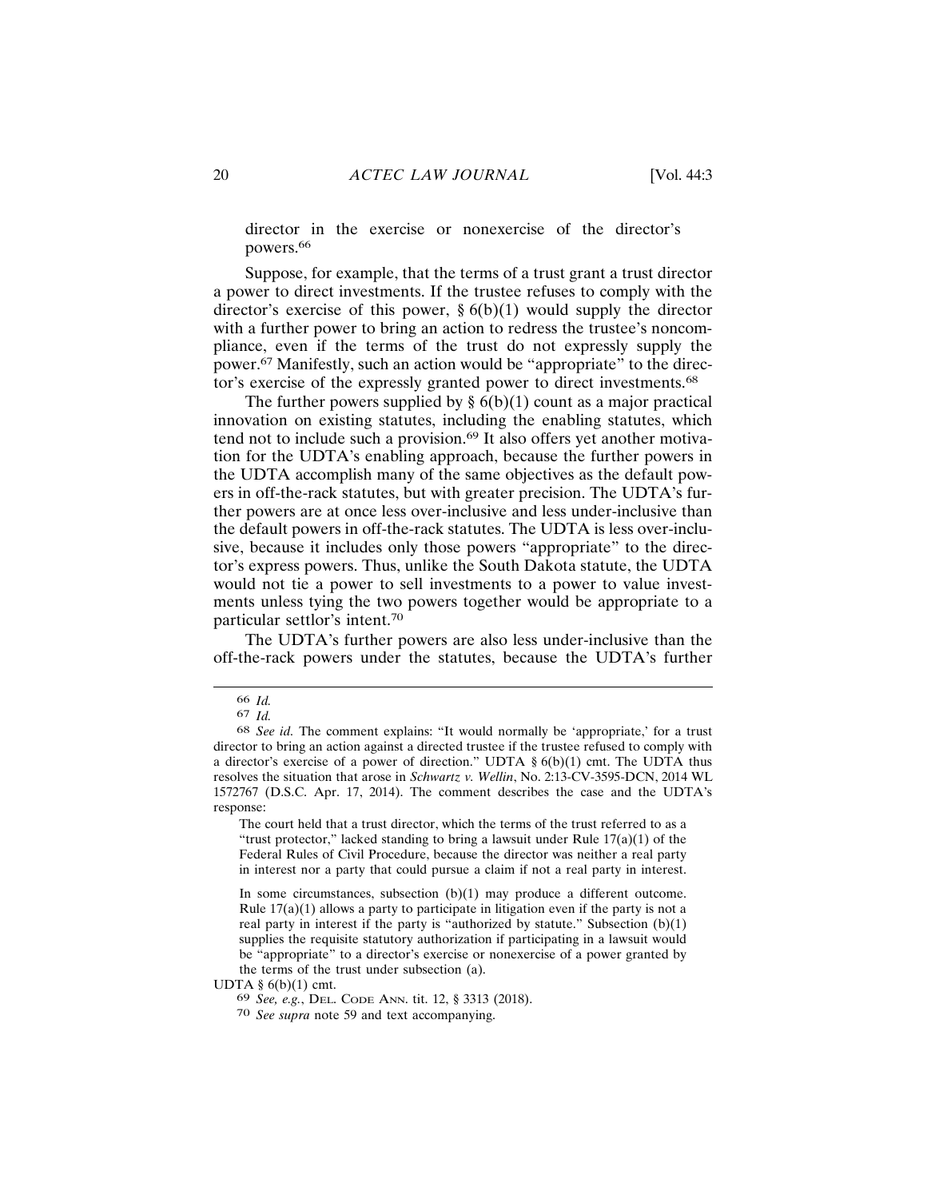director in the exercise or nonexercise of the director's powers.[66]

Suppose, for example, that the terms of a trust grant a trust director a power to direct investments. If the trustee refuses to comply with the director's exercise of this power, § 6(b)(1) would supply the director with a further power to bring an action to redress the trustee's noncompliance, even if the terms of the trust do not expressly supply the power.[67] Manifestly, such an action would be "appropriate" to the director's exercise of the expressly granted power to direct investments.[68]

The further powers supplied by § 6(b)(1) count as a major practical innovation on existing statutes, including the enabling statutes, which tend not to include such a provision.[69] It also offers yet another motivation for the UDTA's enabling approach, because the further powers in the UDTA accomplish many of the same objectives as the default powers in off-the-rack statutes, but with greater precision. The UDTA's further powers are at once less over-inclusive and less under-inclusive than the default powers in off-the-rack statutes. The UDTA is less over-inclusive, because it includes only those powers "appropriate" to the director's express powers. Thus, unlike the South Dakota statute, the UDTA would not tie a power to sell investments to a power to value investments unless tying the two powers together would be appropriate to a particular settlor's intent.[70]

The UDTA's further powers are also less under-inclusive than the off-the-rack powers under the statutes, because the UDTA's further

---

[66] *Id.*

[67] *Id.*

[68] *See id.* The comment explains: "It would normally be 'appropriate,' for a trust director to bring an action against a directed trustee if the trustee refused to comply with a director's exercise of a power of direction." UDTA § 6(b)(1) cmt. The UDTA thus resolves the situation that arose in *Schwartz v. Wellin*, No. 2:13-CV-3595-DCN, 2014 WL 1572767 (D.S.C. Apr. 17, 2014). The comment describes the case and the UDTA's response:

> The court held that a trust director, which the terms of the trust referred to as a "trust protector," lacked standing to bring a lawsuit under Rule 17(a)(1) of the Federal Rules of Civil Procedure, because the director was neither a real party in interest nor a party that could pursue a claim if not a real party in interest.
>
> In some circumstances, subsection (b)(1) may produce a different outcome. Rule 17(a)(1) allows a party to participate in litigation even if the party is not a real party in interest if the party is "authorized by statute." Subsection (b)(1) supplies the requisite statutory authorization if participating in a lawsuit would be "appropriate" to a director's exercise or nonexercise of a power granted by the terms of the trust under subsection (a).

UDTA § 6(b)(1) cmt.

[69] *See, e.g.*, DEL. CODE ANN. tit. 12, § 3313 (2018).

[70] *See supra* note 59 and text accompanying.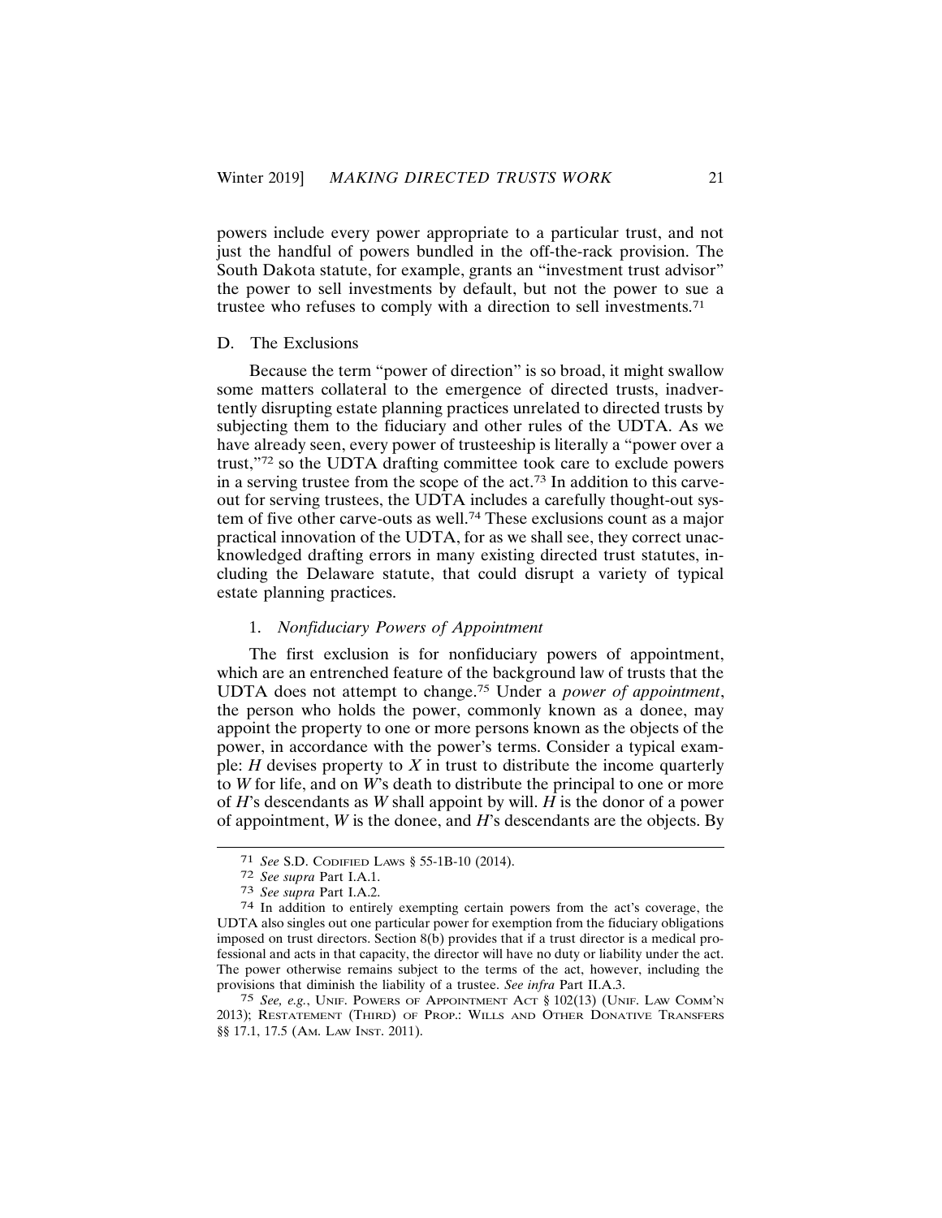powers include every power appropriate to a particular trust, and not just the handful of powers bundled in the off-the-rack provision. The South Dakota statute, for example, grants an "investment trust advisor" the power to sell investments by default, but not the power to sue a trustee who refuses to comply with a direction to sell investments.[71]

## D. The Exclusions

Because the term "power of direction" is so broad, it might swallow some matters collateral to the emergence of directed trusts, inadvertently disrupting estate planning practices unrelated to directed trusts by subjecting them to the fiduciary and other rules of the UDTA. As we have already seen, every power of trusteeship is literally a "power over a trust,"[72] so the UDTA drafting committee took care to exclude powers in a serving trustee from the scope of the act.[73] In addition to this carve-out for serving trustees, the UDTA includes a carefully thought-out system of five other carve-outs as well.[74] These exclusions count as a major practical innovation of the UDTA, for as we shall see, they correct unacknowledged drafting errors in many existing directed trust statutes, including the Delaware statute, that could disrupt a variety of typical estate planning practices.

### 1. *Nonfiduciary Powers of Appointment*

The first exclusion is for nonfiduciary powers of appointment, which are an entrenched feature of the background law of trusts that the UDTA does not attempt to change.[75] Under a *power of appointment*, the person who holds the power, commonly known as a donee, may appoint the property to one or more persons known as the objects of the power, in accordance with the power's terms. Consider a typical example: *H* devises property to *X* in trust to distribute the income quarterly to *W* for life, and on *W*'s death to distribute the principal to one or more of *H*'s descendants as *W* shall appoint by will. *H* is the donor of a power of appointment, *W* is the donee, and *H*'s descendants are the objects. By

---

71 *See* S.D. Codified Laws § 55-1B-10 (2014).

72 *See supra* Part I.A.1.

73 *See supra* Part I.A.2.

74 In addition to entirely exempting certain powers from the act's coverage, the UDTA also singles out one particular power for exemption from the fiduciary obligations imposed on trust directors. Section 8(b) provides that if a trust director is a medical professional and acts in that capacity, the director will have no duty or liability under the act. The power otherwise remains subject to the terms of the act, however, including the provisions that diminish the liability of a trustee. *See infra* Part II.A.3.

75 *See, e.g.*, Unif. Powers of Appointment Act § 102(13) (Unif. Law Comm'n 2013); Restatement (Third) of Prop.: Wills and Other Donative Transfers §§ 17.1, 17.5 (Am. Law Inst. 2011).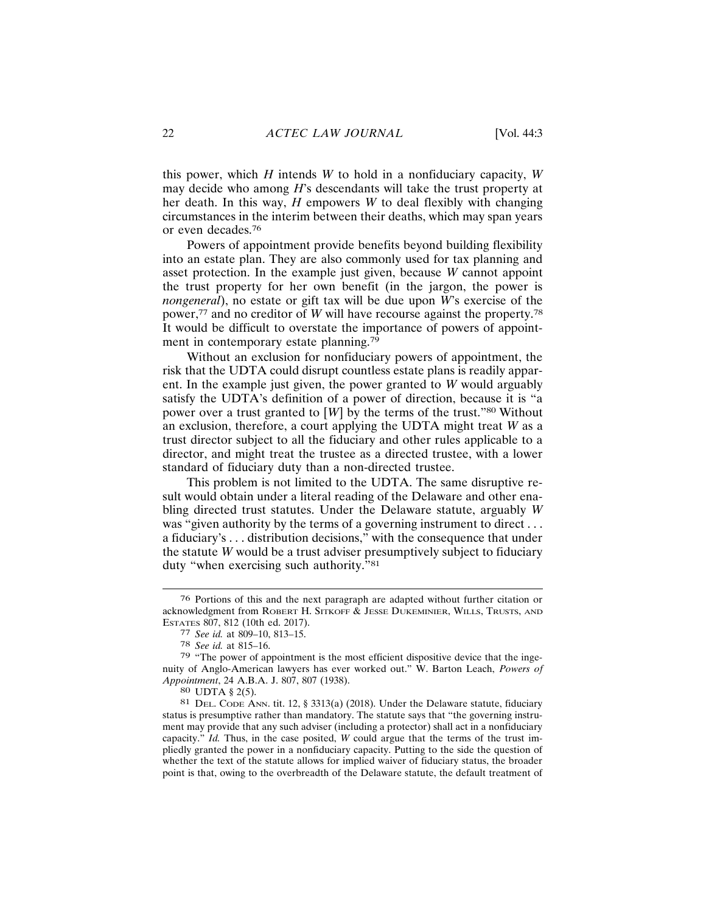this power, which *H* intends *W* to hold in a nonfiduciary capacity, *W* may decide who among *H*'s descendants will take the trust property at her death. In this way, *H* empowers *W* to deal flexibly with changing circumstances in the interim between their deaths, which may span years or even decades.[76]

Powers of appointment provide benefits beyond building flexibility into an estate plan. They are also commonly used for tax planning and asset protection. In the example just given, because *W* cannot appoint the trust property for her own benefit (in the jargon, the power is *nongeneral*), no estate or gift tax will be due upon *W*'s exercise of the power,[77] and no creditor of *W* will have recourse against the property.[78] It would be difficult to overstate the importance of powers of appointment in contemporary estate planning.[79]

Without an exclusion for nonfiduciary powers of appointment, the risk that the UDTA could disrupt countless estate plans is readily apparent. In the example just given, the power granted to *W* would arguably satisfy the UDTA's definition of a power of direction, because it is "a power over a trust granted to [*W*] by the terms of the trust."[80] Without an exclusion, therefore, a court applying the UDTA might treat *W* as a trust director subject to all the fiduciary and other rules applicable to a director, and might treat the trustee as a directed trustee, with a lower standard of fiduciary duty than a non-directed trustee.

This problem is not limited to the UDTA. The same disruptive result would obtain under a literal reading of the Delaware and other enabling directed trust statutes. Under the Delaware statute, arguably *W* was "given authority by the terms of a governing instrument to direct . . . a fiduciary's . . . distribution decisions," with the consequence that under the statute *W* would be a trust adviser presumptively subject to fiduciary duty "when exercising such authority."[81]

---

[76] Portions of this and the next paragraph are adapted without further citation or acknowledgment from ROBERT H. SITKOFF & JESSE DUKEMINIER, WILLS, TRUSTS, AND ESTATES 807, 812 (10th ed. 2017).

[77] *See id.* at 809–10, 813–15.

[78] *See id.* at 815–16.

[79] "The power of appointment is the most efficient dispositive device that the ingenuity of Anglo-American lawyers has ever worked out." W. Barton Leach, *Powers of Appointment*, 24 A.B.A. J. 807, 807 (1938).

[80] UDTA § 2(5).

[81] DEL. CODE ANN. tit. 12, § 3313(a) (2018). Under the Delaware statute, fiduciary status is presumptive rather than mandatory. The statute says that "the governing instrument may provide that any such adviser (including a protector) shall act in a nonfiduciary capacity." *Id.* Thus, in the case posited, *W* could argue that the terms of the trust impliedly granted the power in a nonfiduciary capacity. Putting to the side the question of whether the text of the statute allows for implied waiver of fiduciary status, the broader point is that, owing to the overbreadth of the Delaware statute, the default treatment of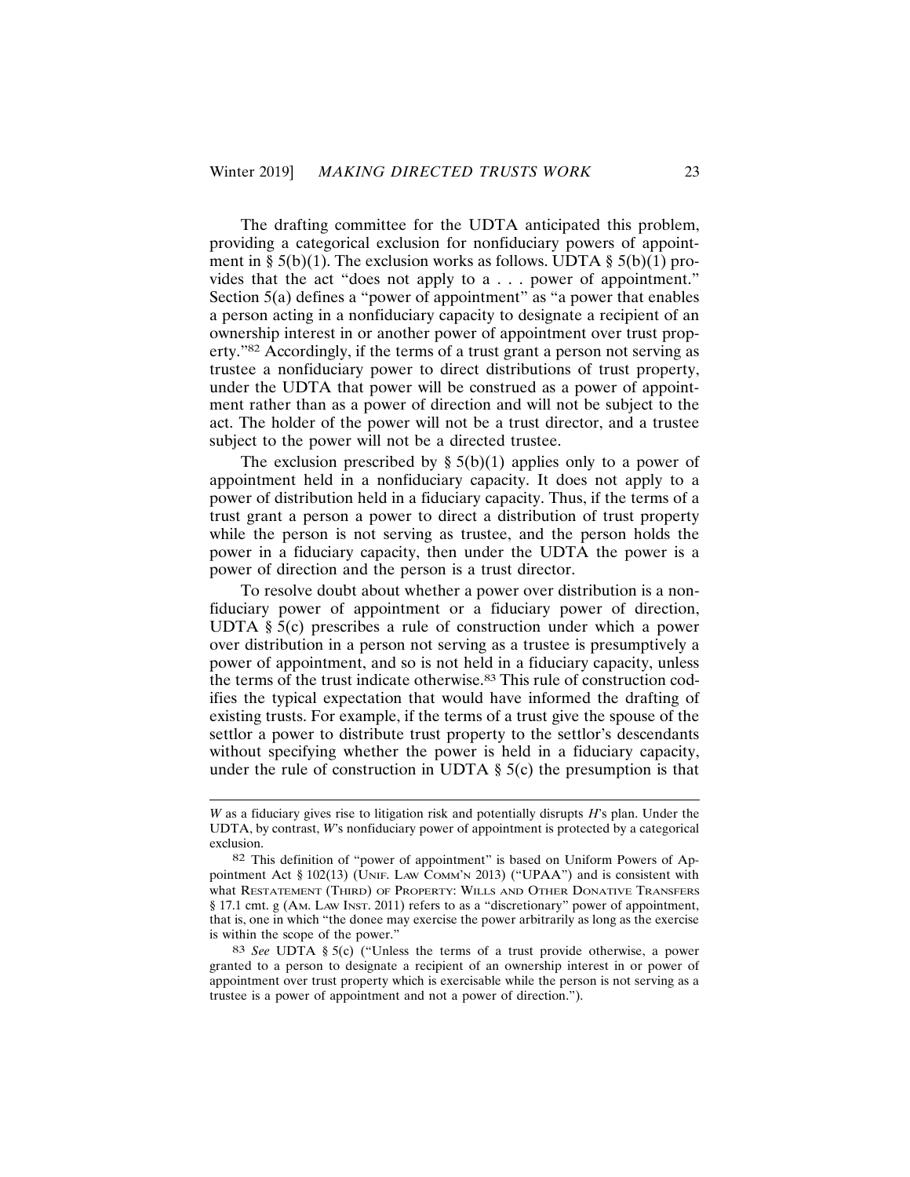The drafting committee for the UDTA anticipated this problem, providing a categorical exclusion for nonfiduciary powers of appointment in § 5(b)(1). The exclusion works as follows. UDTA § 5(b)(1) provides that the act "does not apply to a . . . power of appointment." Section 5(a) defines a "power of appointment" as "a power that enables a person acting in a nonfiduciary capacity to designate a recipient of an ownership interest in or another power of appointment over trust property."[82] Accordingly, if the terms of a trust grant a person not serving as trustee a nonfiduciary power to direct distributions of trust property, under the UDTA that power will be construed as a power of appointment rather than as a power of direction and will not be subject to the act. The holder of the power will not be a trust director, and a trustee subject to the power will not be a directed trustee.

The exclusion prescribed by § 5(b)(1) applies only to a power of appointment held in a nonfiduciary capacity. It does not apply to a power of distribution held in a fiduciary capacity. Thus, if the terms of a trust grant a person a power to direct a distribution of trust property while the person is not serving as trustee, and the person holds the power in a fiduciary capacity, then under the UDTA the power is a power of direction and the person is a trust director.

To resolve doubt about whether a power over distribution is a nonfiduciary power of appointment or a fiduciary power of direction, UDTA § 5(c) prescribes a rule of construction under which a power over distribution in a person not serving as a trustee is presumptively a power of appointment, and so is not held in a fiduciary capacity, unless the terms of the trust indicate otherwise.[83] This rule of construction codifies the typical expectation that would have informed the drafting of existing trusts. For example, if the terms of a trust give the spouse of the settlor a power to distribute trust property to the settlor's descendants without specifying whether the power is held in a fiduciary capacity, under the rule of construction in UDTA § 5(c) the presumption is that

---

*W* as a fiduciary gives rise to litigation risk and potentially disrupts *H*'s plan. Under the UDTA, by contrast, *W*'s nonfiduciary power of appointment is protected by a categorical exclusion.

[82] This definition of "power of appointment" is based on Uniform Powers of Appointment Act § 102(13) (UNIF. LAW COMM'N 2013) ("UPAA") and is consistent with what RESTATEMENT (THIRD) OF PROPERTY: WILLS AND OTHER DONATIVE TRANSFERS § 17.1 cmt. g (AM. LAW INST. 2011) refers to as a "discretionary" power of appointment, that is, one in which "the donee may exercise the power arbitrarily as long as the exercise is within the scope of the power."

[83] *See* UDTA § 5(c) ("Unless the terms of a trust provide otherwise, a power granted to a person to designate a recipient of an ownership interest in or power of appointment over trust property which is exercisable while the person is not serving as a trustee is a power of appointment and not a power of direction.").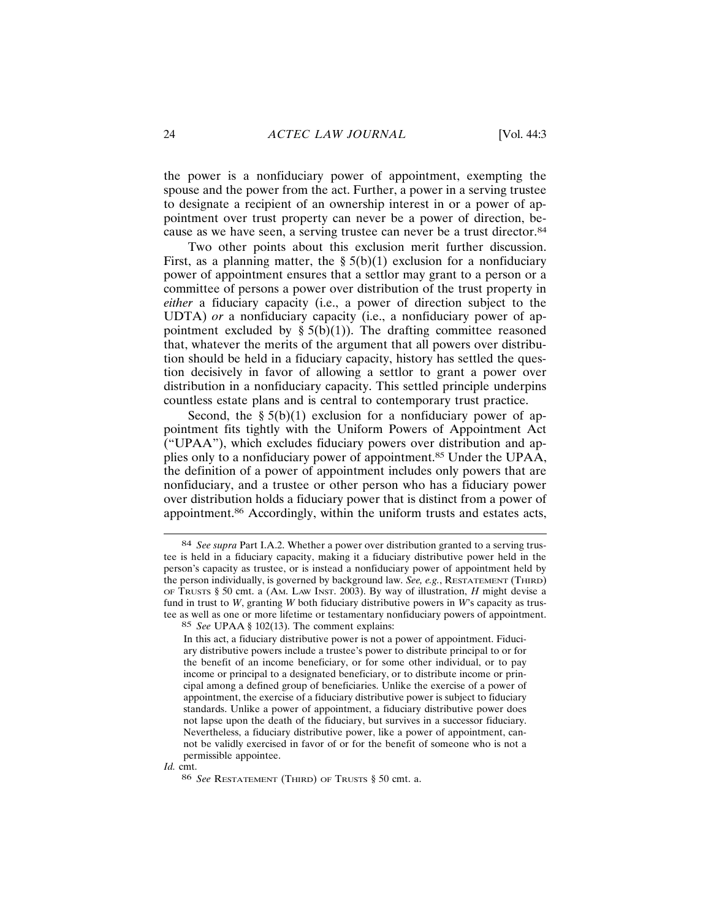the power is a nonfiduciary power of appointment, exempting the spouse and the power from the act. Further, a power in a serving trustee to designate a recipient of an ownership interest in or a power of appointment over trust property can never be a power of direction, because as we have seen, a serving trustee can never be a trust director.[84]

Two other points about this exclusion merit further discussion. First, as a planning matter, the § 5(b)(1) exclusion for a nonfiduciary power of appointment ensures that a settlor may grant to a person or a committee of persons a power over distribution of the trust property in *either* a fiduciary capacity (i.e., a power of direction subject to the UDTA) *or* a nonfiduciary capacity (i.e., a nonfiduciary power of appointment excluded by § 5(b)(1)). The drafting committee reasoned that, whatever the merits of the argument that all powers over distribution should be held in a fiduciary capacity, history has settled the question decisively in favor of allowing a settlor to grant a power over distribution in a nonfiduciary capacity. This settled principle underpins countless estate plans and is central to contemporary trust practice.

Second, the § 5(b)(1) exclusion for a nonfiduciary power of appointment fits tightly with the Uniform Powers of Appointment Act ("UPAA"), which excludes fiduciary powers over distribution and applies only to a nonfiduciary power of appointment.[85] Under the UPAA, the definition of a power of appointment includes only powers that are nonfiduciary, and a trustee or other person who has a fiduciary power over distribution holds a fiduciary power that is distinct from a power of appointment.[86] Accordingly, within the uniform trusts and estates acts,

---

[84] *See supra* Part I.A.2. Whether a power over distribution granted to a serving trustee is held in a fiduciary capacity, making it a fiduciary distributive power held in the person's capacity as trustee, or is instead a nonfiduciary power of appointment held by the person individually, is governed by background law. *See, e.g.*, RESTATEMENT (THIRD) OF TRUSTS § 50 cmt. a (AM. LAW INST. 2003). By way of illustration, *H* might devise a fund in trust to *W*, granting *W* both fiduciary distributive powers in *W*'s capacity as trustee as well as one or more lifetime or testamentary nonfiduciary powers of appointment.

[85] *See* UPAA § 102(13). The comment explains:

> In this act, a fiduciary distributive power is not a power of appointment. Fiduciary distributive powers include a trustee's power to distribute principal to or for the benefit of an income beneficiary, or for some other individual, or to pay income or principal to a designated beneficiary, or to distribute income or principal among a defined group of beneficiaries. Unlike the exercise of a power of appointment, the exercise of a fiduciary distributive power is subject to fiduciary standards. Unlike a power of appointment, a fiduciary distributive power does not lapse upon the death of the fiduciary, but survives in a successor fiduciary. Nevertheless, a fiduciary distributive power, like a power of appointment, cannot be validly exercised in favor of or for the benefit of someone who is not a permissible appointee.

*Id.* cmt.

[86] *See* RESTATEMENT (THIRD) OF TRUSTS § 50 cmt. a.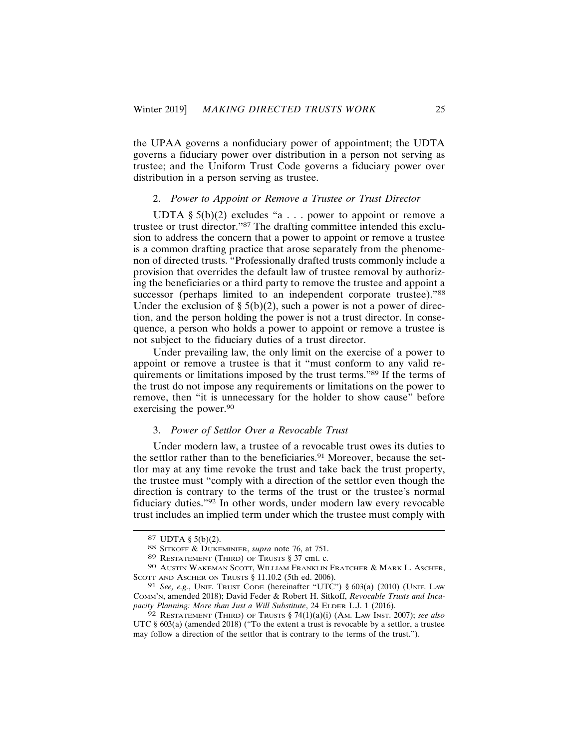the UPAA governs a nonfiduciary power of appointment; the UDTA governs a fiduciary power over distribution in a person not serving as trustee; and the Uniform Trust Code governs a fiduciary power over distribution in a person serving as trustee.

### 2. *Power to Appoint or Remove a Trustee or Trust Director*

UDTA § 5(b)(2) excludes "a . . . power to appoint or remove a trustee or trust director."[87] The drafting committee intended this exclusion to address the concern that a power to appoint or remove a trustee is a common drafting practice that arose separately from the phenomenon of directed trusts. "Professionally drafted trusts commonly include a provision that overrides the default law of trustee removal by authorizing the beneficiaries or a third party to remove the trustee and appoint a successor (perhaps limited to an independent corporate trustee)."[88] Under the exclusion of § 5(b)(2), such a power is not a power of direction, and the person holding the power is not a trust director. In consequence, a person who holds a power to appoint or remove a trustee is not subject to the fiduciary duties of a trust director.

Under prevailing law, the only limit on the exercise of a power to appoint or remove a trustee is that it "must conform to any valid requirements or limitations imposed by the trust terms."[89] If the terms of the trust do not impose any requirements or limitations on the power to remove, then "it is unnecessary for the holder to show cause" before exercising the power.[90]

### 3. *Power of Settlor Over a Revocable Trust*

Under modern law, a trustee of a revocable trust owes its duties to the settlor rather than to the beneficiaries.[91] Moreover, because the settlor may at any time revoke the trust and take back the trust property, the trustee must "comply with a direction of the settlor even though the direction is contrary to the terms of the trust or the trustee's normal fiduciary duties."[92] In other words, under modern law every revocable trust includes an implied term under which the trustee must comply with

---

[87] UDTA § 5(b)(2).

[88] Sitkoff & Dukeminier, *supra* note 76, at 751.

[89] Restatement (Third) of Trusts § 37 cmt. c.

[90] Austin Wakeman Scott, William Franklin Fratcher & Mark L. Ascher, Scott and Ascher on Trusts § 11.10.2 (5th ed. 2006).

[91] *See, e.g.*, Unif. Trust Code (hereinafter "UTC") § 603(a) (2010) (Unif. Law Comm'n, amended 2018); David Feder & Robert H. Sitkoff, *Revocable Trusts and Incapacity Planning: More than Just a Will Substitute*, 24 Elder L.J. 1 (2016).

[92] Restatement (Third) of Trusts § 74(1)(a)(i) (Am. Law Inst. 2007); *see also* UTC § 603(a) (amended 2018) ("To the extent a trust is revocable by a settlor, a trustee may follow a direction of the settlor that is contrary to the terms of the trust.").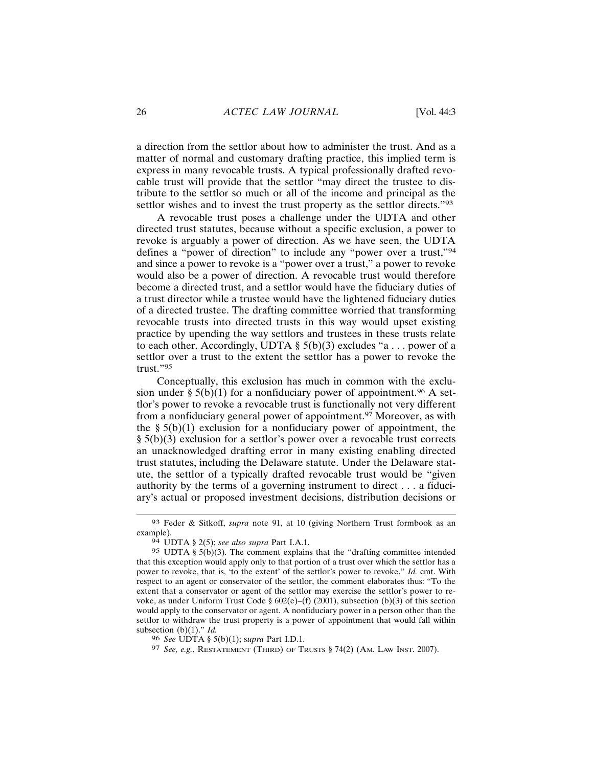a direction from the settlor about how to administer the trust. And as a matter of normal and customary drafting practice, this implied term is express in many revocable trusts. A typical professionally drafted revocable trust will provide that the settlor "may direct the trustee to distribute to the settlor so much or all of the income and principal as the settlor wishes and to invest the trust property as the settlor directs."[93]

A revocable trust poses a challenge under the UDTA and other directed trust statutes, because without a specific exclusion, a power to revoke is arguably a power of direction. As we have seen, the UDTA defines a "power of direction" to include any "power over a trust,"[94] and since a power to revoke is a "power over a trust," a power to revoke would also be a power of direction. A revocable trust would therefore become a directed trust, and a settlor would have the fiduciary duties of a trust director while a trustee would have the lightened fiduciary duties of a directed trustee. The drafting committee worried that transforming revocable trusts into directed trusts in this way would upset existing practice by upending the way settlors and trustees in these trusts relate to each other. Accordingly, UDTA § 5(b)(3) excludes "a . . . power of a settlor over a trust to the extent the settlor has a power to revoke the trust."[95]

Conceptually, this exclusion has much in common with the exclusion under § 5(b)(1) for a nonfiduciary power of appointment.[96] A settlor's power to revoke a revocable trust is functionally not very different from a nonfiduciary general power of appointment.[97] Moreover, as with the § 5(b)(1) exclusion for a nonfiduciary power of appointment, the § 5(b)(3) exclusion for a settlor's power over a revocable trust corrects an unacknowledged drafting error in many existing enabling directed trust statutes, including the Delaware statute. Under the Delaware statute, the settlor of a typically drafted revocable trust would be "given authority by the terms of a governing instrument to direct . . . a fiduciary's actual or proposed investment decisions, distribution decisions or

---

[93] Feder & Sitkoff, *supra* note 91, at 10 (giving Northern Trust formbook as an example).

[94] UDTA § 2(5); *see also supra* Part I.A.1.

[95] UDTA § 5(b)(3). The comment explains that the "drafting committee intended that this exception would apply only to that portion of a trust over which the settlor has a power to revoke, that is, 'to the extent' of the settlor's power to revoke." *Id.* cmt. With respect to an agent or conservator of the settlor, the comment elaborates thus: "To the extent that a conservator or agent of the settlor may exercise the settlor's power to revoke, as under Uniform Trust Code § 602(e)–(f) (2001), subsection (b)(3) of this section would apply to the conservator or agent. A nonfiduciary power in a person other than the settlor to withdraw the trust property is a power of appointment that would fall within subsection (b)(1)." *Id.*

[96] *See* UDTA § 5(b)(1); *supra* Part I.D.1.

[97] *See, e.g.*, RESTATEMENT (THIRD) OF TRUSTS § 74(2) (AM. LAW INST. 2007).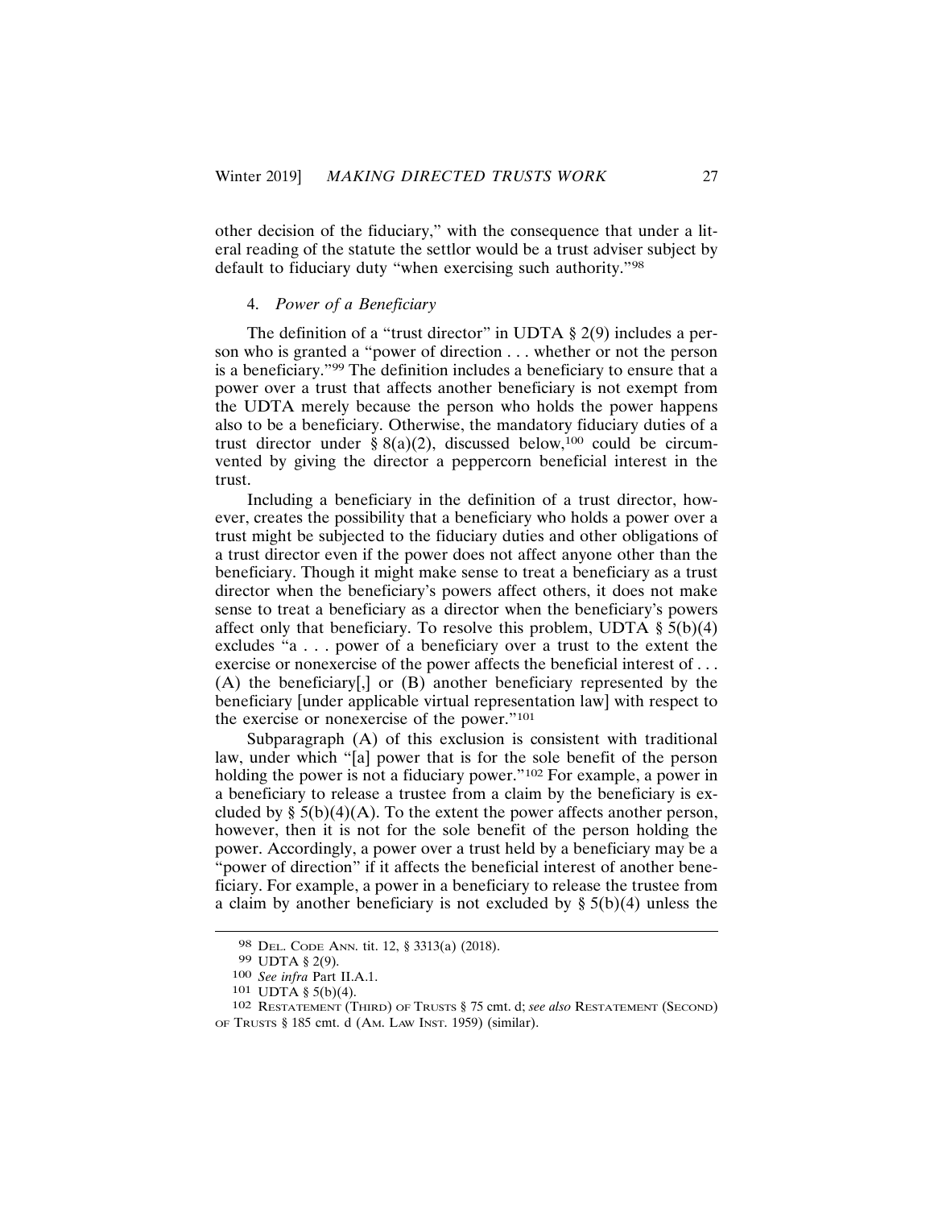other decision of the fiduciary," with the consequence that under a literal reading of the statute the settlor would be a trust adviser subject by default to fiduciary duty "when exercising such authority."[98]

#### 4. *Power of a Beneficiary*

The definition of a "trust director" in UDTA § 2(9) includes a person who is granted a "power of direction . . . whether or not the person is a beneficiary."[99] The definition includes a beneficiary to ensure that a power over a trust that affects another beneficiary is not exempt from the UDTA merely because the person who holds the power happens also to be a beneficiary. Otherwise, the mandatory fiduciary duties of a trust director under § 8(a)(2), discussed below,[100] could be circumvented by giving the director a peppercorn beneficial interest in the trust.

Including a beneficiary in the definition of a trust director, however, creates the possibility that a beneficiary who holds a power over a trust might be subjected to the fiduciary duties and other obligations of a trust director even if the power does not affect anyone other than the beneficiary. Though it might make sense to treat a beneficiary as a trust director when the beneficiary's powers affect others, it does not make sense to treat a beneficiary as a director when the beneficiary's powers affect only that beneficiary. To resolve this problem, UDTA § 5(b)(4) excludes "a . . . power of a beneficiary over a trust to the extent the exercise or nonexercise of the power affects the beneficial interest of . . . (A) the beneficiary[,] or (B) another beneficiary represented by the beneficiary [under applicable virtual representation law] with respect to the exercise or nonexercise of the power."[101]

Subparagraph (A) of this exclusion is consistent with traditional law, under which "[a] power that is for the sole benefit of the person holding the power is not a fiduciary power."[102] For example, a power in a beneficiary to release a trustee from a claim by the beneficiary is excluded by § 5(b)(4)(A). To the extent the power affects another person, however, then it is not for the sole benefit of the person holding the power. Accordingly, a power over a trust held by a beneficiary may be a "power of direction" if it affects the beneficial interest of another beneficiary. For example, a power in a beneficiary to release the trustee from a claim by another beneficiary is not excluded by § 5(b)(4) unless the

---

98 Del. Code Ann. tit. 12, § 3313(a) (2018).

99 UDTA § 2(9).

100 *See infra* Part II.A.1.

101 UDTA § 5(b)(4).

102 Restatement (Third) of Trusts § 75 cmt. d; *see also* Restatement (Second) of Trusts § 185 cmt. d (Am. Law Inst. 1959) (similar).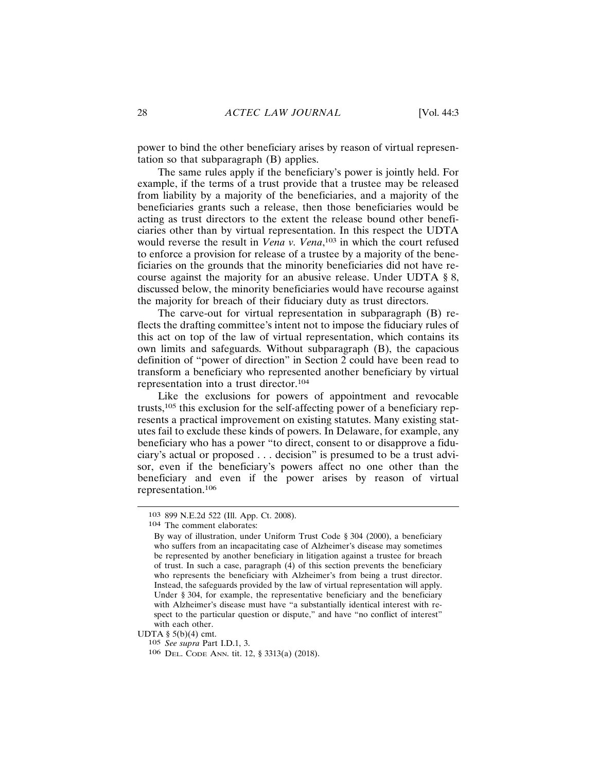power to bind the other beneficiary arises by reason of virtual representation so that subparagraph (B) applies.

The same rules apply if the beneficiary's power is jointly held. For example, if the terms of a trust provide that a trustee may be released from liability by a majority of the beneficiaries, and a majority of the beneficiaries grants such a release, then those beneficiaries would be acting as trust directors to the extent the release bound other beneficiaries other than by virtual representation. In this respect the UDTA would reverse the result in *Vena v. Vena*,[103] in which the court refused to enforce a provision for release of a trustee by a majority of the beneficiaries on the grounds that the minority beneficiaries did not have recourse against the majority for an abusive release. Under UDTA § 8, discussed below, the minority beneficiaries would have recourse against the majority for breach of their fiduciary duty as trust directors.

The carve-out for virtual representation in subparagraph (B) reflects the drafting committee's intent not to impose the fiduciary rules of this act on top of the law of virtual representation, which contains its own limits and safeguards. Without subparagraph (B), the capacious definition of "power of direction" in Section 2 could have been read to transform a beneficiary who represented another beneficiary by virtual representation into a trust director.[104]

Like the exclusions for powers of appointment and revocable trusts,[105] this exclusion for the self-affecting power of a beneficiary represents a practical improvement on existing statutes. Many existing statutes fail to exclude these kinds of powers. In Delaware, for example, any beneficiary who has a power "to direct, consent to or disapprove a fiduciary's actual or proposed . . . decision" is presumed to be a trust advisor, even if the beneficiary's powers affect no one other than the beneficiary and even if the power arises by reason of virtual representation.[106]

---

103 899 N.E.2d 522 (Ill. App. Ct. 2008).

104 The comment elaborates:

> By way of illustration, under Uniform Trust Code § 304 (2000), a beneficiary who suffers from an incapacitating case of Alzheimer's disease may sometimes be represented by another beneficiary in litigation against a trustee for breach of trust. In such a case, paragraph (4) of this section prevents the beneficiary who represents the beneficiary with Alzheimer's from being a trust director. Instead, the safeguards provided by the law of virtual representation will apply. Under § 304, for example, the representative beneficiary and the beneficiary with Alzheimer's disease must have "a substantially identical interest with respect to the particular question or dispute," and have "no conflict of interest" with each other.

UDTA § 5(b)(4) cmt.

105 *See supra* Part I.D.1, 3.

106 Del. Code Ann. tit. 12, § 3313(a) (2018).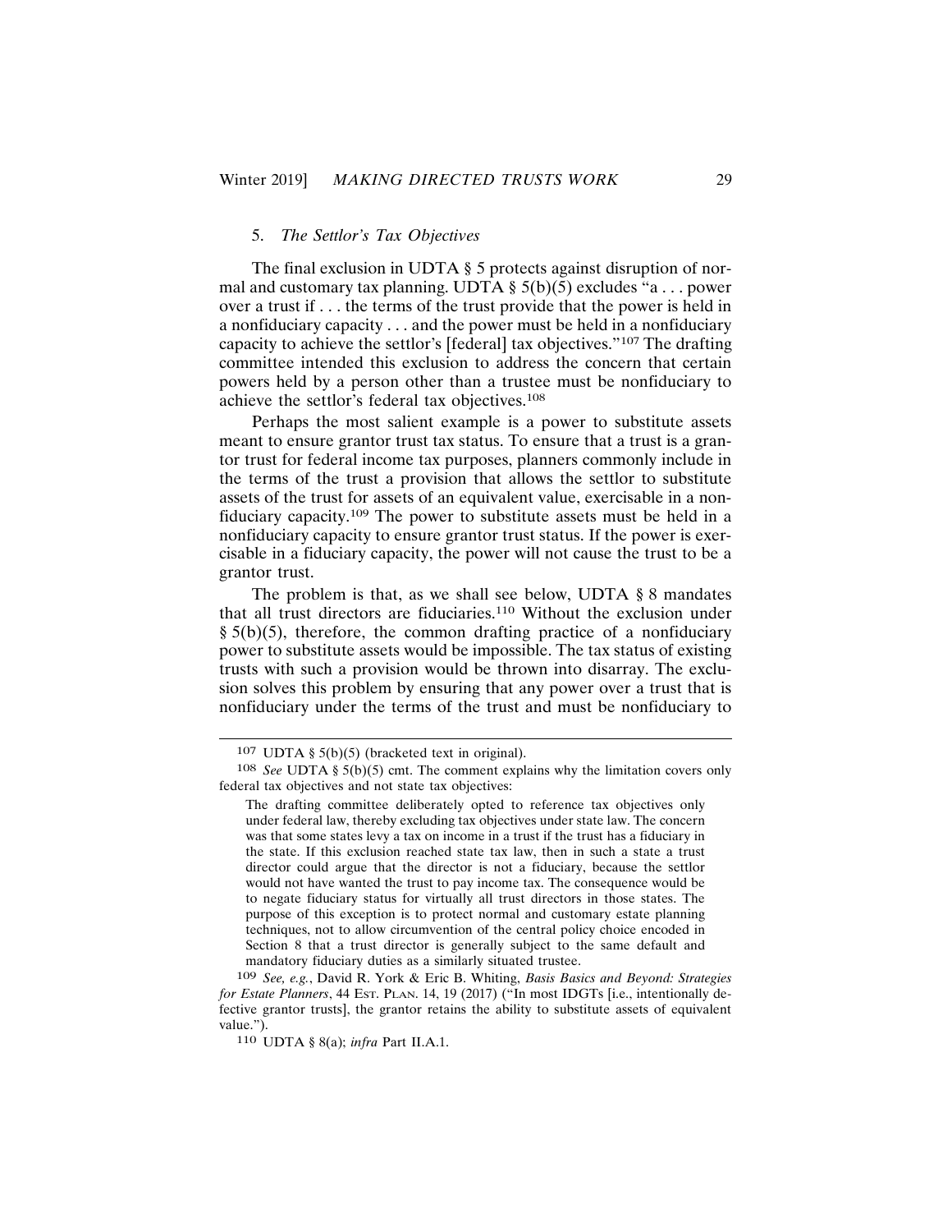### 5. *The Settlor's Tax Objectives*

The final exclusion in UDTA § 5 protects against disruption of normal and customary tax planning. UDTA § 5(b)(5) excludes "a . . . power over a trust if . . . the terms of the trust provide that the power is held in a nonfiduciary capacity . . . and the power must be held in a nonfiduciary capacity to achieve the settlor's [federal] tax objectives."[107] The drafting committee intended this exclusion to address the concern that certain powers held by a person other than a trustee must be nonfiduciary to achieve the settlor's federal tax objectives.[108]

Perhaps the most salient example is a power to substitute assets meant to ensure grantor trust tax status. To ensure that a trust is a grantor trust for federal income tax purposes, planners commonly include in the terms of the trust a provision that allows the settlor to substitute assets of the trust for assets of an equivalent value, exercisable in a nonfiduciary capacity.[109] The power to substitute assets must be held in a nonfiduciary capacity to ensure grantor trust status. If the power is exercisable in a fiduciary capacity, the power will not cause the trust to be a grantor trust.

The problem is that, as we shall see below, UDTA § 8 mandates that all trust directors are fiduciaries.[110] Without the exclusion under § 5(b)(5), therefore, the common drafting practice of a nonfiduciary power to substitute assets would be impossible. The tax status of existing trusts with such a provision would be thrown into disarray. The exclusion solves this problem by ensuring that any power over a trust that is nonfiduciary under the terms of the trust and must be nonfiduciary to

---

[107] UDTA § 5(b)(5) (bracketed text in original).

[108] *See* UDTA § 5(b)(5) cmt. The comment explains why the limitation covers only federal tax objectives and not state tax objectives:

> The drafting committee deliberately opted to reference tax objectives only under federal law, thereby excluding tax objectives under state law. The concern was that some states levy a tax on income in a trust if the trust has a fiduciary in the state. If this exclusion reached state tax law, then in such a state a trust director could argue that the director is not a fiduciary, because the settlor would not have wanted the trust to pay income tax. The consequence would be to negate fiduciary status for virtually all trust directors in those states. The purpose of this exception is to protect normal and customary estate planning techniques, not to allow circumvention of the central policy choice encoded in Section 8 that a trust director is generally subject to the same default and mandatory fiduciary duties as a similarly situated trustee.

[109] *See, e.g.*, David R. York & Eric B. Whiting, *Basis Basics and Beyond: Strategies for Estate Planners*, 44 Est. Plan. 14, 19 (2017) ("In most IDGTs [i.e., intentionally defective grantor trusts], the grantor retains the ability to substitute assets of equivalent value.").

[110] UDTA § 8(a); *infra* Part II.A.1.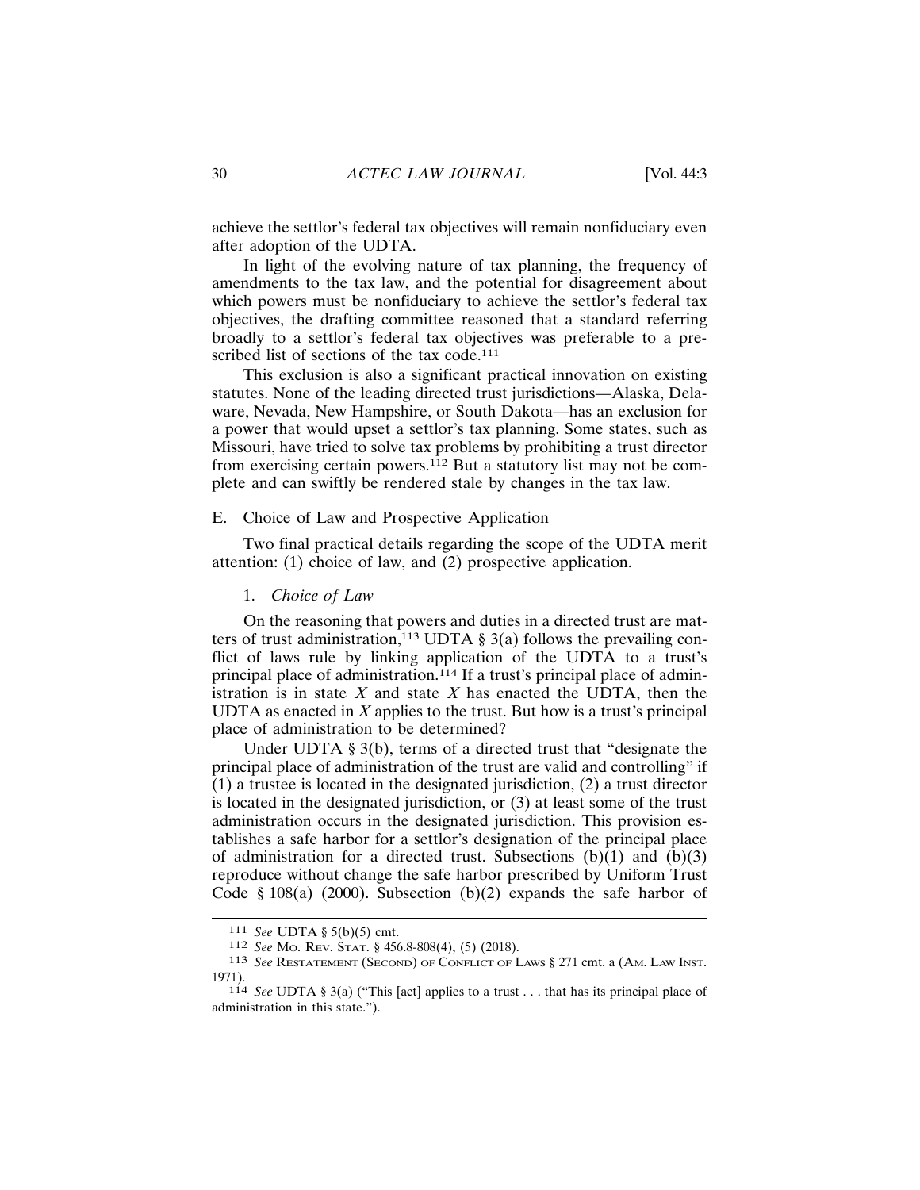achieve the settlor's federal tax objectives will remain nonfiduciary even after adoption of the UDTA.

In light of the evolving nature of tax planning, the frequency of amendments to the tax law, and the potential for disagreement about which powers must be nonfiduciary to achieve the settlor's federal tax objectives, the drafting committee reasoned that a standard referring broadly to a settlor's federal tax objectives was preferable to a prescribed list of sections of the tax code.[111]

This exclusion is also a significant practical innovation on existing statutes. None of the leading directed trust jurisdictions—Alaska, Delaware, Nevada, New Hampshire, or South Dakota—has an exclusion for a power that would upset a settlor's tax planning. Some states, such as Missouri, have tried to solve tax problems by prohibiting a trust director from exercising certain powers.[112] But a statutory list may not be complete and can swiftly be rendered stale by changes in the tax law.

## E. Choice of Law and Prospective Application

Two final practical details regarding the scope of the UDTA merit attention: (1) choice of law, and (2) prospective application.

### 1. *Choice of Law*

On the reasoning that powers and duties in a directed trust are matters of trust administration,[113] UDTA § 3(a) follows the prevailing conflict of laws rule by linking application of the UDTA to a trust's principal place of administration.[114] If a trust's principal place of administration is in state *X* and state *X* has enacted the UDTA, then the UDTA as enacted in *X* applies to the trust. But how is a trust's principal place of administration to be determined?

Under UDTA § 3(b), terms of a directed trust that "designate the principal place of administration of the trust are valid and controlling" if (1) a trustee is located in the designated jurisdiction, (2) a trust director is located in the designated jurisdiction, or (3) at least some of the trust administration occurs in the designated jurisdiction. This provision establishes a safe harbor for a settlor's designation of the principal place of administration for a directed trust. Subsections (b)(1) and (b)(3) reproduce without change the safe harbor prescribed by Uniform Trust Code § 108(a) (2000). Subsection (b)(2) expands the safe harbor of

---

[111] *See* UDTA § 5(b)(5) cmt.

[112] *See* Mo. Rev. Stat. § 456.8-808(4), (5) (2018).

[113] *See* Restatement (Second) of Conflict of Laws § 271 cmt. a (Am. Law Inst. 1971).

[114] *See* UDTA § 3(a) ("This [act] applies to a trust . . . that has its principal place of administration in this state.").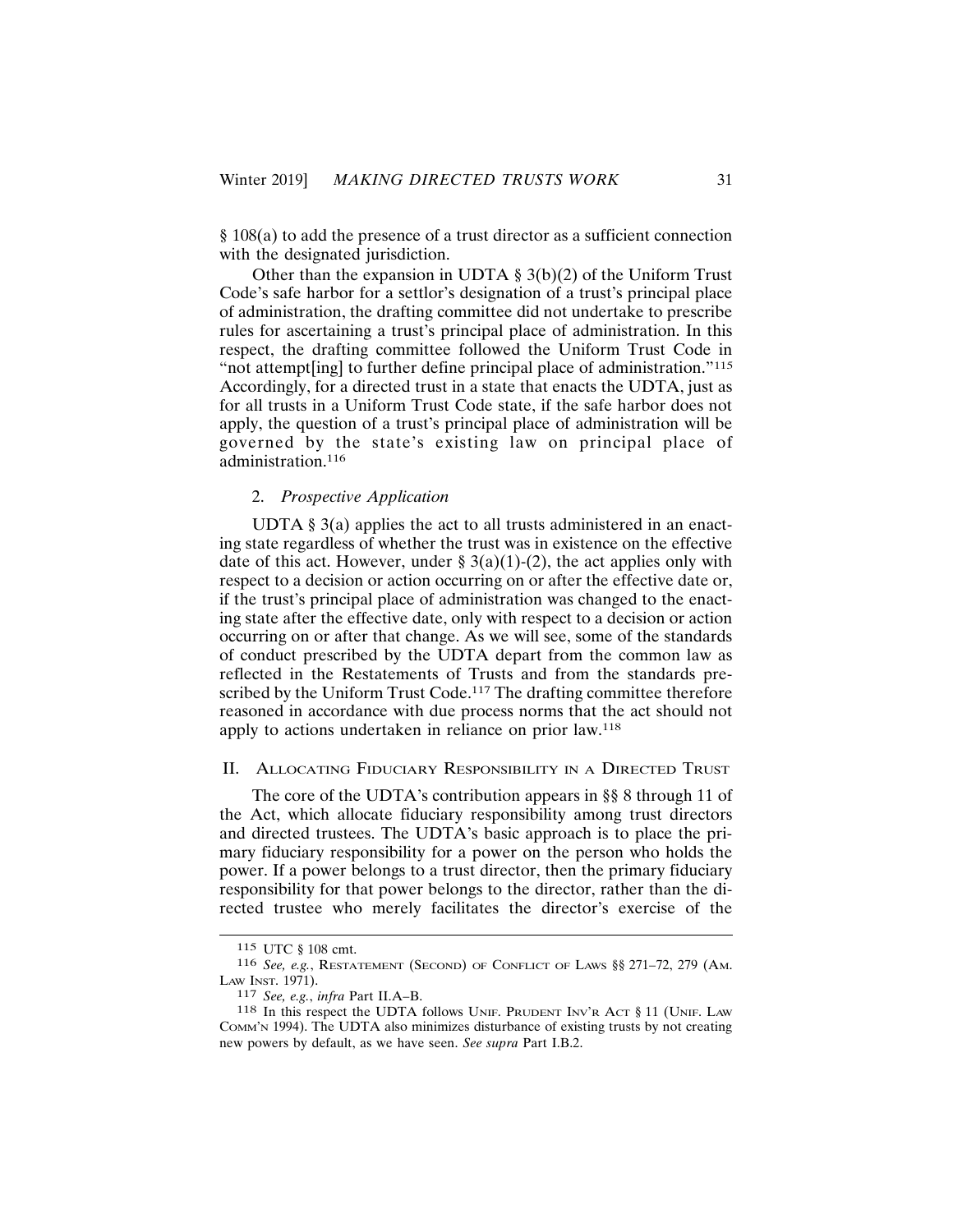§ 108(a) to add the presence of a trust director as a sufficient connection with the designated jurisdiction.

Other than the expansion in UDTA § 3(b)(2) of the Uniform Trust Code's safe harbor for a settlor's designation of a trust's principal place of administration, the drafting committee did not undertake to prescribe rules for ascertaining a trust's principal place of administration. In this respect, the drafting committee followed the Uniform Trust Code in "not attempt[ing] to further define principal place of administration."[115] Accordingly, for a directed trust in a state that enacts the UDTA, just as for all trusts in a Uniform Trust Code state, if the safe harbor does not apply, the question of a trust's principal place of administration will be governed by the state's existing law on principal place of administration.[116]

### 2. *Prospective Application*

UDTA § 3(a) applies the act to all trusts administered in an enacting state regardless of whether the trust was in existence on the effective date of this act. However, under § 3(a)(1)-(2), the act applies only with respect to a decision or action occurring on or after the effective date or, if the trust's principal place of administration was changed to the enacting state after the effective date, only with respect to a decision or action occurring on or after that change. As we will see, some of the standards of conduct prescribed by the UDTA depart from the common law as reflected in the Restatements of Trusts and from the standards prescribed by the Uniform Trust Code.[117] The drafting committee therefore reasoned in accordance with due process norms that the act should not apply to actions undertaken in reliance on prior law.[118]

## II. Allocating Fiduciary Responsibility in a Directed Trust

The core of the UDTA's contribution appears in §§ 8 through 11 of the Act, which allocate fiduciary responsibility among trust directors and directed trustees. The UDTA's basic approach is to place the primary fiduciary responsibility for a power on the person who holds the power. If a power belongs to a trust director, then the primary fiduciary responsibility for that power belongs to the director, rather than the directed trustee who merely facilitates the director's exercise of the

---

[115] UTC § 108 cmt.

[116] *See, e.g.*, Restatement (Second) of Conflict of Laws §§ 271–72, 279 (Am. Law Inst. 1971).

[117] *See, e.g.*, *infra* Part II.A–B.

[118] In this respect the UDTA follows Unif. Prudent Inv'r Act § 11 (Unif. Law Comm'n 1994). The UDTA also minimizes disturbance of existing trusts by not creating new powers by default, as we have seen. *See supra* Part I.B.2.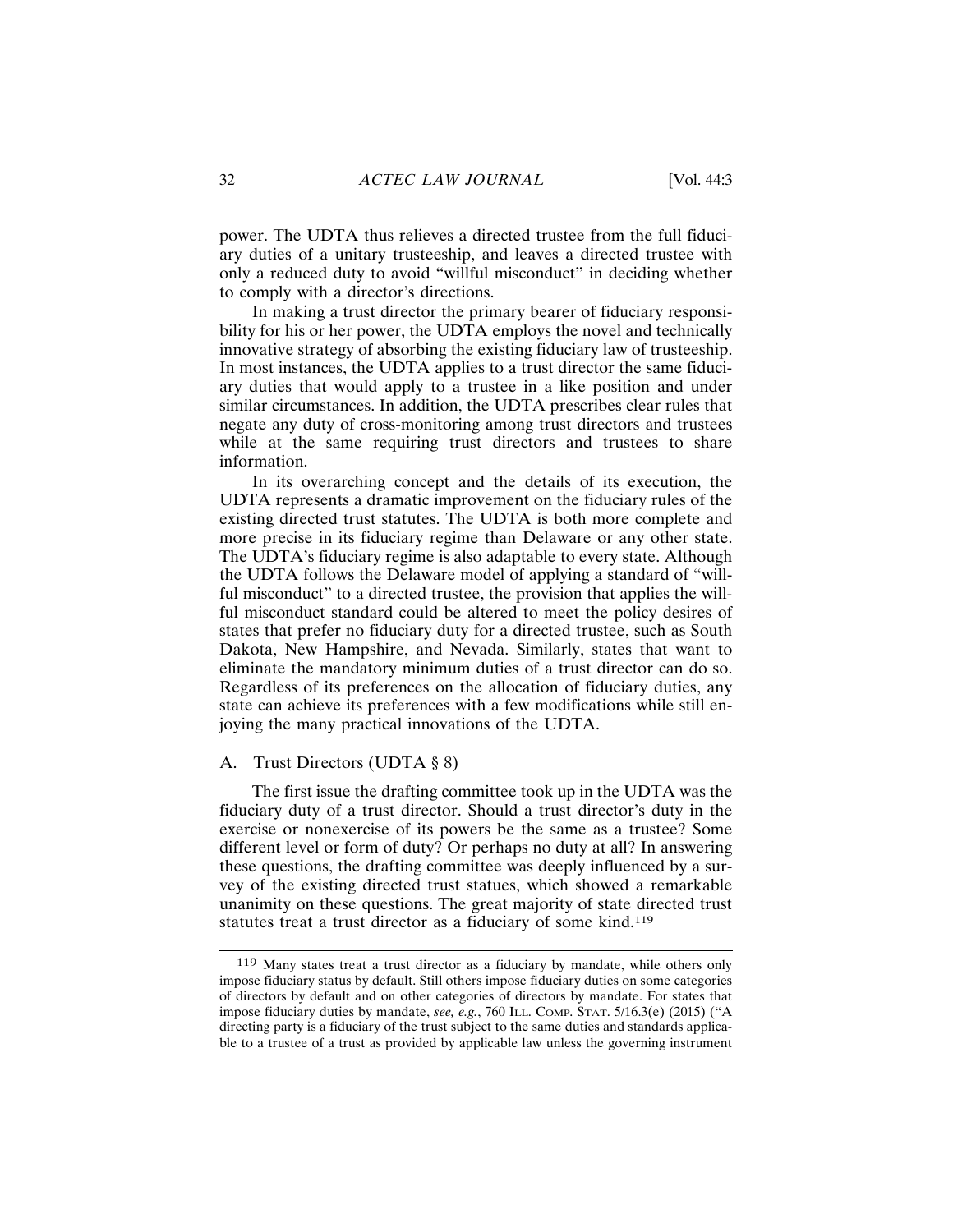power. The UDTA thus relieves a directed trustee from the full fiduciary duties of a unitary trusteeship, and leaves a directed trustee with only a reduced duty to avoid "willful misconduct" in deciding whether to comply with a director's directions.

In making a trust director the primary bearer of fiduciary responsibility for his or her power, the UDTA employs the novel and technically innovative strategy of absorbing the existing fiduciary law of trusteeship. In most instances, the UDTA applies to a trust director the same fiduciary duties that would apply to a trustee in a like position and under similar circumstances. In addition, the UDTA prescribes clear rules that negate any duty of cross-monitoring among trust directors and trustees while at the same requiring trust directors and trustees to share information.

In its overarching concept and the details of its execution, the UDTA represents a dramatic improvement on the fiduciary rules of the existing directed trust statutes. The UDTA is both more complete and more precise in its fiduciary regime than Delaware or any other state. The UDTA's fiduciary regime is also adaptable to every state. Although the UDTA follows the Delaware model of applying a standard of "willful misconduct" to a directed trustee, the provision that applies the willful misconduct standard could be altered to meet the policy desires of states that prefer no fiduciary duty for a directed trustee, such as South Dakota, New Hampshire, and Nevada. Similarly, states that want to eliminate the mandatory minimum duties of a trust director can do so. Regardless of its preferences on the allocation of fiduciary duties, any state can achieve its preferences with a few modifications while still enjoying the many practical innovations of the UDTA.

### A. Trust Directors (UDTA § 8)

The first issue the drafting committee took up in the UDTA was the fiduciary duty of a trust director. Should a trust director's duty in the exercise or nonexercise of its powers be the same as a trustee? Some different level or form of duty? Or perhaps no duty at all? In answering these questions, the drafting committee was deeply influenced by a survey of the existing directed trust statues, which showed a remarkable unanimity on these questions. The great majority of state directed trust statutes treat a trust director as a fiduciary of some kind.[119]

---

[119] Many states treat a trust director as a fiduciary by mandate, while others only impose fiduciary status by default. Still others impose fiduciary duties on some categories of directors by default and on other categories of directors by mandate. For states that impose fiduciary duties by mandate, *see, e.g.*, 760 Ill. Comp. Stat. 5/16.3(e) (2015) ("A directing party is a fiduciary of the trust subject to the same duties and standards applicable to a trustee of a trust as provided by applicable law unless the governing instrument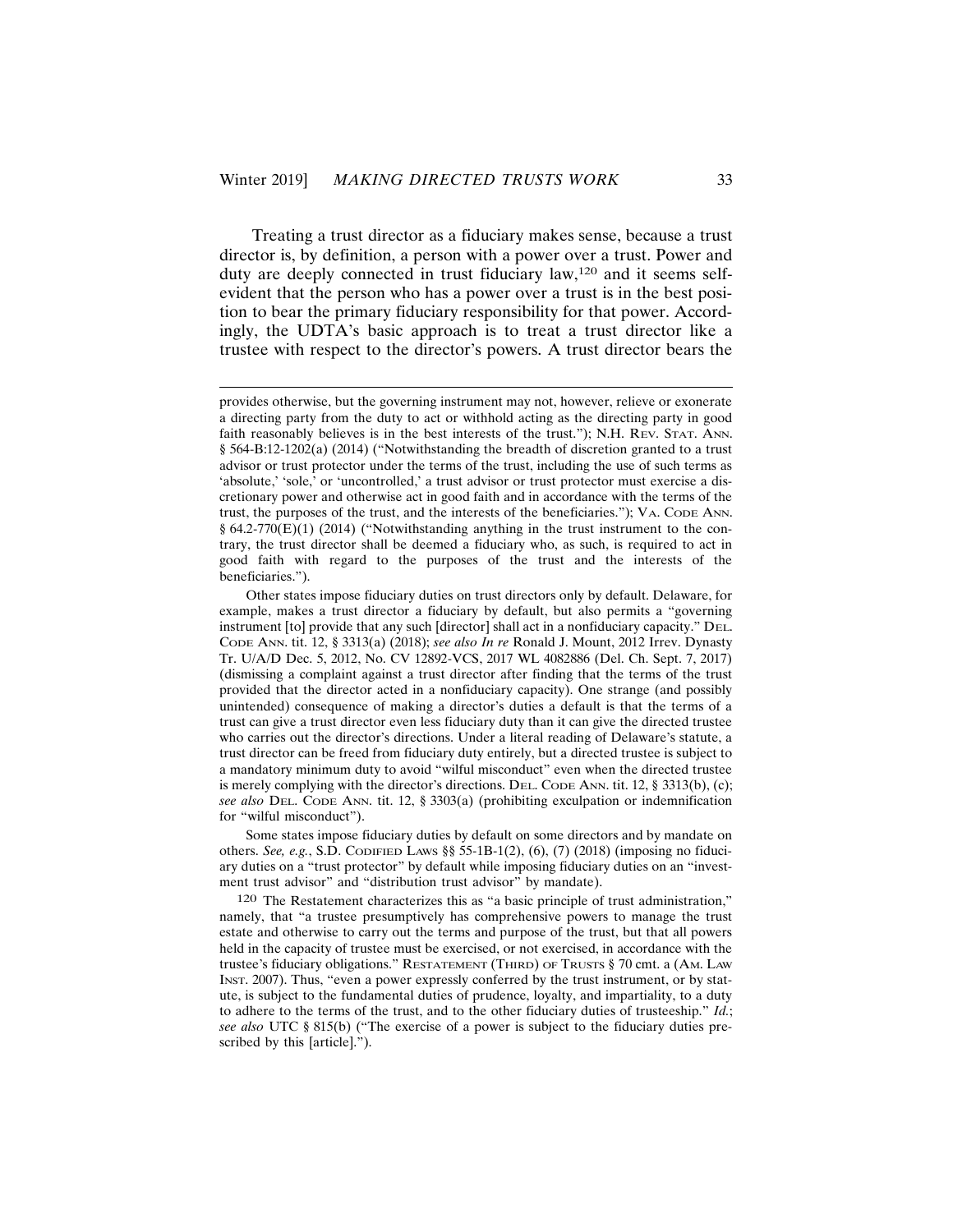Treating a trust director as a fiduciary makes sense, because a trust director is, by definition, a person with a power over a trust. Power and duty are deeply connected in trust fiduciary law,[120] and it seems self-evident that the person who has a power over a trust is in the best position to bear the primary fiduciary responsibility for that power. Accordingly, the UDTA's basic approach is to treat a trust director like a trustee with respect to the director's powers. A trust director bears the

---

provides otherwise, but the governing instrument may not, however, relieve or exonerate a directing party from the duty to act or withhold acting as the directing party in good faith reasonably believes is in the best interests of the trust."); N.H. REV. STAT. ANN. § 564-B:12-1202(a) (2014) ("Notwithstanding the breadth of discretion granted to a trust advisor or trust protector under the terms of the trust, including the use of such terms as 'absolute,' 'sole,' or 'uncontrolled,' a trust advisor or trust protector must exercise a discretionary power and otherwise act in good faith and in accordance with the terms of the trust, the purposes of the trust, and the interests of the beneficiaries."); VA. CODE ANN. § 64.2-770(E)(1) (2014) ("Notwithstanding anything in the trust instrument to the contrary, the trust director shall be deemed a fiduciary who, as such, is required to act in good faith with regard to the purposes of the trust and the interests of the beneficiaries.").

Other states impose fiduciary duties on trust directors only by default. Delaware, for example, makes a trust director a fiduciary by default, but also permits a "governing instrument [to] provide that any such [director] shall act in a nonfiduciary capacity." DEL. CODE ANN. tit. 12, § 3313(a) (2018); *see also In re* Ronald J. Mount, 2012 Irrev. Dynasty Tr. U/A/D Dec. 5, 2012, No. CV 12892-VCS, 2017 WL 4082886 (Del. Ch. Sept. 7, 2017) (dismissing a complaint against a trust director after finding that the terms of the trust provided that the director acted in a nonfiduciary capacity). One strange (and possibly unintended) consequence of making a director's duties a default is that the terms of a trust can give a trust director even less fiduciary duty than it can give the directed trustee who carries out the director's directions. Under a literal reading of Delaware's statute, a trust director can be freed from fiduciary duty entirely, but a directed trustee is subject to a mandatory minimum duty to avoid "wilful misconduct" even when the directed trustee is merely complying with the director's directions. DEL. CODE ANN. tit. 12, § 3313(b), (c); *see also* DEL. CODE ANN. tit. 12, § 3303(a) (prohibiting exculpation or indemnification for "wilful misconduct").

Some states impose fiduciary duties by default on some directors and by mandate on others. *See, e.g.*, S.D. CODIFIED LAWS §§ 55-1B-1(2), (6), (7) (2018) (imposing no fiduciary duties on a "trust protector" by default while imposing fiduciary duties on an "investment trust advisor" and "distribution trust advisor" by mandate).

[120] The Restatement characterizes this as "a basic principle of trust administration," namely, that "a trustee presumptively has comprehensive powers to manage the trust estate and otherwise to carry out the terms and purpose of the trust, but that all powers held in the capacity of trustee must be exercised, or not exercised, in accordance with the trustee's fiduciary obligations." RESTATEMENT (THIRD) OF TRUSTS § 70 cmt. a (AM. LAW INST. 2007). Thus, "even a power expressly conferred by the trust instrument, or by statute, is subject to the fundamental duties of prudence, loyalty, and impartiality, to a duty to adhere to the terms of the trust, and to the other fiduciary duties of trusteeship." *Id.*; *see also* UTC § 815(b) ("The exercise of a power is subject to the fiduciary duties prescribed by this [article].").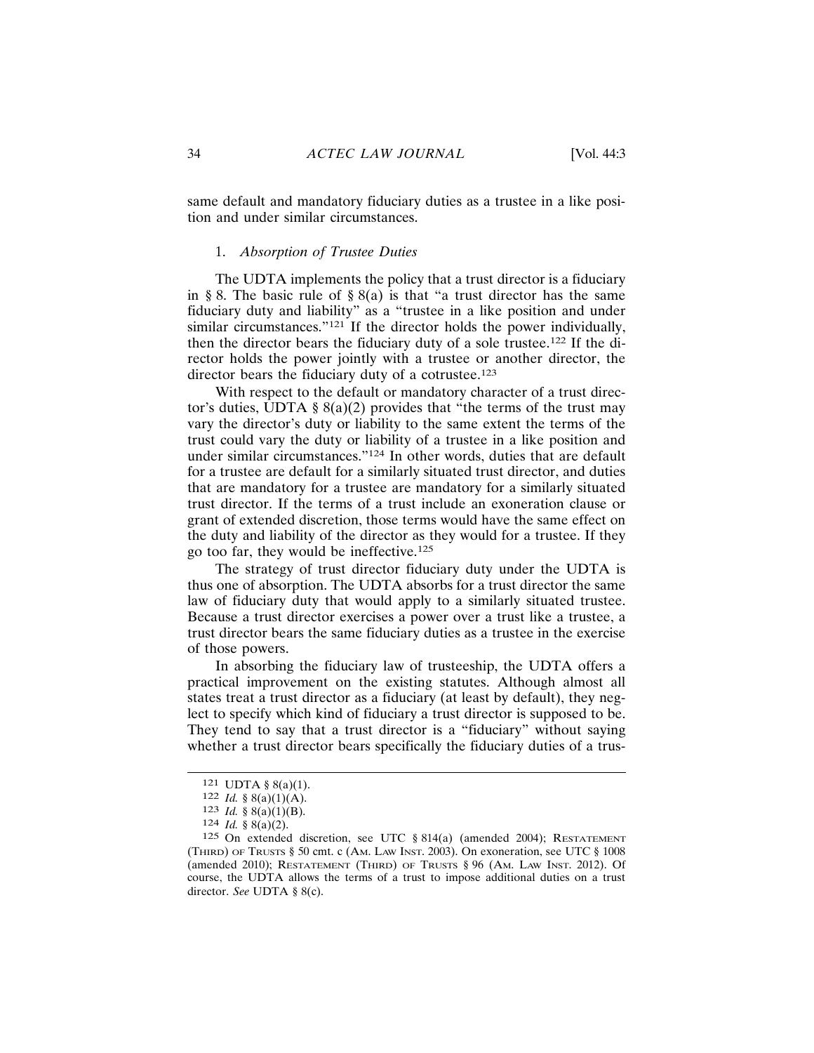same default and mandatory fiduciary duties as a trustee in a like position and under similar circumstances.

### 1. *Absorption of Trustee Duties*

The UDTA implements the policy that a trust director is a fiduciary in § 8. The basic rule of § 8(a) is that "a trust director has the same fiduciary duty and liability" as a "trustee in a like position and under similar circumstances."[121] If the director holds the power individually, then the director bears the fiduciary duty of a sole trustee.[122] If the director holds the power jointly with a trustee or another director, the director bears the fiduciary duty of a cotrustee.[123]

With respect to the default or mandatory character of a trust director's duties, UDTA § 8(a)(2) provides that "the terms of the trust may vary the director's duty or liability to the same extent the terms of the trust could vary the duty or liability of a trustee in a like position and under similar circumstances."[124] In other words, duties that are default for a trustee are default for a similarly situated trust director, and duties that are mandatory for a trustee are mandatory for a similarly situated trust director. If the terms of a trust include an exoneration clause or grant of extended discretion, those terms would have the same effect on the duty and liability of the director as they would for a trustee. If they go too far, they would be ineffective.[125]

The strategy of trust director fiduciary duty under the UDTA is thus one of absorption. The UDTA absorbs for a trust director the same law of fiduciary duty that would apply to a similarly situated trustee. Because a trust director exercises a power over a trust like a trustee, a trust director bears the same fiduciary duties as a trustee in the exercise of those powers.

In absorbing the fiduciary law of trusteeship, the UDTA offers a practical improvement on the existing statutes. Although almost all states treat a trust director as a fiduciary (at least by default), they neglect to specify which kind of fiduciary a trust director is supposed to be. They tend to say that a trust director is a "fiduciary" without saying whether a trust director bears specifically the fiduciary duties of a trus-

---

[121] UDTA § 8(a)(1).

[122] *Id.* § 8(a)(1)(A).

[123] *Id.* § 8(a)(1)(B).

[124] *Id.* § 8(a)(2).

[125] On extended discretion, see UTC § 814(a) (amended 2004); RESTATEMENT (THIRD) OF TRUSTS § 50 cmt. c (AM. LAW INST. 2003). On exoneration, see UTC § 1008 (amended 2010); RESTATEMENT (THIRD) OF TRUSTS § 96 (AM. LAW INST. 2012). Of course, the UDTA allows the terms of a trust to impose additional duties on a trust director. *See* UDTA § 8(c).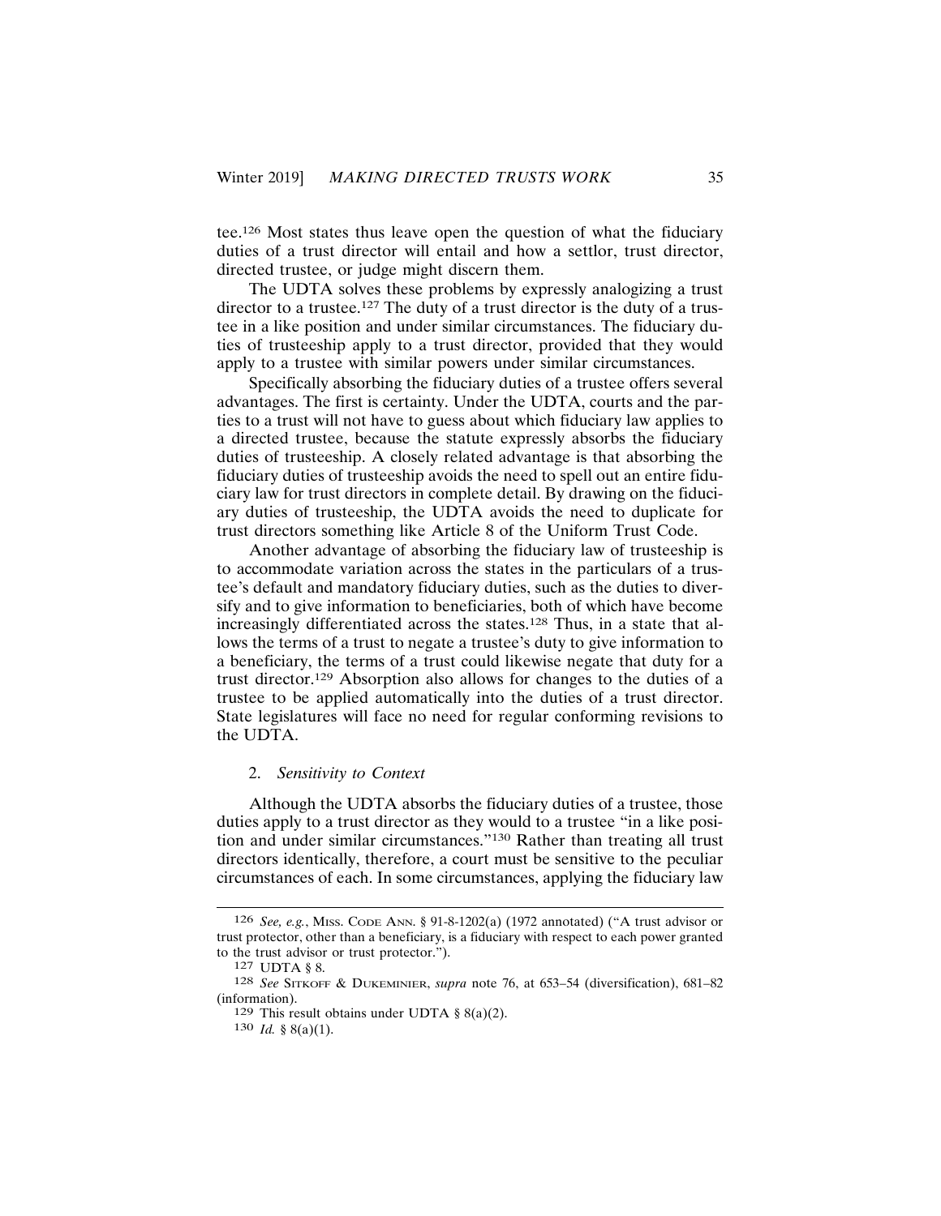tee.[126] Most states thus leave open the question of what the fiduciary duties of a trust director will entail and how a settlor, trust director, directed trustee, or judge might discern them.

The UDTA solves these problems by expressly analogizing a trust director to a trustee.[127] The duty of a trust director is the duty of a trustee in a like position and under similar circumstances. The fiduciary duties of trusteeship apply to a trust director, provided that they would apply to a trustee with similar powers under similar circumstances.

Specifically absorbing the fiduciary duties of a trustee offers several advantages. The first is certainty. Under the UDTA, courts and the parties to a trust will not have to guess about which fiduciary law applies to a directed trustee, because the statute expressly absorbs the fiduciary duties of trusteeship. A closely related advantage is that absorbing the fiduciary duties of trusteeship avoids the need to spell out an entire fiduciary law for trust directors in complete detail. By drawing on the fiduciary duties of trusteeship, the UDTA avoids the need to duplicate for trust directors something like Article 8 of the Uniform Trust Code.

Another advantage of absorbing the fiduciary law of trusteeship is to accommodate variation across the states in the particulars of a trustee's default and mandatory fiduciary duties, such as the duties to diversify and to give information to beneficiaries, both of which have become increasingly differentiated across the states.[128] Thus, in a state that allows the terms of a trust to negate a trustee's duty to give information to a beneficiary, the terms of a trust could likewise negate that duty for a trust director.[129] Absorption also allows for changes to the duties of a trustee to be applied automatically into the duties of a trust director. State legislatures will face no need for regular conforming revisions to the UDTA.

### 2. *Sensitivity to Context*

Although the UDTA absorbs the fiduciary duties of a trustee, those duties apply to a trust director as they would to a trustee "in a like position and under similar circumstances."[130] Rather than treating all trust directors identically, therefore, a court must be sensitive to the peculiar circumstances of each. In some circumstances, applying the fiduciary law

---

[126] *See, e.g.*, MISS. CODE ANN. § 91-8-1202(a) (1972 annotated) ("A trust advisor or trust protector, other than a beneficiary, is a fiduciary with respect to each power granted to the trust advisor or trust protector.").

[127] UDTA § 8.

[128] *See* SITKOFF & DUKEMINIER, *supra* note 76, at 653–54 (diversification), 681–82 (information).

[129] This result obtains under UDTA § 8(a)(2).

[130] *Id.* § 8(a)(1).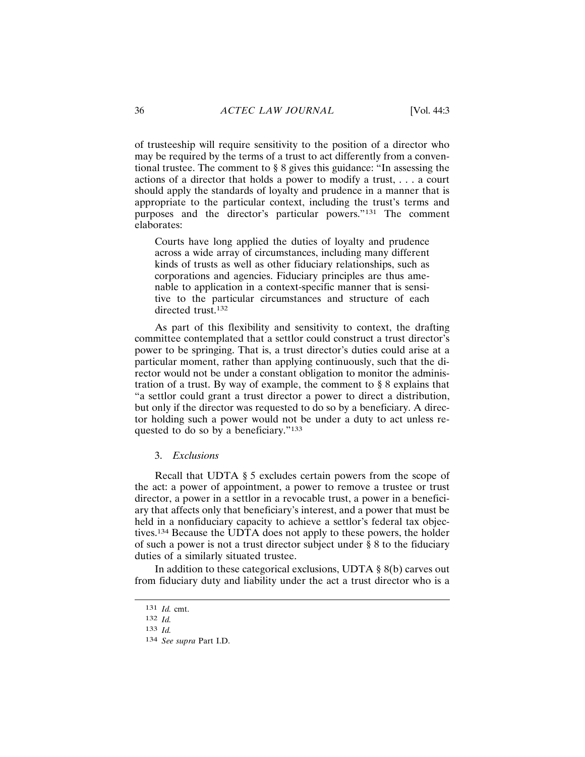of trusteeship will require sensitivity to the position of a director who may be required by the terms of a trust to act differently from a conventional trustee. The comment to § 8 gives this guidance: "In assessing the actions of a director that holds a power to modify a trust, . . . a court should apply the standards of loyalty and prudence in a manner that is appropriate to the particular context, including the trust's terms and purposes and the director's particular powers."[131] The comment elaborates:

> Courts have long applied the duties of loyalty and prudence across a wide array of circumstances, including many different kinds of trusts as well as other fiduciary relationships, such as corporations and agencies. Fiduciary principles are thus amenable to application in a context-specific manner that is sensitive to the particular circumstances and structure of each directed trust.[132]

As part of this flexibility and sensitivity to context, the drafting committee contemplated that a settlor could construct a trust director's power to be springing. That is, a trust director's duties could arise at a particular moment, rather than applying continuously, such that the director would not be under a constant obligation to monitor the administration of a trust. By way of example, the comment to § 8 explains that "a settlor could grant a trust director a power to direct a distribution, but only if the director was requested to do so by a beneficiary. A director holding such a power would not be under a duty to act unless requested to do so by a beneficiary."[133]

### 3. *Exclusions*

Recall that UDTA § 5 excludes certain powers from the scope of the act: a power of appointment, a power to remove a trustee or trust director, a power in a settlor in a revocable trust, a power in a beneficiary that affects only that beneficiary's interest, and a power that must be held in a nonfiduciary capacity to achieve a settlor's federal tax objectives.[134] Because the UDTA does not apply to these powers, the holder of such a power is not a trust director subject under § 8 to the fiduciary duties of a similarly situated trustee.

In addition to these categorical exclusions, UDTA § 8(b) carves out from fiduciary duty and liability under the act a trust director who is a

---

131 *Id.* cmt.

132 *Id.*

133 *Id.*

134 *See supra* Part I.D.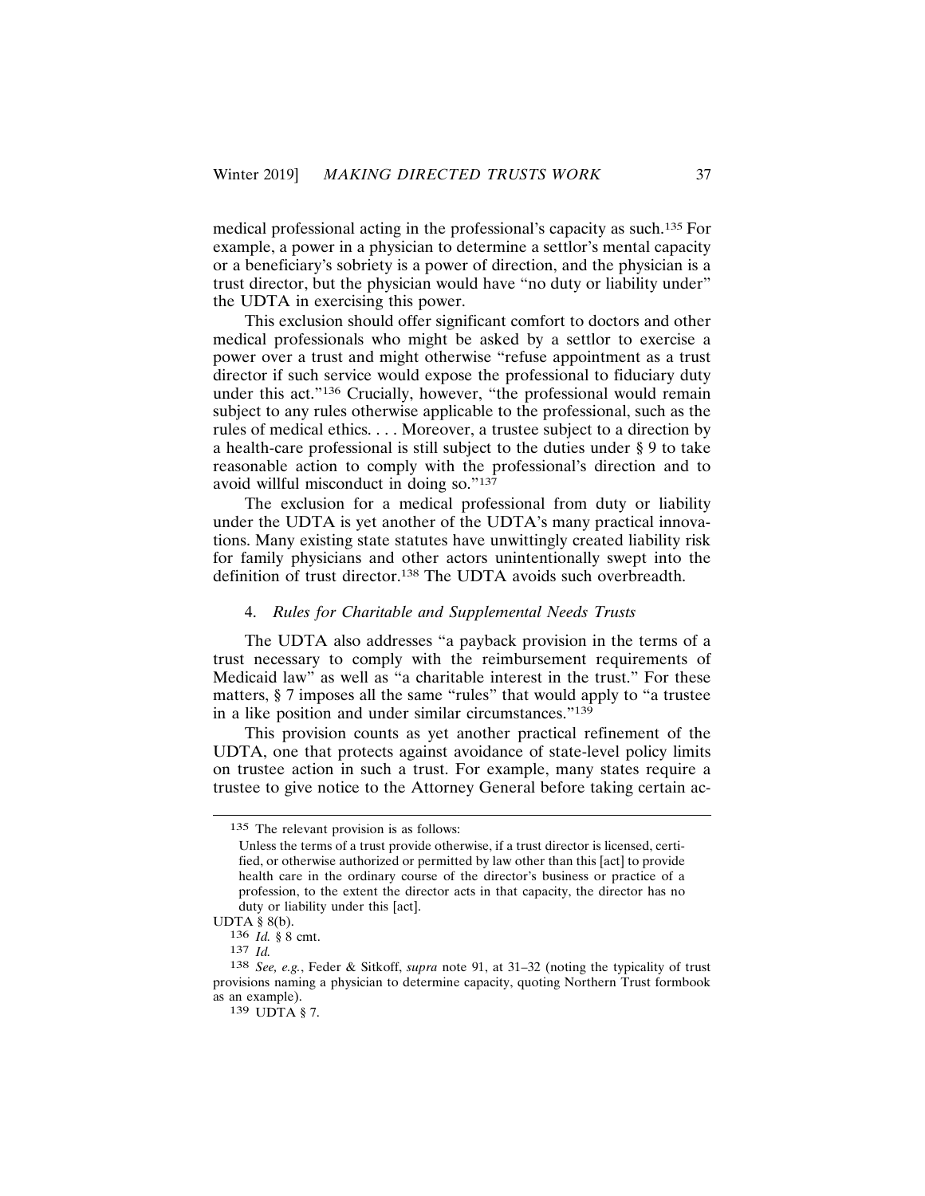medical professional acting in the professional's capacity as such.[135] For example, a power in a physician to determine a settlor's mental capacity or a beneficiary's sobriety is a power of direction, and the physician is a trust director, but the physician would have "no duty or liability under" the UDTA in exercising this power.

This exclusion should offer significant comfort to doctors and other medical professionals who might be asked by a settlor to exercise a power over a trust and might otherwise "refuse appointment as a trust director if such service would expose the professional to fiduciary duty under this act."[136] Crucially, however, "the professional would remain subject to any rules otherwise applicable to the professional, such as the rules of medical ethics. . . . Moreover, a trustee subject to a direction by a health-care professional is still subject to the duties under § 9 to take reasonable action to comply with the professional's direction and to avoid willful misconduct in doing so."[137]

The exclusion for a medical professional from duty or liability under the UDTA is yet another of the UDTA's many practical innovations. Many existing state statutes have unwittingly created liability risk for family physicians and other actors unintentionally swept into the definition of trust director.[138] The UDTA avoids such overbreadth.

#### 4. *Rules for Charitable and Supplemental Needs Trusts*

The UDTA also addresses "a payback provision in the terms of a trust necessary to comply with the reimbursement requirements of Medicaid law" as well as "a charitable interest in the trust." For these matters, § 7 imposes all the same "rules" that would apply to "a trustee in a like position and under similar circumstances."[139]

This provision counts as yet another practical refinement of the UDTA, one that protects against avoidance of state-level policy limits on trustee action in such a trust. For example, many states require a trustee to give notice to the Attorney General before taking certain ac-

---

[135] The relevant provision is as follows:

> Unless the terms of a trust provide otherwise, if a trust director is licensed, certified, or otherwise authorized or permitted by law other than this [act] to provide health care in the ordinary course of the director's business or practice of a profession, to the extent the director acts in that capacity, the director has no duty or liability under this [act].

UDTA § 8(b).

[136] *Id.* § 8 cmt.

[137] *Id.*

[138] *See, e.g.*, Feder & Sitkoff, *supra* note 91, at 31–32 (noting the typicality of trust provisions naming a physician to determine capacity, quoting Northern Trust formbook as an example).

[139] UDTA § 7.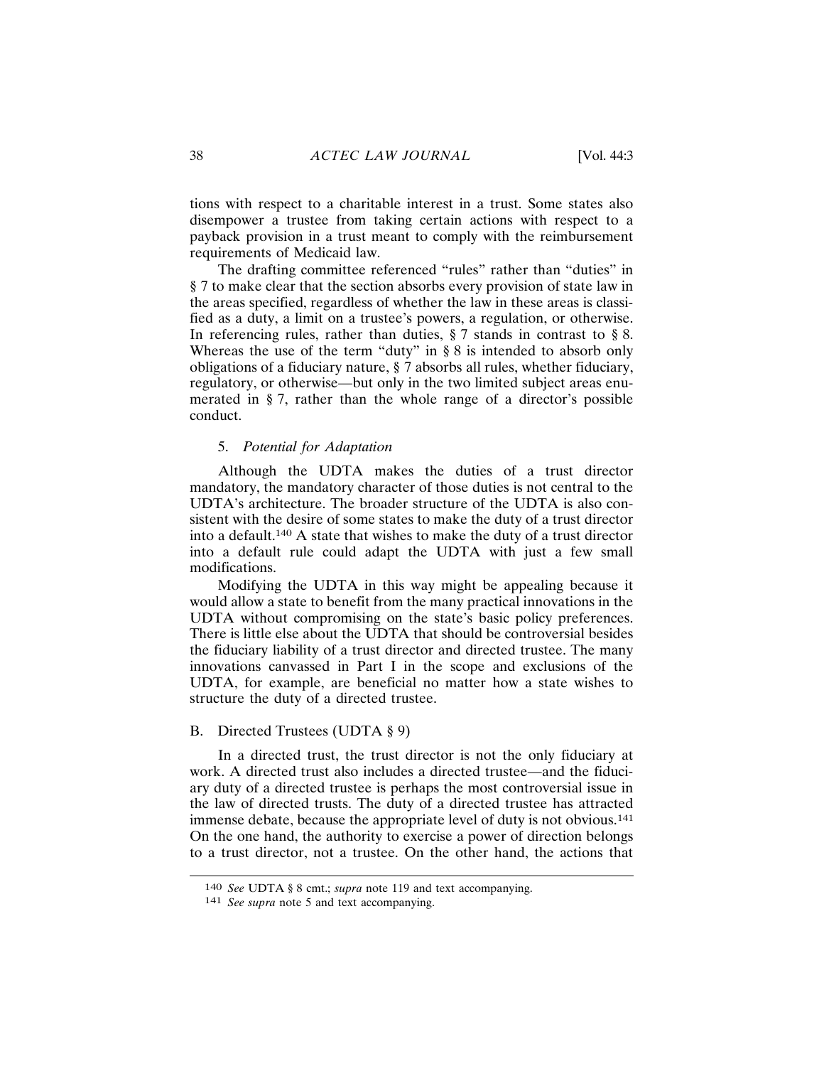tions with respect to a charitable interest in a trust. Some states also disempower a trustee from taking certain actions with respect to a payback provision in a trust meant to comply with the reimbursement requirements of Medicaid law.

The drafting committee referenced "rules" rather than "duties" in § 7 to make clear that the section absorbs every provision of state law in the areas specified, regardless of whether the law in these areas is classified as a duty, a limit on a trustee's powers, a regulation, or otherwise. In referencing rules, rather than duties, § 7 stands in contrast to § 8. Whereas the use of the term "duty" in § 8 is intended to absorb only obligations of a fiduciary nature, § 7 absorbs all rules, whether fiduciary, regulatory, or otherwise—but only in the two limited subject areas enumerated in § 7, rather than the whole range of a director's possible conduct.

### 5. *Potential for Adaptation*

Although the UDTA makes the duties of a trust director mandatory, the mandatory character of those duties is not central to the UDTA's architecture. The broader structure of the UDTA is also consistent with the desire of some states to make the duty of a trust director into a default.[140] A state that wishes to make the duty of a trust director into a default rule could adapt the UDTA with just a few small modifications.

Modifying the UDTA in this way might be appealing because it would allow a state to benefit from the many practical innovations in the UDTA without compromising on the state's basic policy preferences. There is little else about the UDTA that should be controversial besides the fiduciary liability of a trust director and directed trustee. The many innovations canvassed in Part I in the scope and exclusions of the UDTA, for example, are beneficial no matter how a state wishes to structure the duty of a directed trustee.

## B. Directed Trustees (UDTA § 9)

In a directed trust, the trust director is not the only fiduciary at work. A directed trust also includes a directed trustee—and the fiduciary duty of a directed trustee is perhaps the most controversial issue in the law of directed trusts. The duty of a directed trustee has attracted immense debate, because the appropriate level of duty is not obvious.[141] On the one hand, the authority to exercise a power of direction belongs to a trust director, not a trustee. On the other hand, the actions that

---

[140] *See* UDTA § 8 cmt.; *supra* note 119 and text accompanying.

[141] *See supra* note 5 and text accompanying.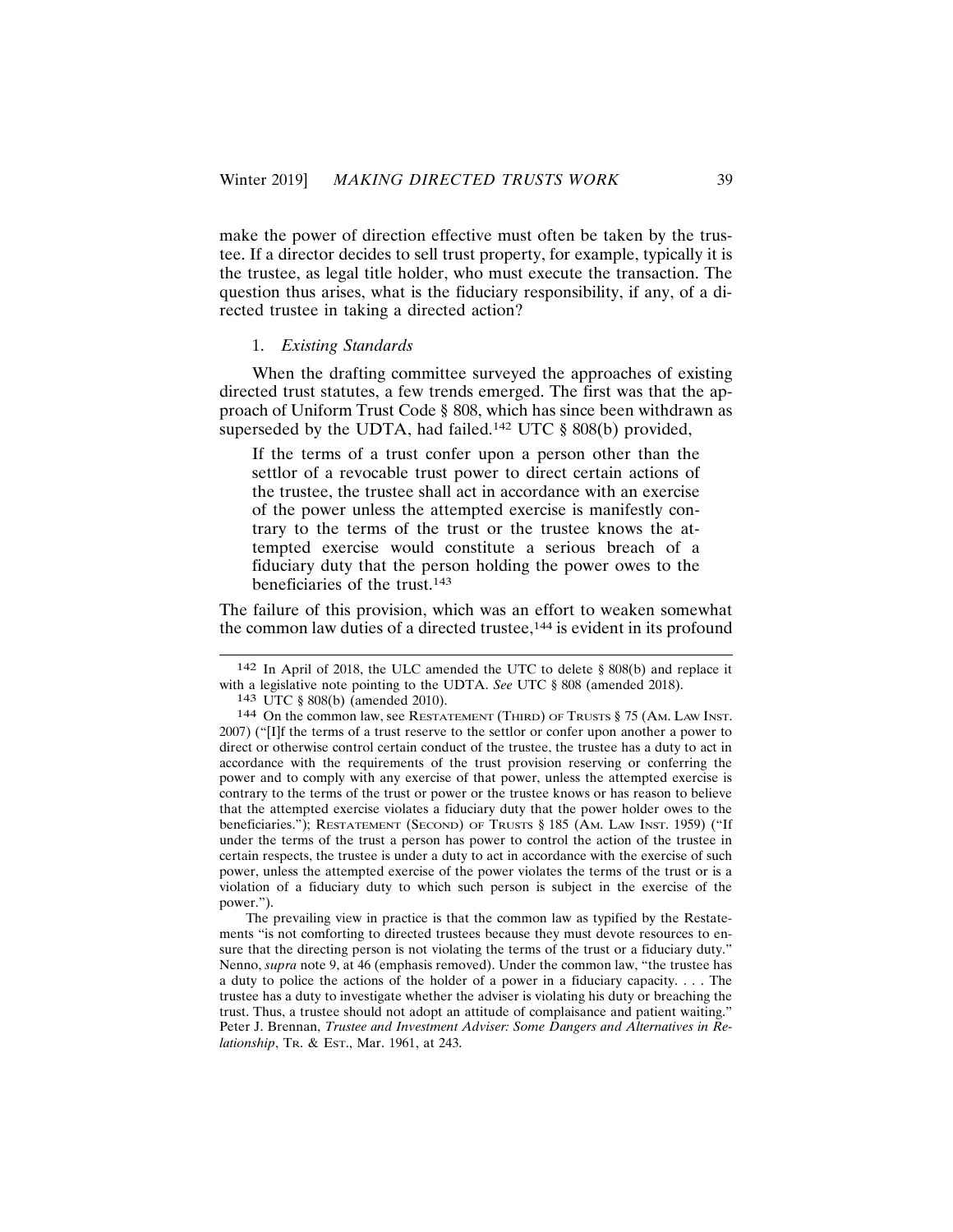make the power of direction effective must often be taken by the trustee. If a director decides to sell trust property, for example, typically it is the trustee, as legal title holder, who must execute the transaction. The question thus arises, what is the fiduciary responsibility, if any, of a directed trustee in taking a directed action?

1. *Existing Standards*

When the drafting committee surveyed the approaches of existing directed trust statutes, a few trends emerged. The first was that the approach of Uniform Trust Code § 808, which has since been withdrawn as superseded by the UDTA, had failed.[142] UTC § 808(b) provided,

> If the terms of a trust confer upon a person other than the settlor of a revocable trust power to direct certain actions of the trustee, the trustee shall act in accordance with an exercise of the power unless the attempted exercise is manifestly contrary to the terms of the trust or the trustee knows the attempted exercise would constitute a serious breach of a fiduciary duty that the person holding the power owes to the beneficiaries of the trust.[143]

The failure of this provision, which was an effort to weaken somewhat the common law duties of a directed trustee,[144] is evident in its profound

---

[142] In April of 2018, the ULC amended the UTC to delete § 808(b) and replace it with a legislative note pointing to the UDTA. *See* UTC § 808 (amended 2018).

[143] UTC § 808(b) (amended 2010).

[144] On the common law, see RESTATEMENT (THIRD) OF TRUSTS § 75 (AM. LAW INST. 2007) ("[I]f the terms of a trust reserve to the settlor or confer upon another a power to direct or otherwise control certain conduct of the trustee, the trustee has a duty to act in accordance with the requirements of the trust provision reserving or conferring the power and to comply with any exercise of that power, unless the attempted exercise is contrary to the terms of the trust or power or the trustee knows or has reason to believe that the attempted exercise violates a fiduciary duty that the power holder owes to the beneficiaries."); RESTATEMENT (SECOND) OF TRUSTS § 185 (AM. LAW INST. 1959) ("If under the terms of the trust a person has power to control the action of the trustee in certain respects, the trustee is under a duty to act in accordance with the exercise of such power, unless the attempted exercise of the power violates the terms of the trust or is a violation of a fiduciary duty to which such person is subject in the exercise of the power.").

The prevailing view in practice is that the common law as typified by the Restatements "is not comforting to directed trustees because they must devote resources to ensure that the directing person is not violating the terms of the trust or a fiduciary duty." Nenno, *supra* note 9, at 46 (emphasis removed). Under the common law, "the trustee has a duty to police the actions of the holder of a power in a fiduciary capacity. . . . The trustee has a duty to investigate whether the adviser is violating his duty or breaching the trust. Thus, a trustee should not adopt an attitude of complaisance and patient waiting." Peter J. Brennan, *Trustee and Investment Adviser: Some Dangers and Alternatives in Relationship*, TR. & EST., Mar. 1961, at 243.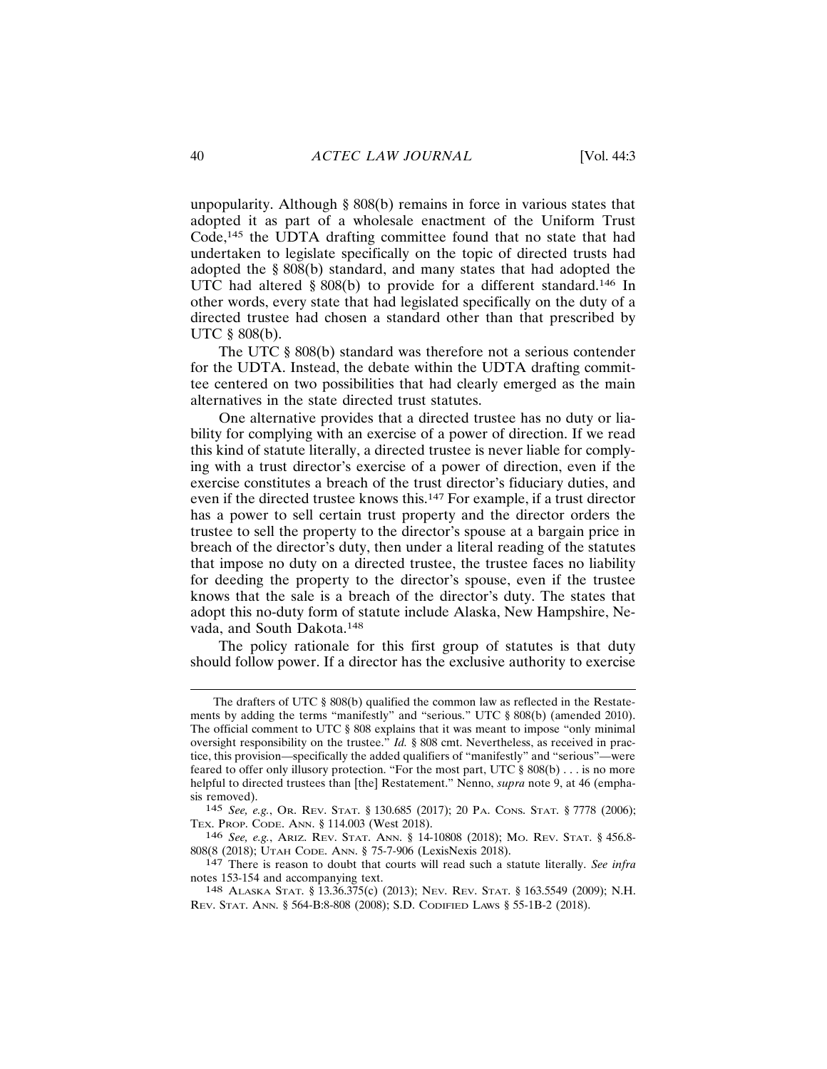unpopularity. Although § 808(b) remains in force in various states that adopted it as part of a wholesale enactment of the Uniform Trust Code,[145] the UDTA drafting committee found that no state that had undertaken to legislate specifically on the topic of directed trusts had adopted the § 808(b) standard, and many states that had adopted the UTC had altered § 808(b) to provide for a different standard.[146] In other words, every state that had legislated specifically on the duty of a directed trustee had chosen a standard other than that prescribed by UTC § 808(b).

The UTC § 808(b) standard was therefore not a serious contender for the UDTA. Instead, the debate within the UDTA drafting committee centered on two possibilities that had clearly emerged as the main alternatives in the state directed trust statutes.

One alternative provides that a directed trustee has no duty or liability for complying with an exercise of a power of direction. If we read this kind of statute literally, a directed trustee is never liable for complying with a trust director's exercise of a power of direction, even if the exercise constitutes a breach of the trust director's fiduciary duties, and even if the directed trustee knows this.[147] For example, if a trust director has a power to sell certain trust property and the director orders the trustee to sell the property to the director's spouse at a bargain price in breach of the director's duty, then under a literal reading of the statutes that impose no duty on a directed trustee, the trustee faces no liability for deeding the property to the director's spouse, even if the trustee knows that the sale is a breach of the director's duty. The states that adopt this no-duty form of statute include Alaska, New Hampshire, Nevada, and South Dakota.[148]

The policy rationale for this first group of statutes is that duty should follow power. If a director has the exclusive authority to exercise

---

The drafters of UTC § 808(b) qualified the common law as reflected in the Restatements by adding the terms "manifestly" and "serious." UTC § 808(b) (amended 2010). The official comment to UTC § 808 explains that it was meant to impose "only minimal oversight responsibility on the trustee." *Id.* § 808 cmt. Nevertheless, as received in practice, this provision—specifically the added qualifiers of "manifestly" and "serious"—were feared to offer only illusory protection. "For the most part, UTC § 808(b) . . . is no more helpful to directed trustees than [the] Restatement." Nenno, *supra* note 9, at 46 (emphasis removed).

145 *See, e.g.*, OR. REV. STAT. § 130.685 (2017); 20 PA. CONS. STAT. § 7778 (2006); TEX. PROP. CODE. ANN. § 114.003 (West 2018).

146 *See, e.g.*, ARIZ. REV. STAT. ANN. § 14-10808 (2018); MO. REV. STAT. § 456.8-808(8 (2018); UTAH CODE. ANN. § 75-7-906 (LexisNexis 2018).

147 There is reason to doubt that courts will read such a statute literally. *See infra* notes 153-154 and accompanying text.

148 ALASKA STAT. § 13.36.375(c) (2013); NEV. REV. STAT. § 163.5549 (2009); N.H. REV. STAT. ANN. § 564-B:8-808 (2008); S.D. CODIFIED LAWS § 55-1B-2 (2018).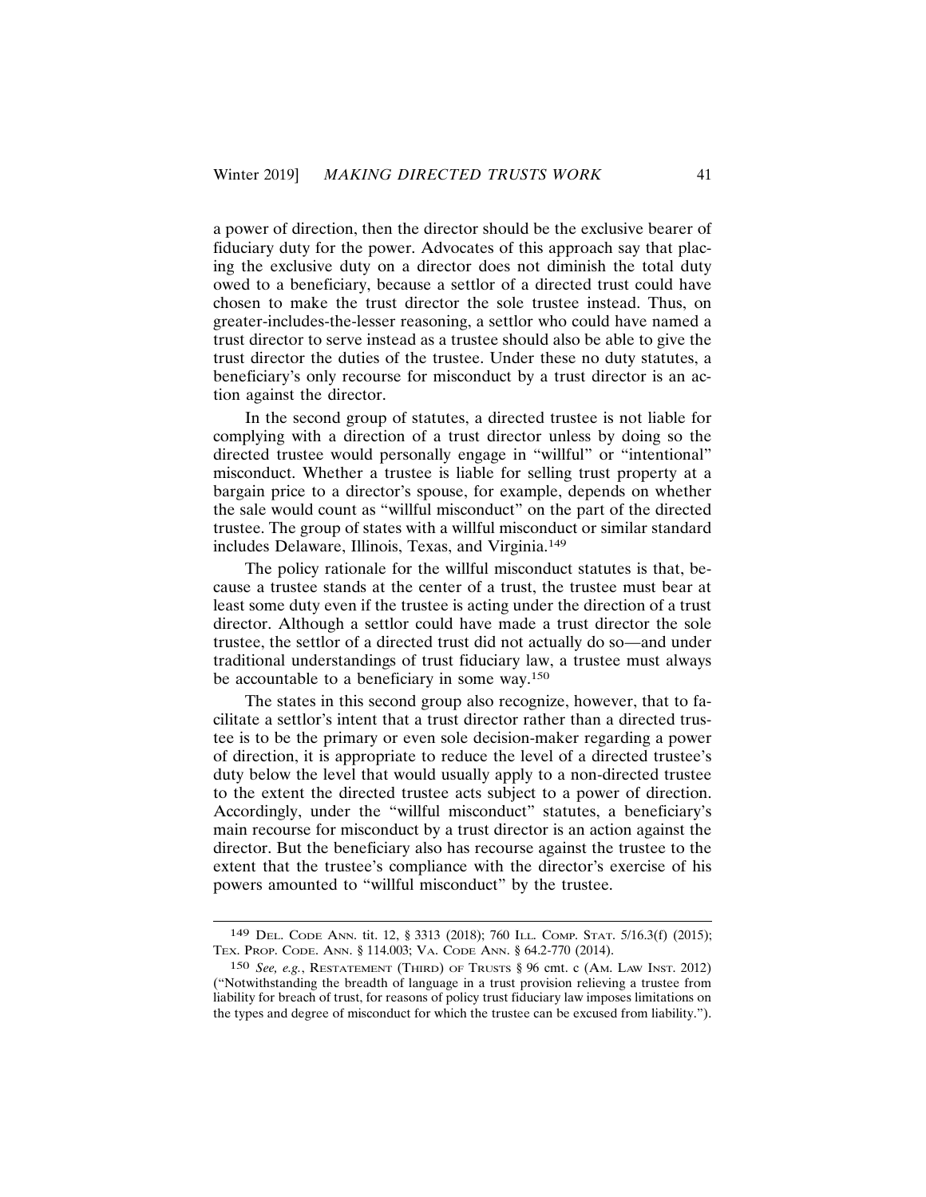a power of direction, then the director should be the exclusive bearer of fiduciary duty for the power. Advocates of this approach say that placing the exclusive duty on a director does not diminish the total duty owed to a beneficiary, because a settlor of a directed trust could have chosen to make the trust director the sole trustee instead. Thus, on greater-includes-the-lesser reasoning, a settlor who could have named a trust director to serve instead as a trustee should also be able to give the trust director the duties of the trustee. Under these no duty statutes, a beneficiary's only recourse for misconduct by a trust director is an action against the director.

In the second group of statutes, a directed trustee is not liable for complying with a direction of a trust director unless by doing so the directed trustee would personally engage in "willful" or "intentional" misconduct. Whether a trustee is liable for selling trust property at a bargain price to a director's spouse, for example, depends on whether the sale would count as "willful misconduct" on the part of the directed trustee. The group of states with a willful misconduct or similar standard includes Delaware, Illinois, Texas, and Virginia.[149]

The policy rationale for the willful misconduct statutes is that, because a trustee stands at the center of a trust, the trustee must bear at least some duty even if the trustee is acting under the direction of a trust director. Although a settlor could have made a trust director the sole trustee, the settlor of a directed trust did not actually do so—and under traditional understandings of trust fiduciary law, a trustee must always be accountable to a beneficiary in some way.[150]

The states in this second group also recognize, however, that to facilitate a settlor's intent that a trust director rather than a directed trustee is to be the primary or even sole decision-maker regarding a power of direction, it is appropriate to reduce the level of a directed trustee's duty below the level that would usually apply to a non-directed trustee to the extent the directed trustee acts subject to a power of direction. Accordingly, under the "willful misconduct" statutes, a beneficiary's main recourse for misconduct by a trust director is an action against the director. But the beneficiary also has recourse against the trustee to the extent that the trustee's compliance with the director's exercise of his powers amounted to "willful misconduct" by the trustee.

---

[149] Del. Code Ann. tit. 12, § 3313 (2018); 760 Ill. Comp. Stat. 5/16.3(f) (2015); Tex. Prop. Code. Ann. § 114.003; Va. Code Ann. § 64.2-770 (2014).

[150] *See, e.g.*, Restatement (Third) of Trusts § 96 cmt. c (Am. Law Inst. 2012) ("Notwithstanding the breadth of language in a trust provision relieving a trustee from liability for breach of trust, for reasons of policy trust fiduciary law imposes limitations on the types and degree of misconduct for which the trustee can be excused from liability.").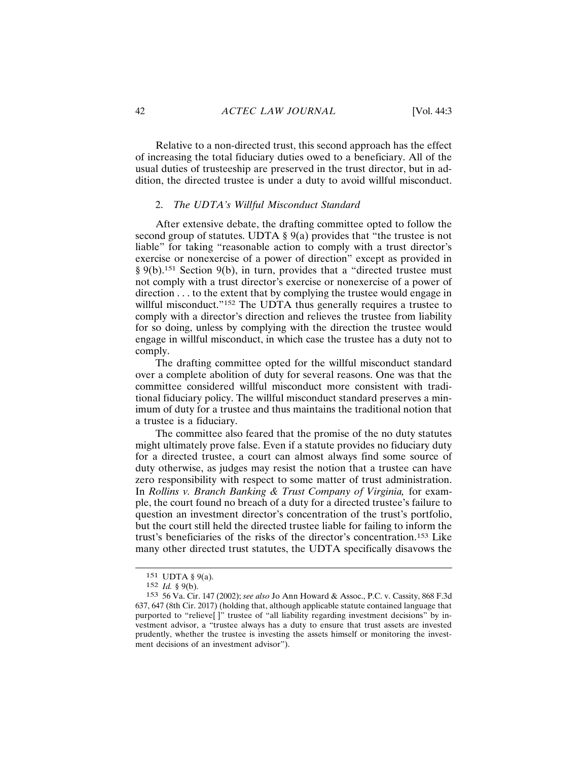Relative to a non-directed trust, this second approach has the effect of increasing the total fiduciary duties owed to a beneficiary. All of the usual duties of trusteeship are preserved in the trust director, but in addition, the directed trustee is under a duty to avoid willful misconduct.

### 2. *The UDTA's Willful Misconduct Standard*

After extensive debate, the drafting committee opted to follow the second group of statutes. UDTA § 9(a) provides that "the trustee is not liable" for taking "reasonable action to comply with a trust director's exercise or nonexercise of a power of direction" except as provided in § 9(b).[151] Section 9(b), in turn, provides that a "directed trustee must not comply with a trust director's exercise or nonexercise of a power of direction . . . to the extent that by complying the trustee would engage in willful misconduct."[152] The UDTA thus generally requires a trustee to comply with a director's direction and relieves the trustee from liability for so doing, unless by complying with the direction the trustee would engage in willful misconduct, in which case the trustee has a duty not to comply.

The drafting committee opted for the willful misconduct standard over a complete abolition of duty for several reasons. One was that the committee considered willful misconduct more consistent with traditional fiduciary policy. The willful misconduct standard preserves a minimum of duty for a trustee and thus maintains the traditional notion that a trustee is a fiduciary.

The committee also feared that the promise of the no duty statutes might ultimately prove false. Even if a statute provides no fiduciary duty for a directed trustee, a court can almost always find some source of duty otherwise, as judges may resist the notion that a trustee can have zero responsibility with respect to some matter of trust administration. In *Rollins v. Branch Banking & Trust Company of Virginia,* for example, the court found no breach of a duty for a directed trustee's failure to question an investment director's concentration of the trust's portfolio, but the court still held the directed trustee liable for failing to inform the trust's beneficiaries of the risks of the director's concentration.[153] Like many other directed trust statutes, the UDTA specifically disavows the

---

[151] UDTA § 9(a).

[152] *Id.* § 9(b).

[153] 56 Va. Cir. 147 (2002); *see also* Jo Ann Howard & Assoc., P.C. v. Cassity, 868 F.3d 637, 647 (8th Cir. 2017) (holding that, although applicable statute contained language that purported to "relieve[ ]" trustee of "all liability regarding investment decisions" by investment advisor, a "trustee always has a duty to ensure that trust assets are invested prudently, whether the trustee is investing the assets himself or monitoring the investment decisions of an investment advisor").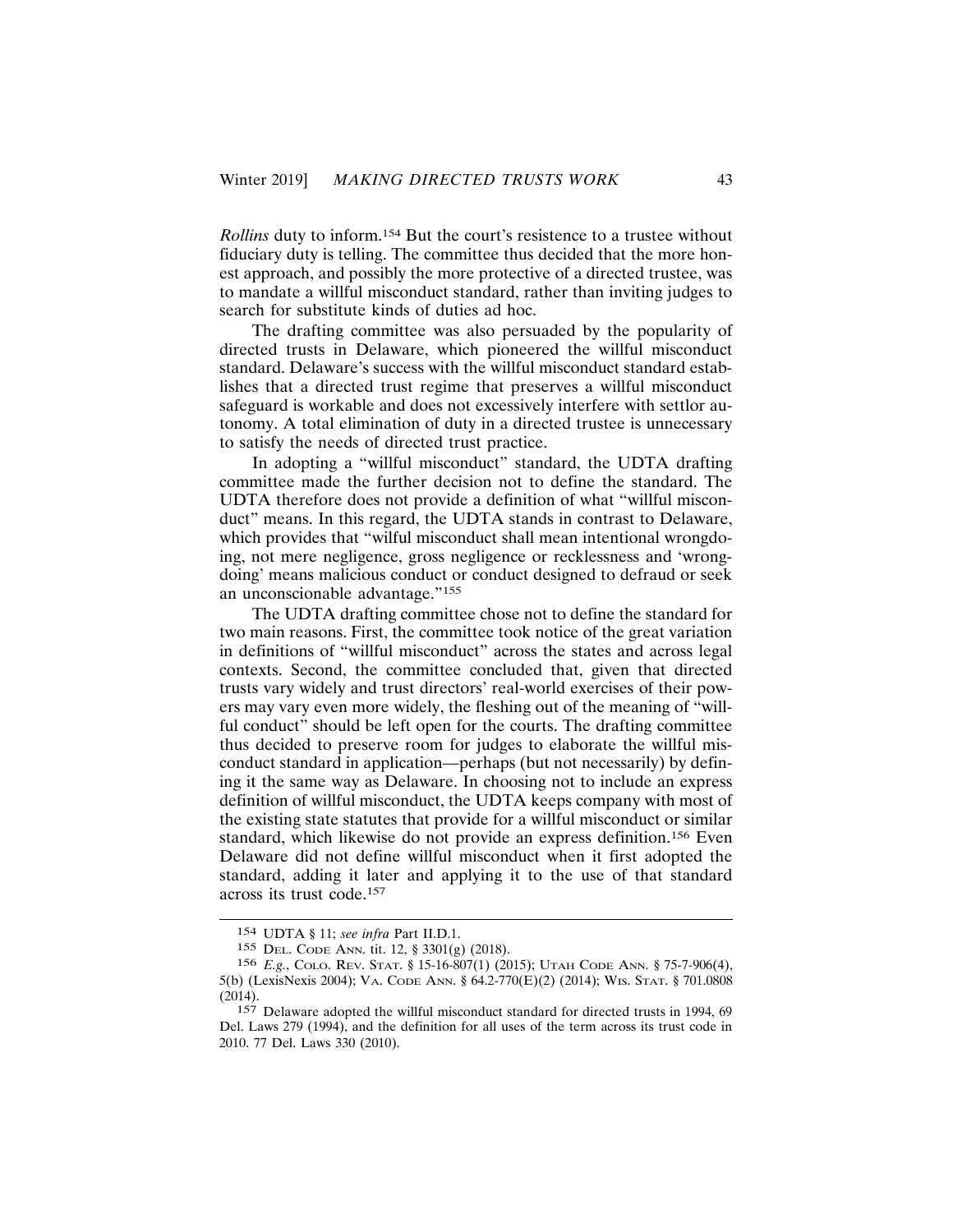*Rollins* duty to inform.[154] But the court's resistence to a trustee without fiduciary duty is telling. The committee thus decided that the more honest approach, and possibly the more protective of a directed trustee, was to mandate a willful misconduct standard, rather than inviting judges to search for substitute kinds of duties ad hoc.

The drafting committee was also persuaded by the popularity of directed trusts in Delaware, which pioneered the willful misconduct standard. Delaware's success with the willful misconduct standard establishes that a directed trust regime that preserves a willful misconduct safeguard is workable and does not excessively interfere with settlor autonomy. A total elimination of duty in a directed trustee is unnecessary to satisfy the needs of directed trust practice.

In adopting a "willful misconduct" standard, the UDTA drafting committee made the further decision not to define the standard. The UDTA therefore does not provide a definition of what "willful misconduct" means. In this regard, the UDTA stands in contrast to Delaware, which provides that "wilful misconduct shall mean intentional wrongdoing, not mere negligence, gross negligence or recklessness and 'wrongdoing' means malicious conduct or conduct designed to defraud or seek an unconscionable advantage."[155]

The UDTA drafting committee chose not to define the standard for two main reasons. First, the committee took notice of the great variation in definitions of "willful misconduct" across the states and across legal contexts. Second, the committee concluded that, given that directed trusts vary widely and trust directors' real-world exercises of their powers may vary even more widely, the fleshing out of the meaning of "willful conduct" should be left open for the courts. The drafting committee thus decided to preserve room for judges to elaborate the willful misconduct standard in application—perhaps (but not necessarily) by defining it the same way as Delaware. In choosing not to include an express definition of willful misconduct, the UDTA keeps company with most of the existing state statutes that provide for a willful misconduct or similar standard, which likewise do not provide an express definition.[156] Even Delaware did not define willful misconduct when it first adopted the standard, adding it later and applying it to the use of that standard across its trust code.[157]

---

[154] UDTA § 11; *see infra* Part II.D.1.

[155] DEL. CODE ANN. tit. 12, § 3301(g) (2018).

[156] *E.g.*, COLO. REV. STAT. § 15-16-807(1) (2015); UTAH CODE ANN. § 75-7-906(4), 5(b) (LexisNexis 2004); VA. CODE ANN. § 64.2-770(E)(2) (2014); WIS. STAT. § 701.0808 (2014).

[157] Delaware adopted the willful misconduct standard for directed trusts in 1994, 69 Del. Laws 279 (1994), and the definition for all uses of the term across its trust code in 2010. 77 Del. Laws 330 (2010).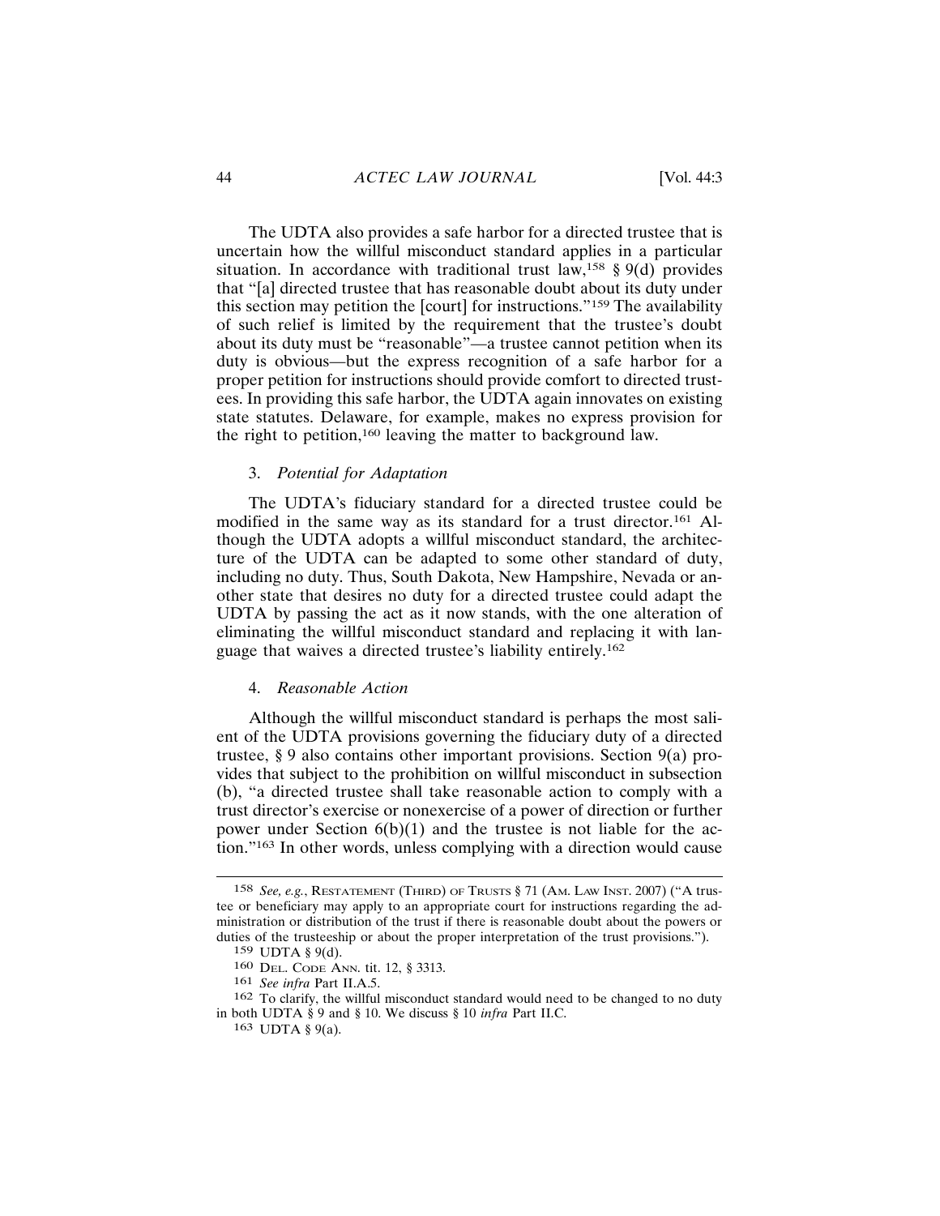The UDTA also provides a safe harbor for a directed trustee that is uncertain how the willful misconduct standard applies in a particular situation. In accordance with traditional trust law,[158] § 9(d) provides that "[a] directed trustee that has reasonable doubt about its duty under this section may petition the [court] for instructions."[159] The availability of such relief is limited by the requirement that the trustee's doubt about its duty must be "reasonable"—a trustee cannot petition when its duty is obvious—but the express recognition of a safe harbor for a proper petition for instructions should provide comfort to directed trustees. In providing this safe harbor, the UDTA again innovates on existing state statutes. Delaware, for example, makes no express provision for the right to petition,[160] leaving the matter to background law.

### 3. *Potential for Adaptation*

The UDTA's fiduciary standard for a directed trustee could be modified in the same way as its standard for a trust director.[161] Although the UDTA adopts a willful misconduct standard, the architecture of the UDTA can be adapted to some other standard of duty, including no duty. Thus, South Dakota, New Hampshire, Nevada or another state that desires no duty for a directed trustee could adapt the UDTA by passing the act as it now stands, with the one alteration of eliminating the willful misconduct standard and replacing it with language that waives a directed trustee's liability entirely.[162]

### 4. *Reasonable Action*

Although the willful misconduct standard is perhaps the most salient of the UDTA provisions governing the fiduciary duty of a directed trustee, § 9 also contains other important provisions. Section 9(a) provides that subject to the prohibition on willful misconduct in subsection (b), "a directed trustee shall take reasonable action to comply with a trust director's exercise or nonexercise of a power of direction or further power under Section 6(b)(1) and the trustee is not liable for the action."[163] In other words, unless complying with a direction would cause

---

158 *See, e.g.*, RESTATEMENT (THIRD) OF TRUSTS § 71 (AM. LAW INST. 2007) ("A trustee or beneficiary may apply to an appropriate court for instructions regarding the administration or distribution of the trust if there is reasonable doubt about the powers or duties of the trusteeship or about the proper interpretation of the trust provisions.").

159 UDTA § 9(d).

160 DEL. CODE ANN. tit. 12, § 3313.

161 *See infra* Part II.A.5.

162 To clarify, the willful misconduct standard would need to be changed to no duty in both UDTA § 9 and § 10. We discuss § 10 *infra* Part II.C.

163 UDTA § 9(a).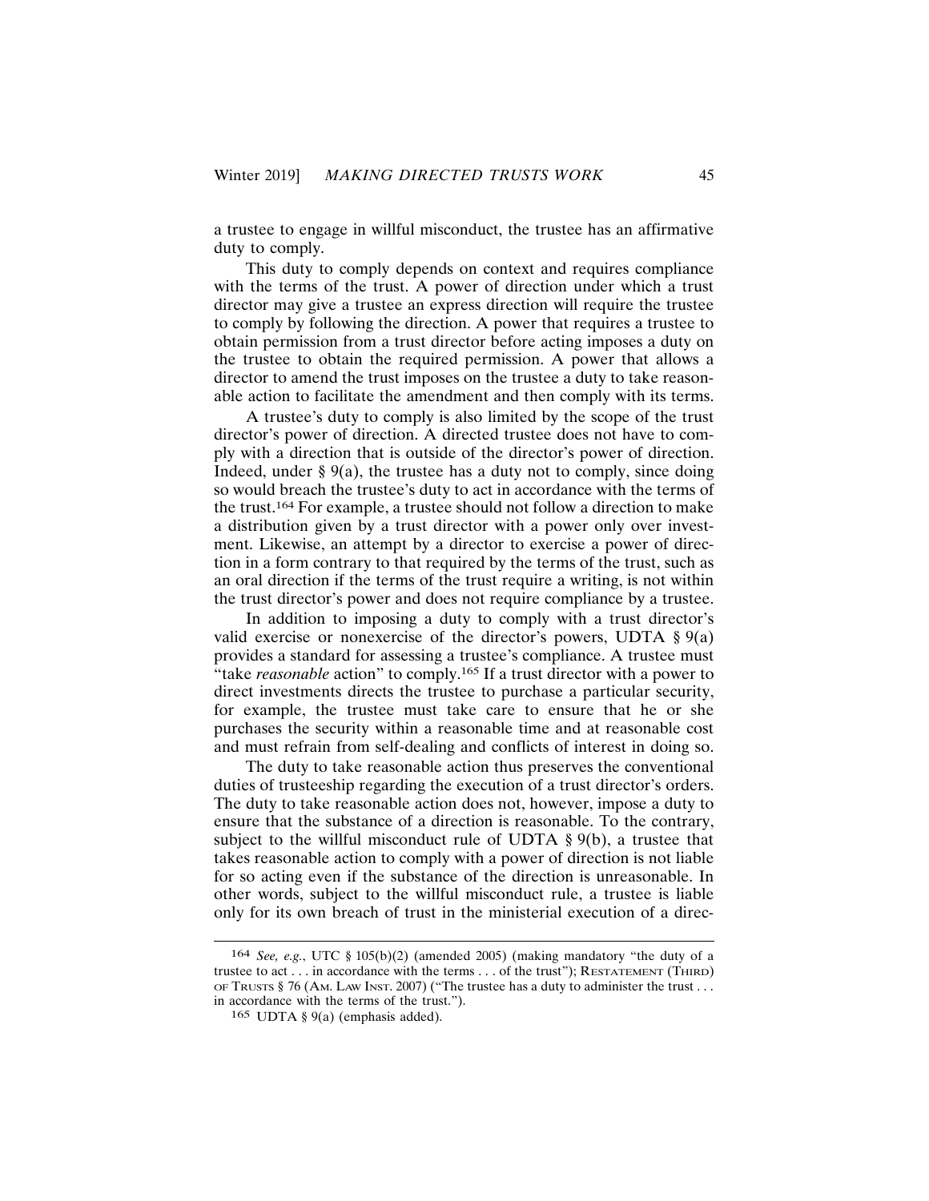a trustee to engage in willful misconduct, the trustee has an affirmative duty to comply.

This duty to comply depends on context and requires compliance with the terms of the trust. A power of direction under which a trust director may give a trustee an express direction will require the trustee to comply by following the direction. A power that requires a trustee to obtain permission from a trust director before acting imposes a duty on the trustee to obtain the required permission. A power that allows a director to amend the trust imposes on the trustee a duty to take reasonable action to facilitate the amendment and then comply with its terms.

A trustee's duty to comply is also limited by the scope of the trust director's power of direction. A directed trustee does not have to comply with a direction that is outside of the director's power of direction. Indeed, under § 9(a), the trustee has a duty not to comply, since doing so would breach the trustee's duty to act in accordance with the terms of the trust.[164] For example, a trustee should not follow a direction to make a distribution given by a trust director with a power only over investment. Likewise, an attempt by a director to exercise a power of direction in a form contrary to that required by the terms of the trust, such as an oral direction if the terms of the trust require a writing, is not within the trust director's power and does not require compliance by a trustee.

In addition to imposing a duty to comply with a trust director's valid exercise or nonexercise of the director's powers, UDTA § 9(a) provides a standard for assessing a trustee's compliance. A trustee must "take *reasonable* action" to comply.[165] If a trust director with a power to direct investments directs the trustee to purchase a particular security, for example, the trustee must take care to ensure that he or she purchases the security within a reasonable time and at reasonable cost and must refrain from self-dealing and conflicts of interest in doing so.

The duty to take reasonable action thus preserves the conventional duties of trusteeship regarding the execution of a trust director's orders. The duty to take reasonable action does not, however, impose a duty to ensure that the substance of a direction is reasonable. To the contrary, subject to the willful misconduct rule of UDTA § 9(b), a trustee that takes reasonable action to comply with a power of direction is not liable for so acting even if the substance of the direction is unreasonable. In other words, subject to the willful misconduct rule, a trustee is liable only for its own breach of trust in the ministerial execution of a direc-

---

164 *See, e.g.*, UTC § 105(b)(2) (amended 2005) (making mandatory "the duty of a trustee to act . . . in accordance with the terms . . . of the trust"); RESTATEMENT (THIRD) OF TRUSTS § 76 (AM. LAW INST. 2007) ("The trustee has a duty to administer the trust . . . in accordance with the terms of the trust.").

165 UDTA § 9(a) (emphasis added).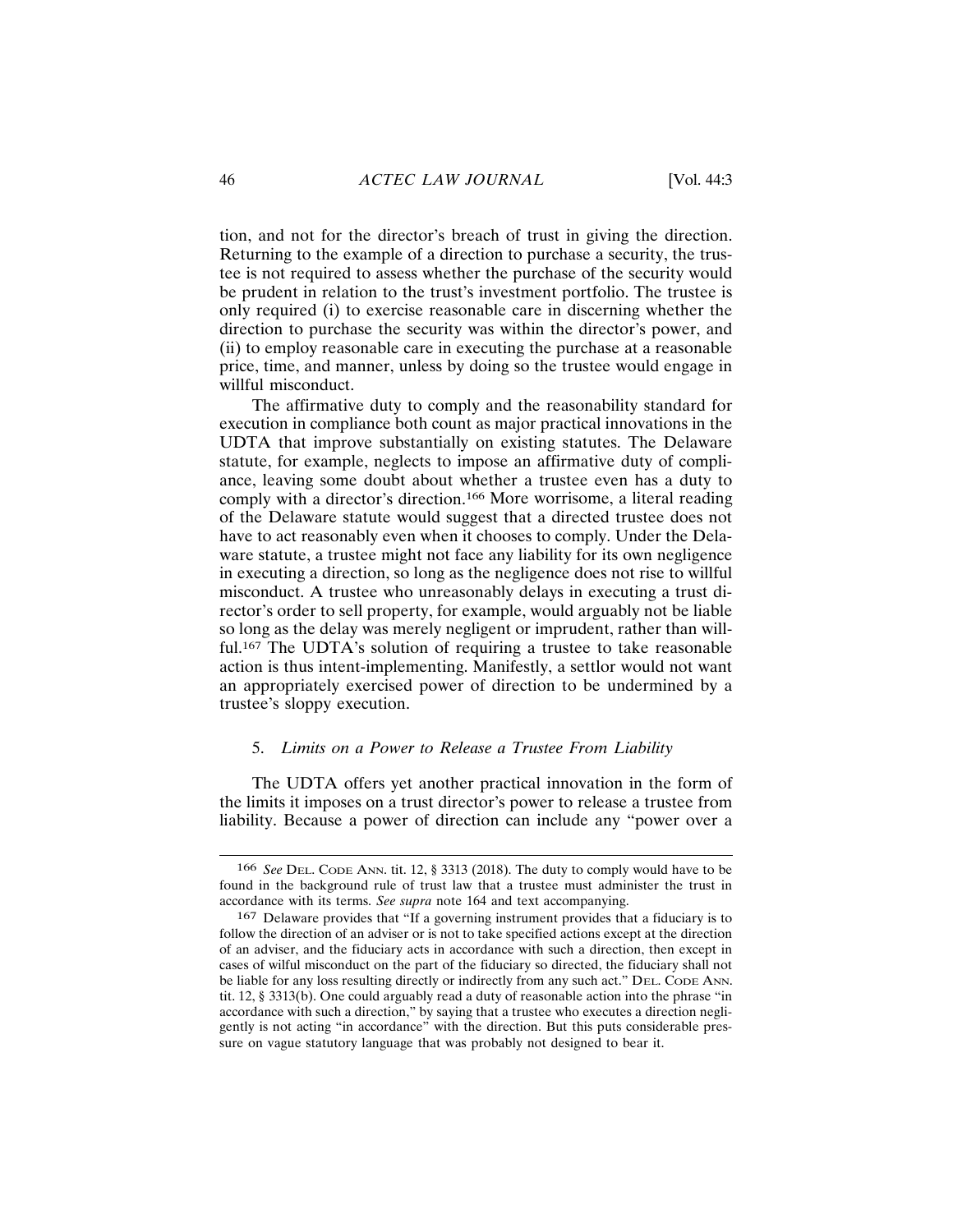tion, and not for the director's breach of trust in giving the direction. Returning to the example of a direction to purchase a security, the trustee is not required to assess whether the purchase of the security would be prudent in relation to the trust's investment portfolio. The trustee is only required (i) to exercise reasonable care in discerning whether the direction to purchase the security was within the director's power, and (ii) to employ reasonable care in executing the purchase at a reasonable price, time, and manner, unless by doing so the trustee would engage in willful misconduct.

The affirmative duty to comply and the reasonability standard for execution in compliance both count as major practical innovations in the UDTA that improve substantially on existing statutes. The Delaware statute, for example, neglects to impose an affirmative duty of compliance, leaving some doubt about whether a trustee even has a duty to comply with a director's direction.[166] More worrisome, a literal reading of the Delaware statute would suggest that a directed trustee does not have to act reasonably even when it chooses to comply. Under the Delaware statute, a trustee might not face any liability for its own negligence in executing a direction, so long as the negligence does not rise to willful misconduct. A trustee who unreasonably delays in executing a trust director's order to sell property, for example, would arguably not be liable so long as the delay was merely negligent or imprudent, rather than willful.[167] The UDTA's solution of requiring a trustee to take reasonable action is thus intent-implementing. Manifestly, a settlor would not want an appropriately exercised power of direction to be undermined by a trustee's sloppy execution.

### 5. *Limits on a Power to Release a Trustee From Liability*

The UDTA offers yet another practical innovation in the form of the limits it imposes on a trust director's power to release a trustee from liability. Because a power of direction can include any "power over a

---

166 *See* Del. Code Ann. tit. 12, § 3313 (2018). The duty to comply would have to be found in the background rule of trust law that a trustee must administer the trust in accordance with its terms. *See supra* note 164 and text accompanying.

167 Delaware provides that "If a governing instrument provides that a fiduciary is to follow the direction of an adviser or is not to take specified actions except at the direction of an adviser, and the fiduciary acts in accordance with such a direction, then except in cases of wilful misconduct on the part of the fiduciary so directed, the fiduciary shall not be liable for any loss resulting directly or indirectly from any such act." Del. Code Ann. tit. 12, § 3313(b). One could arguably read a duty of reasonable action into the phrase "in accordance with such a direction," by saying that a trustee who executes a direction negligently is not acting "in accordance" with the direction. But this puts considerable pressure on vague statutory language that was probably not designed to bear it.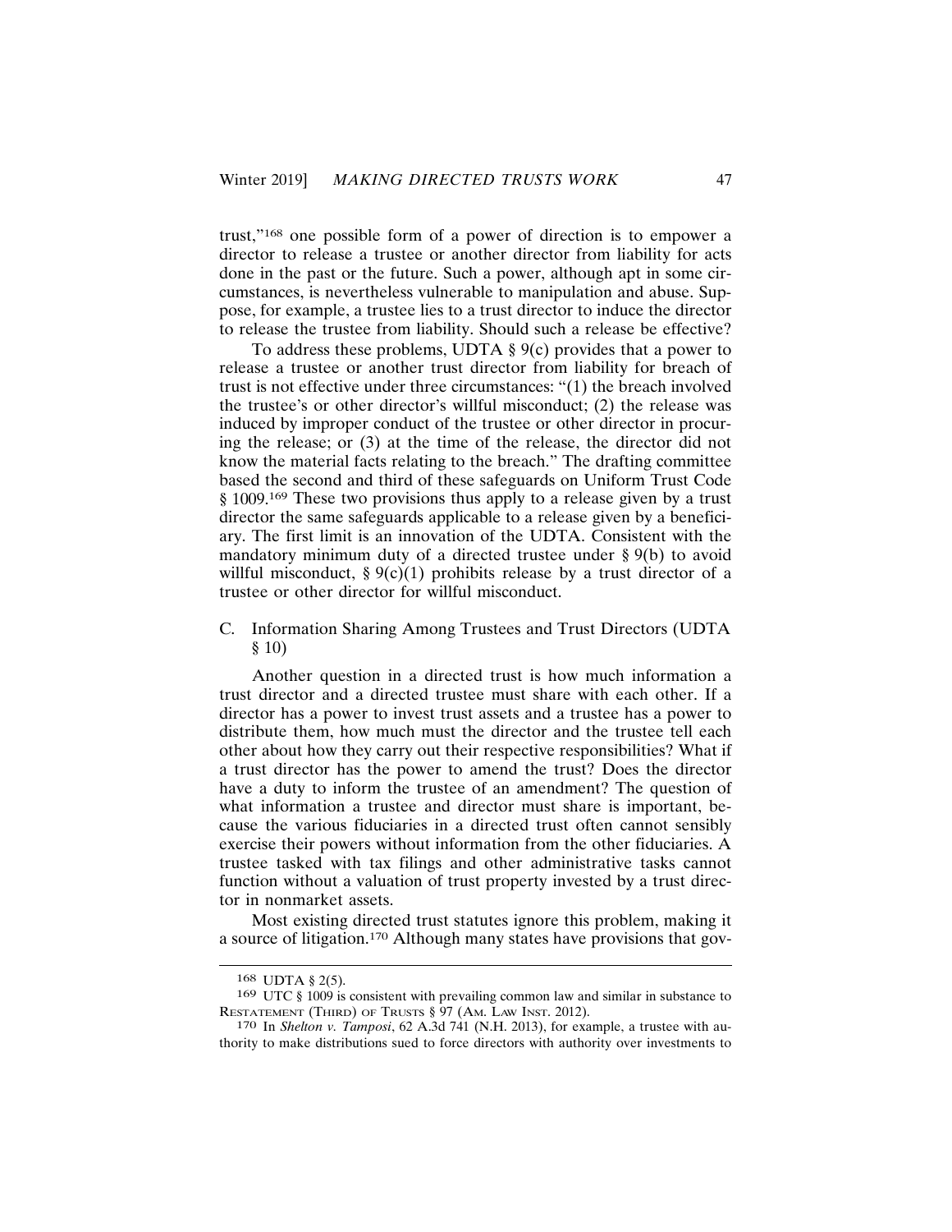trust,"[168] one possible form of a power of direction is to empower a director to release a trustee or another director from liability for acts done in the past or the future. Such a power, although apt in some circumstances, is nevertheless vulnerable to manipulation and abuse. Suppose, for example, a trustee lies to a trust director to induce the director to release the trustee from liability. Should such a release be effective?

To address these problems, UDTA § 9(c) provides that a power to release a trustee or another trust director from liability for breach of trust is not effective under three circumstances: "(1) the breach involved the trustee's or other director's willful misconduct; (2) the release was induced by improper conduct of the trustee or other director in procuring the release; or (3) at the time of the release, the director did not know the material facts relating to the breach." The drafting committee based the second and third of these safeguards on Uniform Trust Code § 1009.[169] These two provisions thus apply to a release given by a trust director the same safeguards applicable to a release given by a beneficiary. The first limit is an innovation of the UDTA. Consistent with the mandatory minimum duty of a directed trustee under § 9(b) to avoid willful misconduct, § 9(c)(1) prohibits release by a trust director of a trustee or other director for willful misconduct.

### C. Information Sharing Among Trustees and Trust Directors (UDTA § 10)

Another question in a directed trust is how much information a trust director and a directed trustee must share with each other. If a director has a power to invest trust assets and a trustee has a power to distribute them, how much must the director and the trustee tell each other about how they carry out their respective responsibilities? What if a trust director has the power to amend the trust? Does the director have a duty to inform the trustee of an amendment? The question of what information a trustee and director must share is important, because the various fiduciaries in a directed trust often cannot sensibly exercise their powers without information from the other fiduciaries. A trustee tasked with tax filings and other administrative tasks cannot function without a valuation of trust property invested by a trust director in nonmarket assets.

Most existing directed trust statutes ignore this problem, making it a source of litigation.[170] Although many states have provisions that gov-

---

[168] UDTA § 2(5).

[169] UTC § 1009 is consistent with prevailing common law and similar in substance to RESTATEMENT (THIRD) OF TRUSTS § 97 (AM. LAW INST. 2012).

[170] In *Shelton v. Tamposi*, 62 A.3d 741 (N.H. 2013), for example, a trustee with authority to make distributions sued to force directors with authority over investments to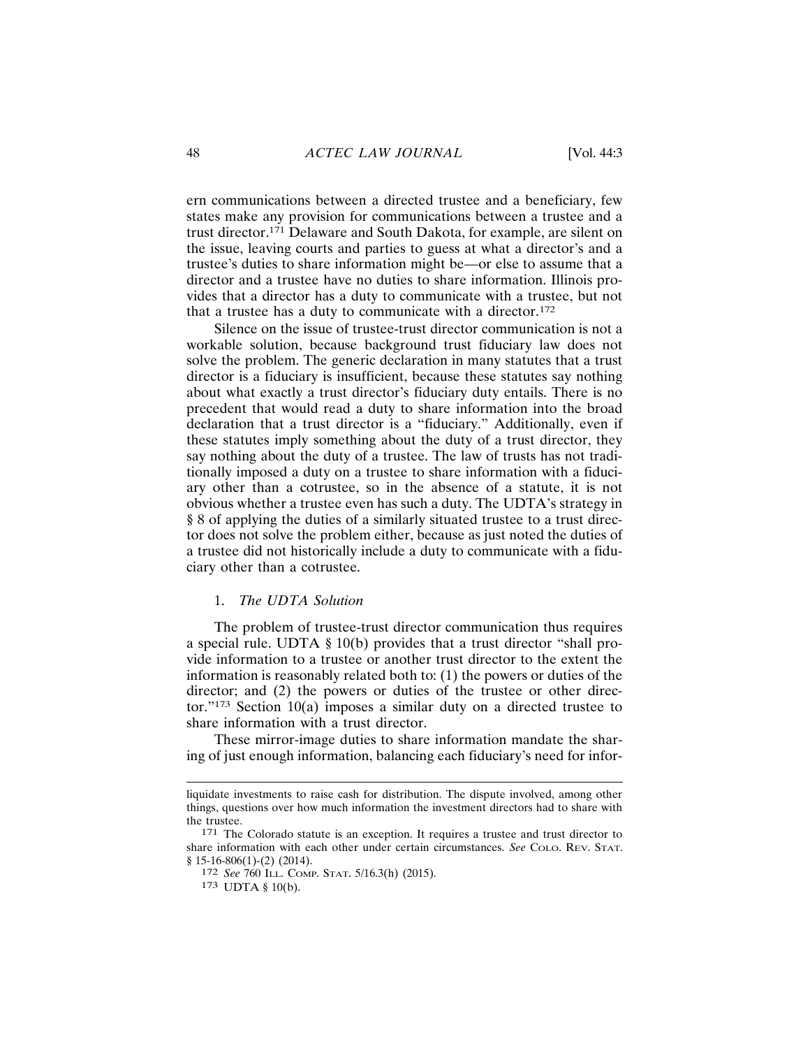ern communications between a directed trustee and a beneficiary, few states make any provision for communications between a trustee and a trust director.[171] Delaware and South Dakota, for example, are silent on the issue, leaving courts and parties to guess at what a director's and a trustee's duties to share information might be—or else to assume that a director and a trustee have no duties to share information. Illinois provides that a director has a duty to communicate with a trustee, but not that a trustee has a duty to communicate with a director.[172]

Silence on the issue of trustee-trust director communication is not a workable solution, because background trust fiduciary law does not solve the problem. The generic declaration in many statutes that a trust director is a fiduciary is insufficient, because these statutes say nothing about what exactly a trust director's fiduciary duty entails. There is no precedent that would read a duty to share information into the broad declaration that a trust director is a "fiduciary." Additionally, even if these statutes imply something about the duty of a trust director, they say nothing about the duty of a trustee. The law of trusts has not traditionally imposed a duty on a trustee to share information with a fiduciary other than a cotrustee, so in the absence of a statute, it is not obvious whether a trustee even has such a duty. The UDTA's strategy in § 8 of applying the duties of a similarly situated trustee to a trust director does not solve the problem either, because as just noted the duties of a trustee did not historically include a duty to communicate with a fiduciary other than a cotrustee.

### 1. *The UDTA Solution*

The problem of trustee-trust director communication thus requires a special rule. UDTA § 10(b) provides that a trust director "shall provide information to a trustee or another trust director to the extent the information is reasonably related both to: (1) the powers or duties of the director; and (2) the powers or duties of the trustee or other director."[173] Section 10(a) imposes a similar duty on a directed trustee to share information with a trust director.

These mirror-image duties to share information mandate the sharing of just enough information, balancing each fiduciary's need for infor-

---

liquidate investments to raise cash for distribution. The dispute involved, among other things, questions over how much information the investment directors had to share with the trustee.

[171] The Colorado statute is an exception. It requires a trustee and trust director to share information with each other under certain circumstances. *See* COLO. REV. STAT. § 15-16-806(1)-(2) (2014).

[172] *See* 760 ILL. COMP. STAT. 5/16.3(h) (2015).

[173] UDTA § 10(b).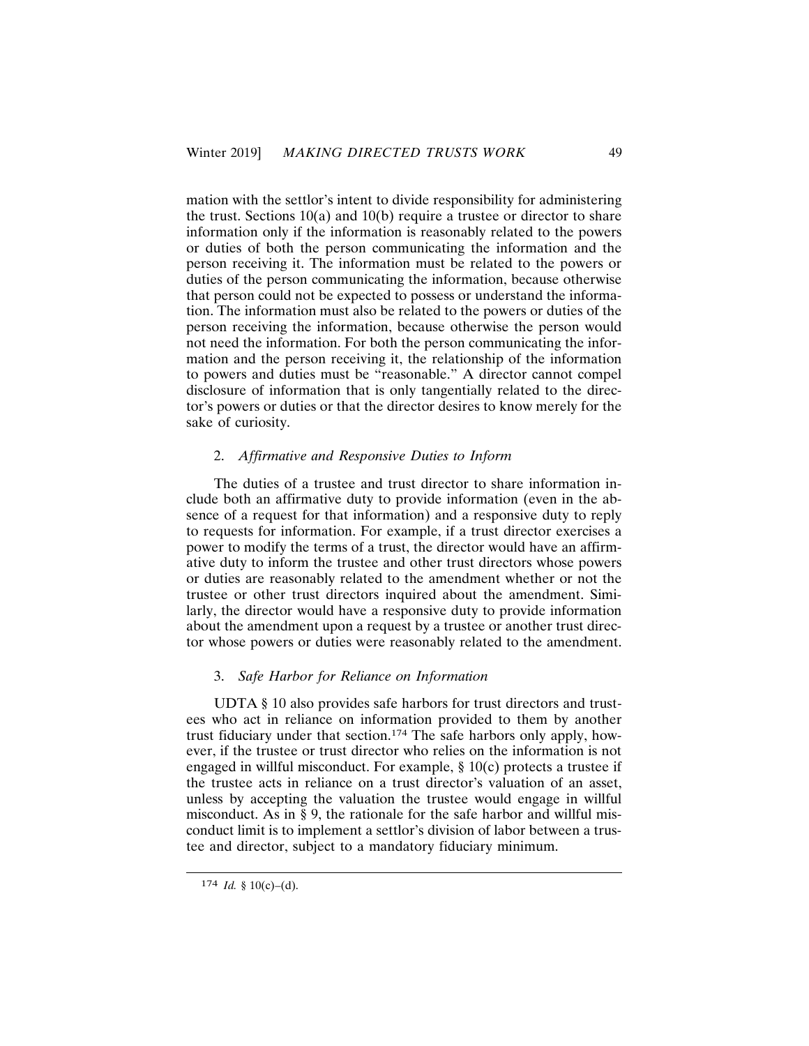mation with the settlor's intent to divide responsibility for administering the trust. Sections 10(a) and 10(b) require a trustee or director to share information only if the information is reasonably related to the powers or duties of both the person communicating the information and the person receiving it. The information must be related to the powers or duties of the person communicating the information, because otherwise that person could not be expected to possess or understand the information. The information must also be related to the powers or duties of the person receiving the information, because otherwise the person would not need the information. For both the person communicating the information and the person receiving it, the relationship of the information to powers and duties must be "reasonable." A director cannot compel disclosure of information that is only tangentially related to the director's powers or duties or that the director desires to know merely for the sake of curiosity.

### 2. *Affirmative and Responsive Duties to Inform*

The duties of a trustee and trust director to share information include both an affirmative duty to provide information (even in the absence of a request for that information) and a responsive duty to reply to requests for information. For example, if a trust director exercises a power to modify the terms of a trust, the director would have an affirmative duty to inform the trustee and other trust directors whose powers or duties are reasonably related to the amendment whether or not the trustee or other trust directors inquired about the amendment. Similarly, the director would have a responsive duty to provide information about the amendment upon a request by a trustee or another trust director whose powers or duties were reasonably related to the amendment.

### 3. *Safe Harbor for Reliance on Information*

UDTA § 10 also provides safe harbors for trust directors and trustees who act in reliance on information provided to them by another trust fiduciary under that section.[174] The safe harbors only apply, however, if the trustee or trust director who relies on the information is not engaged in willful misconduct. For example, § 10(c) protects a trustee if the trustee acts in reliance on a trust director's valuation of an asset, unless by accepting the valuation the trustee would engage in willful misconduct. As in § 9, the rationale for the safe harbor and willful misconduct limit is to implement a settlor's division of labor between a trustee and director, subject to a mandatory fiduciary minimum.

---

[174] *Id.* § 10(c)–(d).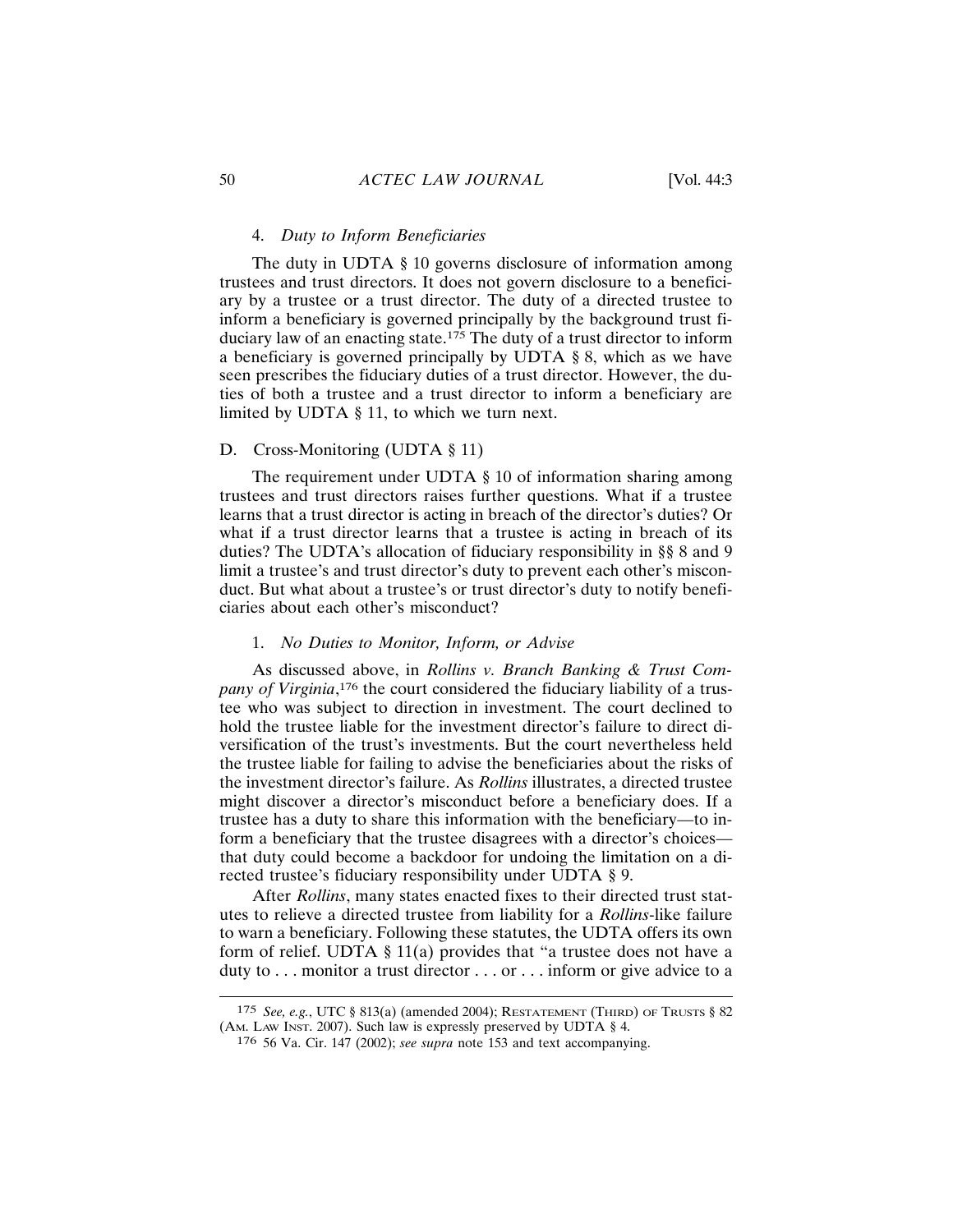### 4. *Duty to Inform Beneficiaries*

The duty in UDTA § 10 governs disclosure of information among trustees and trust directors. It does not govern disclosure to a beneficiary by a trustee or a trust director. The duty of a directed trustee to inform a beneficiary is governed principally by the background trust fiduciary law of an enacting state.[175] The duty of a trust director to inform a beneficiary is governed principally by UDTA § 8, which as we have seen prescribes the fiduciary duties of a trust director. However, the duties of both a trustee and a trust director to inform a beneficiary are limited by UDTA § 11, to which we turn next.

## D. Cross-Monitoring (UDTA § 11)

The requirement under UDTA § 10 of information sharing among trustees and trust directors raises further questions. What if a trustee learns that a trust director is acting in breach of the director's duties? Or what if a trust director learns that a trustee is acting in breach of its duties? The UDTA's allocation of fiduciary responsibility in §§ 8 and 9 limit a trustee's and trust director's duty to prevent each other's misconduct. But what about a trustee's or trust director's duty to notify beneficiaries about each other's misconduct?

### 1. *No Duties to Monitor, Inform, or Advise*

As discussed above, in *Rollins v. Branch Banking & Trust Company of Virginia*,[176] the court considered the fiduciary liability of a trustee who was subject to direction in investment. The court declined to hold the trustee liable for the investment director's failure to direct diversification of the trust's investments. But the court nevertheless held the trustee liable for failing to advise the beneficiaries about the risks of the investment director's failure. As *Rollins* illustrates, a directed trustee might discover a director's misconduct before a beneficiary does. If a trustee has a duty to share this information with the beneficiary—to inform a beneficiary that the trustee disagrees with a director's choices—that duty could become a backdoor for undoing the limitation on a directed trustee's fiduciary responsibility under UDTA § 9.

After *Rollins*, many states enacted fixes to their directed trust statutes to relieve a directed trustee from liability for a *Rollins*-like failure to warn a beneficiary. Following these statutes, the UDTA offers its own form of relief. UDTA § 11(a) provides that "a trustee does not have a duty to . . . monitor a trust director . . . or . . . inform or give advice to a

---

[175] *See, e.g.*, UTC § 813(a) (amended 2004); RESTATEMENT (THIRD) OF TRUSTS § 82 (AM. LAW INST. 2007). Such law is expressly preserved by UDTA § 4.

[176] 56 Va. Cir. 147 (2002); *see supra* note 153 and text accompanying.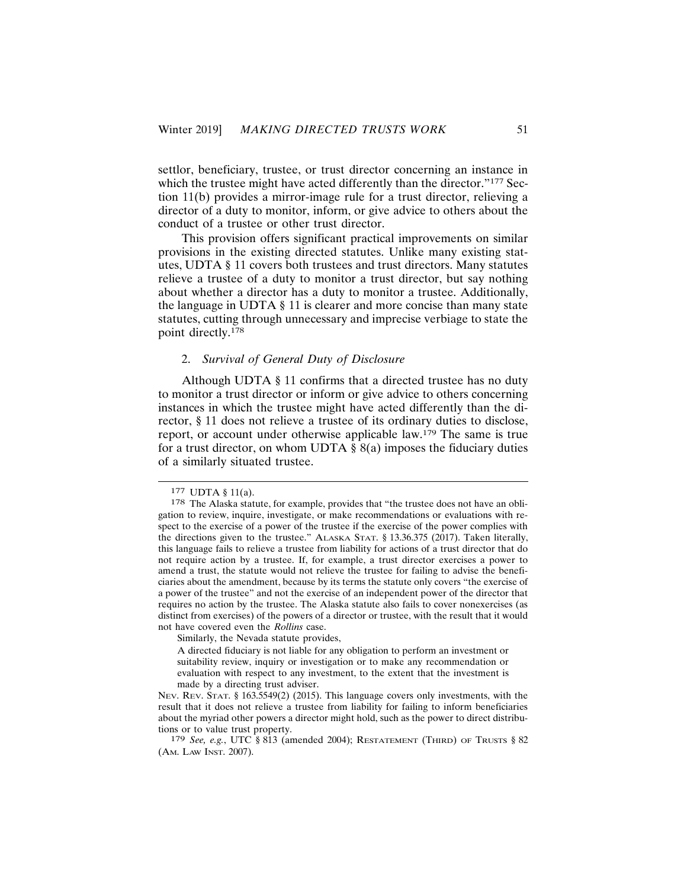settlor, beneficiary, trustee, or trust director concerning an instance in which the trustee might have acted differently than the director."[177] Section 11(b) provides a mirror-image rule for a trust director, relieving a director of a duty to monitor, inform, or give advice to others about the conduct of a trustee or other trust director.

This provision offers significant practical improvements on similar provisions in the existing directed statutes. Unlike many existing statutes, UDTA § 11 covers both trustees and trust directors. Many statutes relieve a trustee of a duty to monitor a trust director, but say nothing about whether a director has a duty to monitor a trustee. Additionally, the language in UDTA § 11 is clearer and more concise than many state statutes, cutting through unnecessary and imprecise verbiage to state the point directly.[178]

### 2. *Survival of General Duty of Disclosure*

Although UDTA § 11 confirms that a directed trustee has no duty to monitor a trust director or inform or give advice to others concerning instances in which the trustee might have acted differently than the director, § 11 does not relieve a trustee of its ordinary duties to disclose, report, or account under otherwise applicable law.[179] The same is true for a trust director, on whom UDTA § 8(a) imposes the fiduciary duties of a similarly situated trustee.

---

177 UDTA § 11(a).

178 The Alaska statute, for example, provides that "the trustee does not have an obligation to review, inquire, investigate, or make recommendations or evaluations with respect to the exercise of a power of the trustee if the exercise of the power complies with the directions given to the trustee." ALASKA STAT. § 13.36.375 (2017). Taken literally, this language fails to relieve a trustee from liability for actions of a trust director that do not require action by a trustee. If, for example, a trust director exercises a power to amend a trust, the statute would not relieve the trustee for failing to advise the beneficiaries about the amendment, because by its terms the statute only covers "the exercise of a power of the trustee" and not the exercise of an independent power of the director that requires no action by the trustee. The Alaska statute also fails to cover nonexercises (as distinct from exercises) of the powers of a director or trustee, with the result that it would not have covered even the *Rollins* case.

Similarly, the Nevada statute provides,

> A directed fiduciary is not liable for any obligation to perform an investment or suitability review, inquiry or investigation or to make any recommendation or evaluation with respect to any investment, to the extent that the investment is made by a directing trust adviser.

NEV. REV. STAT. § 163.5549(2) (2015). This language covers only investments, with the result that it does not relieve a trustee from liability for failing to inform beneficiaries about the myriad other powers a director might hold, such as the power to direct distributions or to value trust property.

179 *See, e.g.*, UTC § 813 (amended 2004); RESTATEMENT (THIRD) OF TRUSTS § 82 (AM. LAW INST. 2007).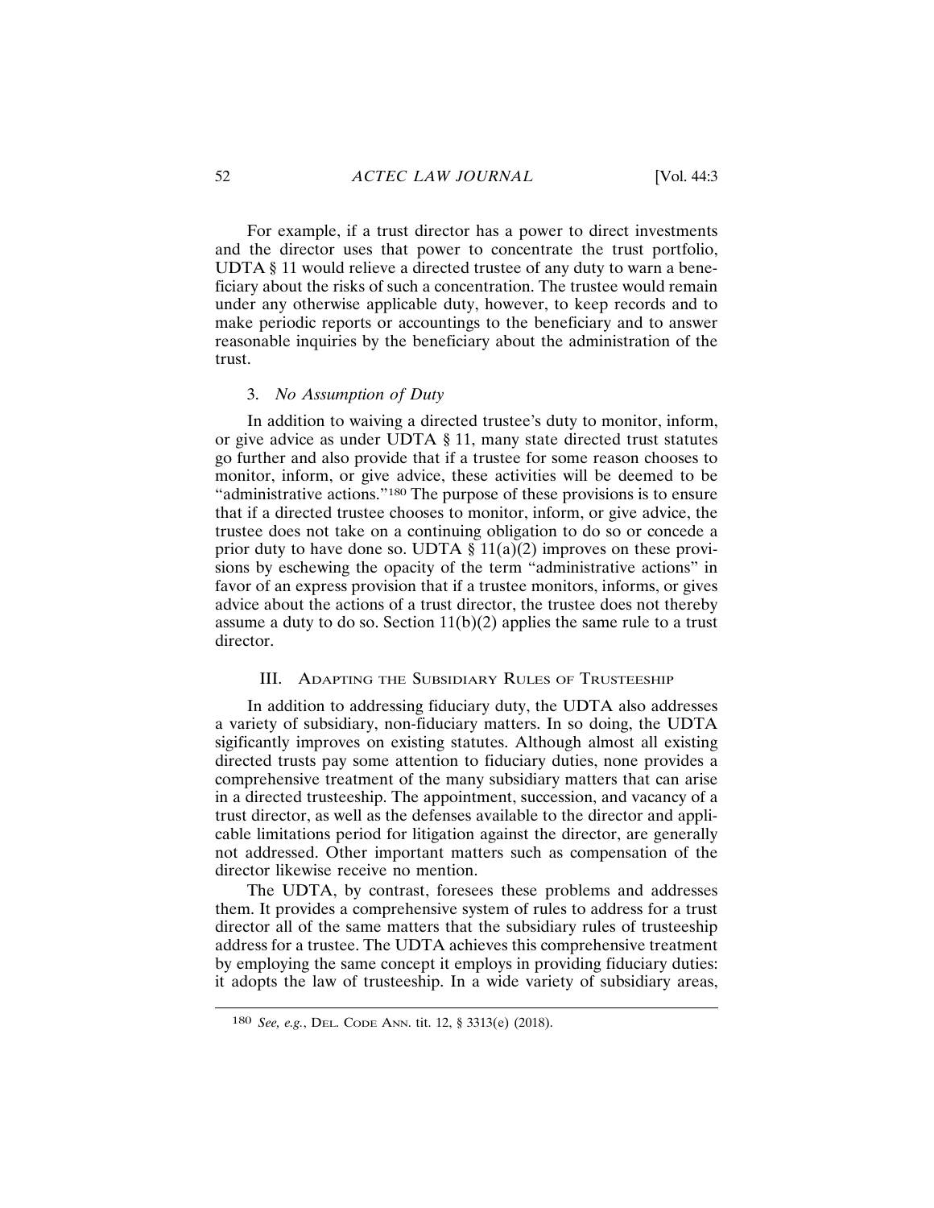For example, if a trust director has a power to direct investments and the director uses that power to concentrate the trust portfolio, UDTA § 11 would relieve a directed trustee of any duty to warn a beneficiary about the risks of such a concentration. The trustee would remain under any otherwise applicable duty, however, to keep records and to make periodic reports or accountings to the beneficiary and to answer reasonable inquiries by the beneficiary about the administration of the trust.

### 3. *No Assumption of Duty*

In addition to waiving a directed trustee's duty to monitor, inform, or give advice as under UDTA § 11, many state directed trust statutes go further and also provide that if a trustee for some reason chooses to monitor, inform, or give advice, these activities will be deemed to be "administrative actions."[180] The purpose of these provisions is to ensure that if a directed trustee chooses to monitor, inform, or give advice, the trustee does not take on a continuing obligation to do so or concede a prior duty to have done so. UDTA § 11(a)(2) improves on these provisions by eschewing the opacity of the term "administrative actions" in favor of an express provision that if a trustee monitors, informs, or gives advice about the actions of a trust director, the trustee does not thereby assume a duty to do so. Section 11(b)(2) applies the same rule to a trust director.

## III. Adapting the Subsidiary Rules of Trusteeship

In addition to addressing fiduciary duty, the UDTA also addresses a variety of subsidiary, non-fiduciary matters. In so doing, the UDTA sigficantly improves on existing statutes. Although almost all existing directed trusts pay some attention to fiduciary duties, none provides a comprehensive treatment of the many subsidiary matters that can arise in a directed trusteeship. The appointment, succession, and vacancy of a trust director, as well as the defenses available to the director and applicable limitations period for litigation against the director, are generally not addressed. Other important matters such as compensation of the director likewise receive no mention.

The UDTA, by contrast, foresees these problems and addresses them. It provides a comprehensive system of rules to address for a trust director all of the same matters that the subsidiary rules of trusteeship address for a trustee. The UDTA achieves this comprehensive treatment by employing the same concept it employs in providing fiduciary duties: it adopts the law of trusteeship. In a wide variety of subsidiary areas,

[180] *See, e.g.*, Del. Code Ann. tit. 12, § 3313(e) (2018).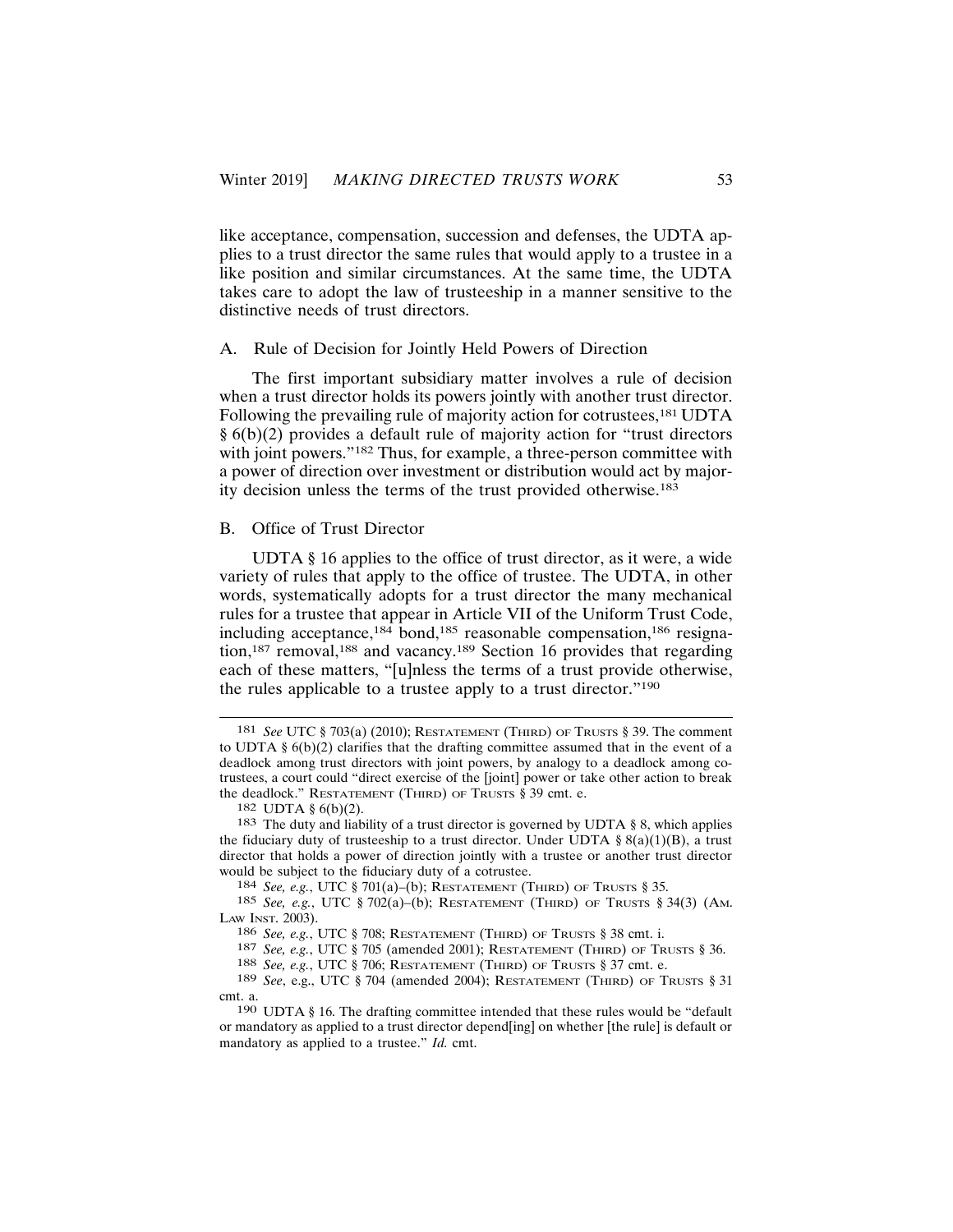like acceptance, compensation, succession and defenses, the UDTA applies to a trust director the same rules that would apply to a trustee in a like position and similar circumstances. At the same time, the UDTA takes care to adopt the law of trusteeship in a manner sensitive to the distinctive needs of trust directors.

## A. Rule of Decision for Jointly Held Powers of Direction

The first important subsidiary matter involves a rule of decision when a trust director holds its powers jointly with another trust director. Following the prevailing rule of majority action for cotrustees,[181] UDTA § 6(b)(2) provides a default rule of majority action for "trust directors with joint powers."[182] Thus, for example, a three-person committee with a power of direction over investment or distribution would act by majority decision unless the terms of the trust provided otherwise.[183]

## B. Office of Trust Director

UDTA § 16 applies to the office of trust director, as it were, a wide variety of rules that apply to the office of trustee. The UDTA, in other words, systematically adopts for a trust director the many mechanical rules for a trustee that appear in Article VII of the Uniform Trust Code, including acceptance,[184] bond,[185] reasonable compensation,[186] resignation,[187] removal,[188] and vacancy.[189] Section 16 provides that regarding each of these matters, "[u]nless the terms of a trust provide otherwise, the rules applicable to a trustee apply to a trust director."[190]

---

181 *See* UTC § 703(a) (2010); Restatement (Third) of Trusts § 39. The comment to UDTA § 6(b)(2) clarifies that the drafting committee assumed that in the event of a deadlock among trust directors with joint powers, by analogy to a deadlock among cotrustees, a court could "direct exercise of the [joint] power or take other action to break the deadlock." Restatement (Third) of Trusts § 39 cmt. e.

182 UDTA § 6(b)(2).

183 The duty and liability of a trust director is governed by UDTA § 8, which applies the fiduciary duty of trusteeship to a trust director. Under UDTA § 8(a)(1)(B), a trust director that holds a power of direction jointly with a trustee or another trust director would be subject to the fiduciary duty of a cotrustee.

184 *See, e.g.*, UTC § 701(a)–(b); Restatement (Third) of Trusts § 35.

185 *See, e.g.*, UTC § 702(a)–(b); Restatement (Third) of Trusts § 34(3) (Am. Law Inst. 2003).

186 *See, e.g.*, UTC § 708; Restatement (Third) of Trusts § 38 cmt. i.

187 *See, e.g.*, UTC § 705 (amended 2001); Restatement (Third) of Trusts § 36.

188 *See, e.g.*, UTC § 706; Restatement (Third) of Trusts § 37 cmt. e.

189 *See*, e.g., UTC § 704 (amended 2004); Restatement (Third) of Trusts § 31 cmt. a.

190 UDTA § 16. The drafting committee intended that these rules would be "default or mandatory as applied to a trust director depend[ing] on whether [the rule] is default or mandatory as applied to a trustee." *Id.* cmt.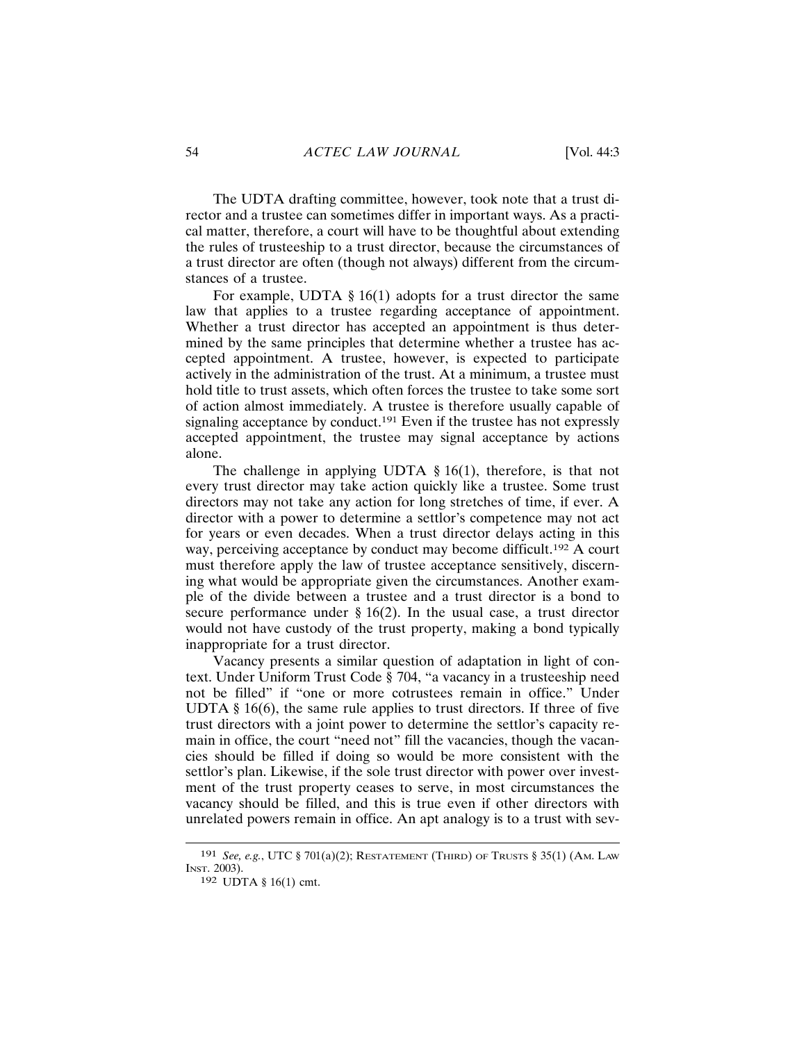The UDTA drafting committee, however, took note that a trust director and a trustee can sometimes differ in important ways. As a practical matter, therefore, a court will have to be thoughtful about extending the rules of trusteeship to a trust director, because the circumstances of a trust director are often (though not always) different from the circumstances of a trustee.

For example, UDTA § 16(1) adopts for a trust director the same law that applies to a trustee regarding acceptance of appointment. Whether a trust director has accepted an appointment is thus determined by the same principles that determine whether a trustee has accepted appointment. A trustee, however, is expected to participate actively in the administration of the trust. At a minimum, a trustee must hold title to trust assets, which often forces the trustee to take some sort of action almost immediately. A trustee is therefore usually capable of signaling acceptance by conduct.[191] Even if the trustee has not expressly accepted appointment, the trustee may signal acceptance by actions alone.

The challenge in applying UDTA § 16(1), therefore, is that not every trust director may take action quickly like a trustee. Some trust directors may not take any action for long stretches of time, if ever. A director with a power to determine a settlor's competence may not act for years or even decades. When a trust director delays acting in this way, perceiving acceptance by conduct may become difficult.[192] A court must therefore apply the law of trustee acceptance sensitively, discerning what would be appropriate given the circumstances. Another example of the divide between a trustee and a trust director is a bond to secure performance under § 16(2). In the usual case, a trust director would not have custody of the trust property, making a bond typically inappropriate for a trust director.

Vacancy presents a similar question of adaptation in light of context. Under Uniform Trust Code § 704, "a vacancy in a trusteeship need not be filled" if "one or more cotrustees remain in office." Under UDTA § 16(6), the same rule applies to trust directors. If three of five trust directors with a joint power to determine the settlor's capacity remain in office, the court "need not" fill the vacancies, though the vacancies should be filled if doing so would be more consistent with the settlor's plan. Likewise, if the sole trust director with power over investment of the trust property ceases to serve, in most circumstances the vacancy should be filled, and this is true even if other directors with unrelated powers remain in office. An apt analogy is to a trust with sev-

---

[191] *See, e.g.*, UTC § 701(a)(2); RESTATEMENT (THIRD) OF TRUSTS § 35(1) (AM. LAW INST. 2003).

[192] UDTA § 16(1) cmt.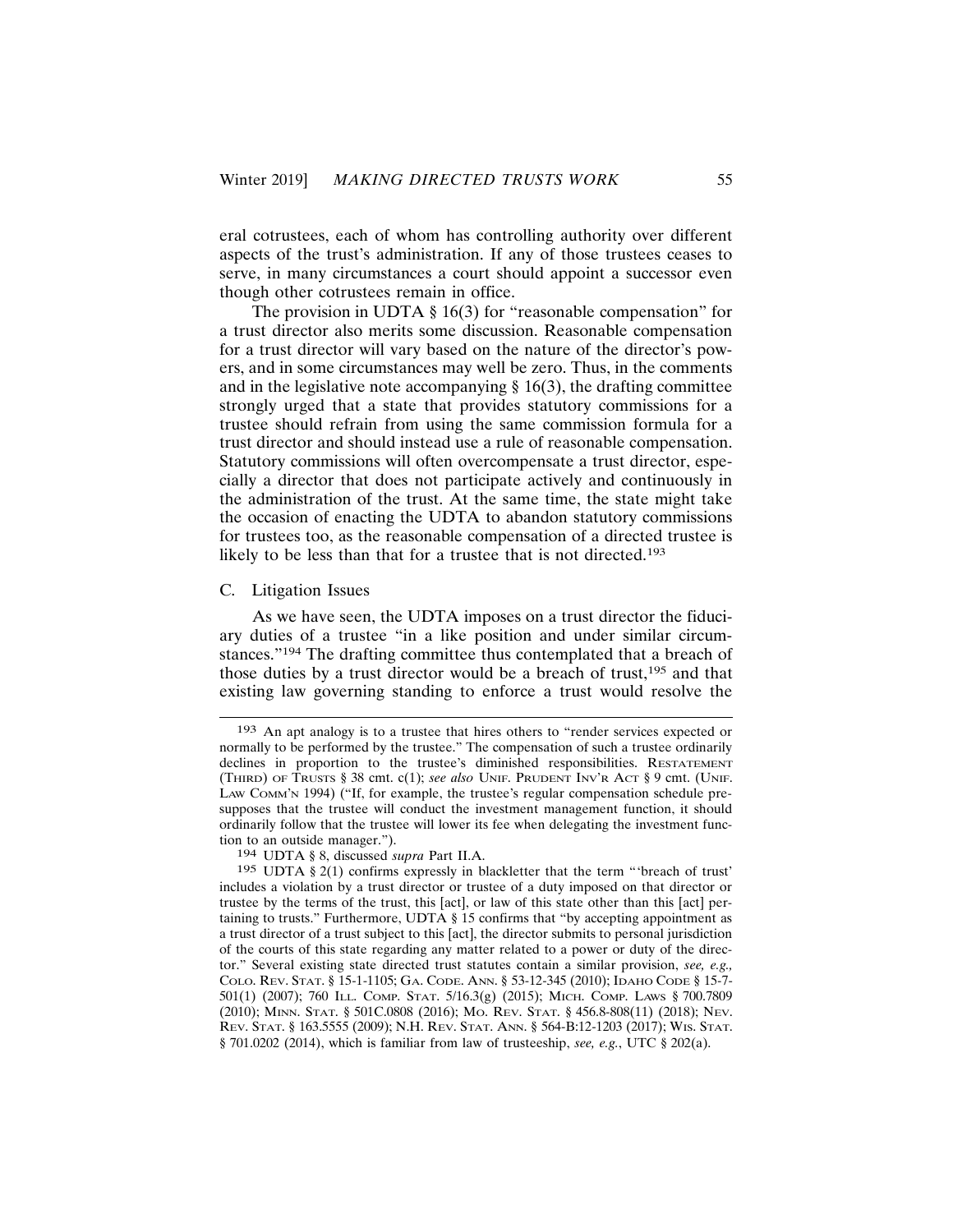eral cotrustees, each of whom has controlling authority over different aspects of the trust's administration. If any of those trustees ceases to serve, in many circumstances a court should appoint a successor even though other cotrustees remain in office.

The provision in UDTA § 16(3) for "reasonable compensation" for a trust director also merits some discussion. Reasonable compensation for a trust director will vary based on the nature of the director's powers, and in some circumstances may well be zero. Thus, in the comments and in the legislative note accompanying § 16(3), the drafting committee strongly urged that a state that provides statutory commissions for a trustee should refrain from using the same commission formula for a trust director and should instead use a rule of reasonable compensation. Statutory commissions will often overcompensate a trust director, especially a director that does not participate actively and continuously in the administration of the trust. At the same time, the state might take the occasion of enacting the UDTA to abandon statutory commissions for trustees too, as the reasonable compensation of a directed trustee is likely to be less than that for a trustee that is not directed.[193]

### C. Litigation Issues

As we have seen, the UDTA imposes on a trust director the fiduciary duties of a trustee "in a like position and under similar circumstances."[194] The drafting committee thus contemplated that a breach of those duties by a trust director would be a breach of trust,[195] and that existing law governing standing to enforce a trust would resolve the

---

193 An apt analogy is to a trustee that hires others to "render services expected or normally to be performed by the trustee." The compensation of such a trustee ordinarily declines in proportion to the trustee's diminished responsibilities. RESTATEMENT (THIRD) OF TRUSTS § 38 cmt. c(1); *see also* UNIF. PRUDENT INV'R ACT § 9 cmt. (UNIF. LAW COMM'N 1994) ("If, for example, the trustee's regular compensation schedule presupposes that the trustee will conduct the investment management function, it should ordinarily follow that the trustee will lower its fee when delegating the investment function to an outside manager.").

194 UDTA § 8, discussed *supra* Part II.A.

195 UDTA § 2(1) confirms expressly in blackletter that the term "'breach of trust' includes a violation by a trust director or trustee of a duty imposed on that director or trustee by the terms of the trust, this [act], or law of this state other than this [act] pertaining to trusts." Furthermore, UDTA § 15 confirms that "by accepting appointment as a trust director of a trust subject to this [act], the director submits to personal jurisdiction of the courts of this state regarding any matter related to a power or duty of the director." Several existing state directed trust statutes contain a similar provision, *see, e.g.,* COLO. REV. STAT. § 15-1-1105; GA. CODE. ANN. § 53-12-345 (2010); IDAHO CODE § 15-7-501(1) (2007); 760 ILL. COMP. STAT. 5/16.3(g) (2015); MICH. COMP. LAWS § 700.7809 (2010); MINN. STAT. § 501C.0808 (2016); MO. REV. STAT. § 456.8-808(11) (2018); NEV. REV. STAT. § 163.5555 (2009); N.H. REV. STAT. ANN. § 564-B:12-1203 (2017); WIS. STAT. § 701.0202 (2014), which is familiar from law of trusteeship, *see, e.g.*, UTC § 202(a).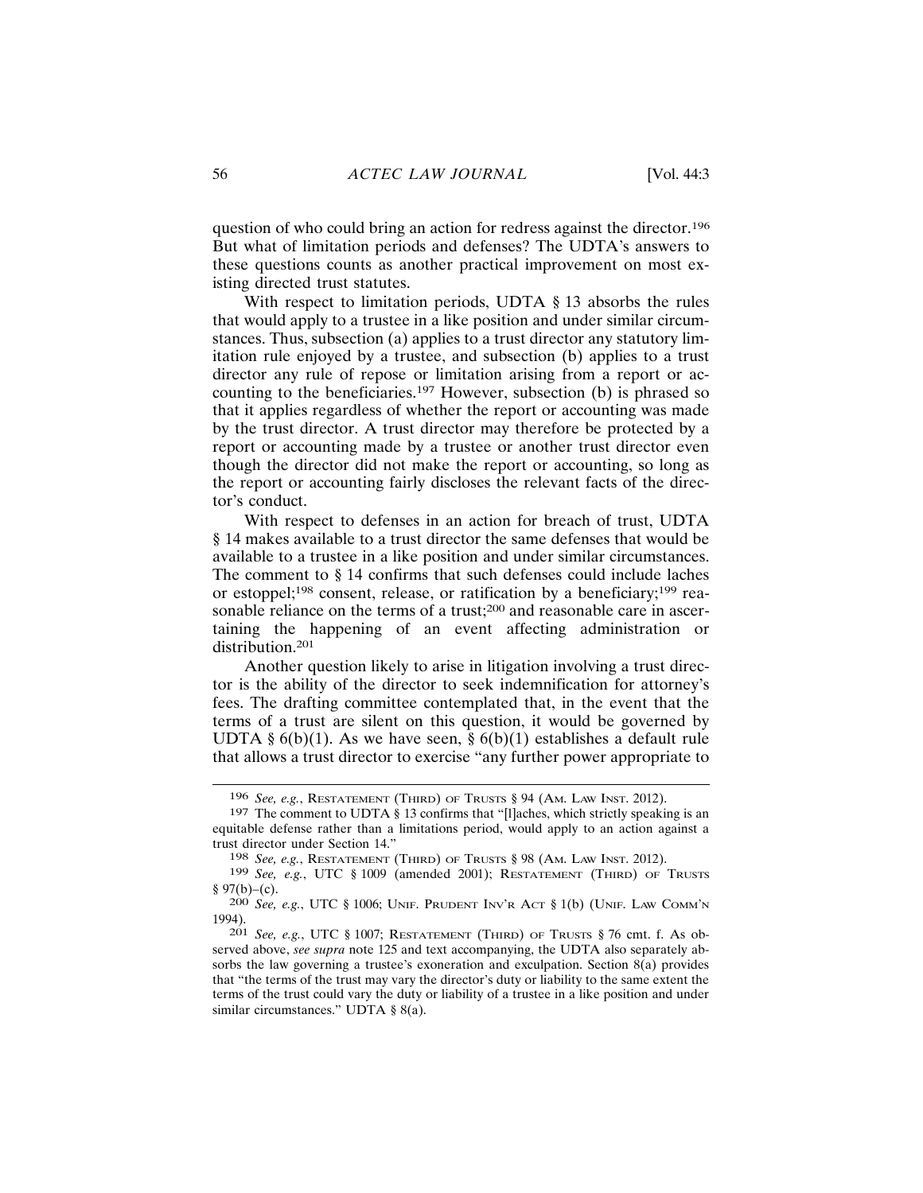question of who could bring an action for redress against the director.[196] But what of limitation periods and defenses? The UDTA's answers to these questions counts as another practical improvement on most existing directed trust statutes.

With respect to limitation periods, UDTA § 13 absorbs the rules that would apply to a trustee in a like position and under similar circumstances. Thus, subsection (a) applies to a trust director any statutory limitation rule enjoyed by a trustee, and subsection (b) applies to a trust director any rule of repose or limitation arising from a report or accounting to the beneficiaries.[197] However, subsection (b) is phrased so that it applies regardless of whether the report or accounting was made by the trust director. A trust director may therefore be protected by a report or accounting made by a trustee or another trust director even though the director did not make the report or accounting, so long as the report or accounting fairly discloses the relevant facts of the director's conduct.

With respect to defenses in an action for breach of trust, UDTA § 14 makes available to a trust director the same defenses that would be available to a trustee in a like position and under similar circumstances. The comment to § 14 confirms that such defenses could include laches or estoppel;[198] consent, release, or ratification by a beneficiary;[199] reasonable reliance on the terms of a trust;[200] and reasonable care in ascertaining the happening of an event affecting administration or distribution.[201]

Another question likely to arise in litigation involving a trust director is the ability of the director to seek indemnification for attorney's fees. The drafting committee contemplated that, in the event that the terms of a trust are silent on this question, it would be governed by UDTA § 6(b)(1). As we have seen, § 6(b)(1) establishes a default rule that allows a trust director to exercise "any further power appropriate to

---

[196] *See, e.g.*, RESTATEMENT (THIRD) OF TRUSTS § 94 (AM. LAW INST. 2012).

[197] The comment to UDTA § 13 confirms that "[l]aches, which strictly speaking is an equitable defense rather than a limitations period, would apply to an action against a trust director under Section 14."

[198] *See, e.g.*, RESTATEMENT (THIRD) OF TRUSTS § 98 (AM. LAW INST. 2012).

[199] *See, e.g.*, UTC § 1009 (amended 2001); RESTATEMENT (THIRD) OF TRUSTS § 97(b)–(c).

[200] *See, e.g.*, UTC § 1006; UNIF. PRUDENT INV'R ACT § 1(b) (UNIF. LAW COMM'N 1994).

[201] *See, e.g.*, UTC § 1007; RESTATEMENT (THIRD) OF TRUSTS § 76 cmt. f. As observed above, *see supra* note 125 and text accompanying, the UDTA also separately absorbs the law governing a trustee's exoneration and exculpation. Section 8(a) provides that "the terms of the trust may vary the director's duty or liability to the same extent the terms of the trust could vary the duty or liability of a trustee in a like position and under similar circumstances." UDTA § 8(a).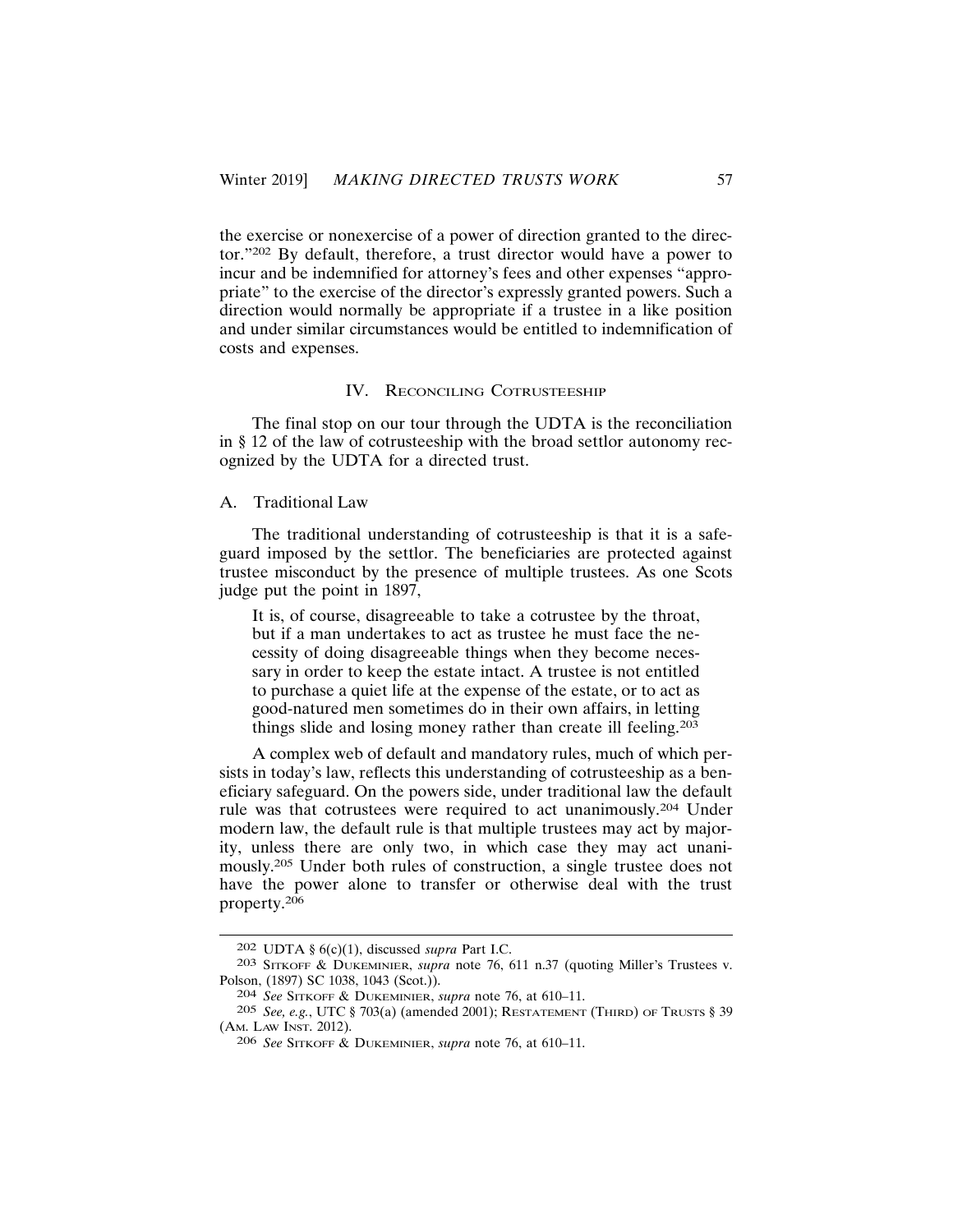the exercise or nonexercise of a power of direction granted to the director."[202] By default, therefore, a trust director would have a power to incur and be indemnified for attorney's fees and other expenses "appropriate" to the exercise of the director's expressly granted powers. Such a direction would normally be appropriate if a trustee in a like position and under similar circumstances would be entitled to indemnification of costs and expenses.

## IV. Reconciling Cotrusteeship

The final stop on our tour through the UDTA is the reconciliation in § 12 of the law of cotrusteeship with the broad settlor autonomy recognized by the UDTA for a directed trust.

### A. Traditional Law

The traditional understanding of cotrusteeship is that it is a safeguard imposed by the settlor. The beneficiaries are protected against trustee misconduct by the presence of multiple trustees. As one Scots judge put the point in 1897,

> It is, of course, disagreeable to take a cotrustee by the throat, but if a man undertakes to act as trustee he must face the necessity of doing disagreeable things when they become necessary in order to keep the estate intact. A trustee is not entitled to purchase a quiet life at the expense of the estate, or to act as good-natured men sometimes do in their own affairs, in letting things slide and losing money rather than create ill feeling.[203]

A complex web of default and mandatory rules, much of which persists in today's law, reflects this understanding of cotrusteeship as a beneficiary safeguard. On the powers side, under traditional law the default rule was that cotrustees were required to act unanimously.[204] Under modern law, the default rule is that multiple trustees may act by majority, unless there are only two, in which case they may act unanimously.[205] Under both rules of construction, a single trustee does not have the power alone to transfer or otherwise deal with the trust property.[206]

---

202 UDTA § 6(c)(1), discussed *supra* Part I.C.

203 Sitkoff & Dukeminier, *supra* note 76, 611 n.37 (quoting Miller's Trustees v. Polson, (1897) SC 1038, 1043 (Scot.)).

204 *See* Sitkoff & Dukeminier, *supra* note 76, at 610–11.

205 *See, e.g.*, UTC § 703(a) (amended 2001); Restatement (Third) of Trusts § 39 (Am. Law Inst. 2012).

206 *See* Sitkoff & Dukeminier, *supra* note 76, at 610–11.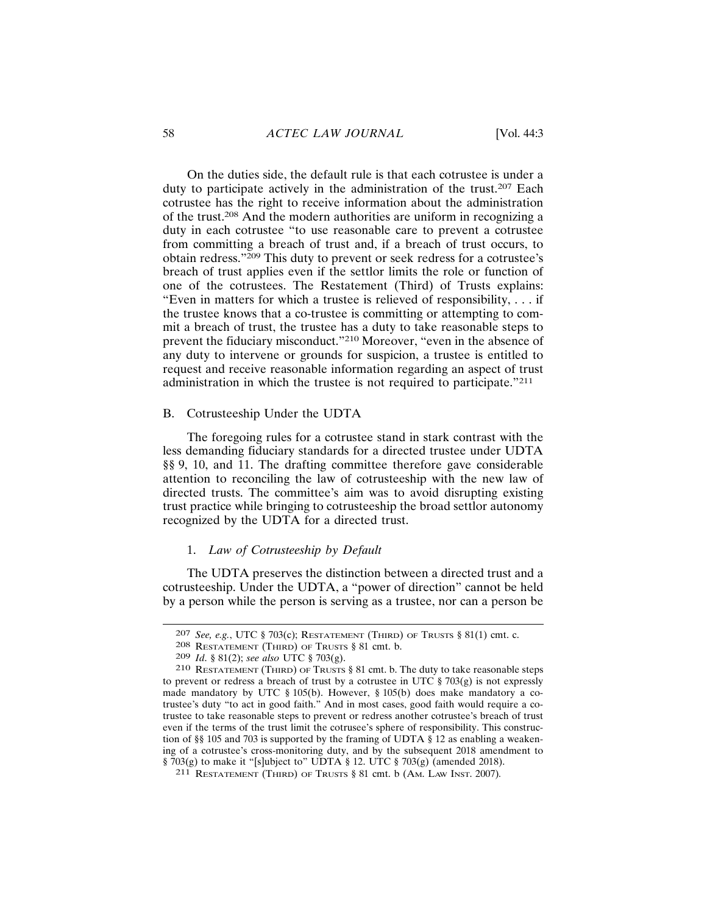On the duties side, the default rule is that each cotrustee is under a duty to participate actively in the administration of the trust.[207] Each cotrustee has the right to receive information about the administration of the trust.[208] And the modern authorities are uniform in recognizing a duty in each cotrustee "to use reasonable care to prevent a cotrustee from committing a breach of trust and, if a breach of trust occurs, to obtain redress."[209] This duty to prevent or seek redress for a cotrustee's breach of trust applies even if the settlor limits the role or function of one of the cotrustees. The Restatement (Third) of Trusts explains: "Even in matters for which a trustee is relieved of responsibility, . . . if the trustee knows that a co-trustee is committing or attempting to commit a breach of trust, the trustee has a duty to take reasonable steps to prevent the fiduciary misconduct."[210] Moreover, "even in the absence of any duty to intervene or grounds for suspicion, a trustee is entitled to request and receive reasonable information regarding an aspect of trust administration in which the trustee is not required to participate."[211]

## B. Cotrusteeship Under the UDTA

The foregoing rules for a cotrustee stand in stark contrast with the less demanding fiduciary standards for a directed trustee under UDTA §§ 9, 10, and 11. The drafting committee therefore gave considerable attention to reconciling the law of cotrusteeship with the new law of directed trusts. The committee's aim was to avoid disrupting existing trust practice while bringing to cotrusteeship the broad settlor autonomy recognized by the UDTA for a directed trust.

### 1. *Law of Cotrusteeship by Default*

The UDTA preserves the distinction between a directed trust and a cotrusteeship. Under the UDTA, a "power of direction" cannot be held by a person while the person is serving as a trustee, nor can a person be

---

[207] *See, e.g.*, UTC § 703(c); Restatement (Third) of Trusts § 81(1) cmt. c.

[208] Restatement (Third) of Trusts § 81 cmt. b.

[209] *Id.* § 81(2); *see also* UTC § 703(g).

[210] Restatement (Third) of Trusts § 81 cmt. b. The duty to take reasonable steps to prevent or redress a breach of trust by a cotrustee in UTC § 703(g) is not expressly made mandatory by UTC § 105(b). However, § 105(b) does make mandatory a cotrustee's duty "to act in good faith." And in most cases, good faith would require a cotrustee to take reasonable steps to prevent or redress another cotrustee's breach of trust even if the terms of the trust limit the cotrusee's sphere of responsibility. This construction of §§ 105 and 703 is supported by the framing of UDTA § 12 as enabling a weakening of a cotrustee's cross-monitoring duty, and by the subsequent 2018 amendment to § 703(g) to make it "[s]ubject to" UDTA § 12. UTC § 703(g) (amended 2018).

[211] Restatement (Third) of Trusts § 81 cmt. b (Am. Law Inst. 2007).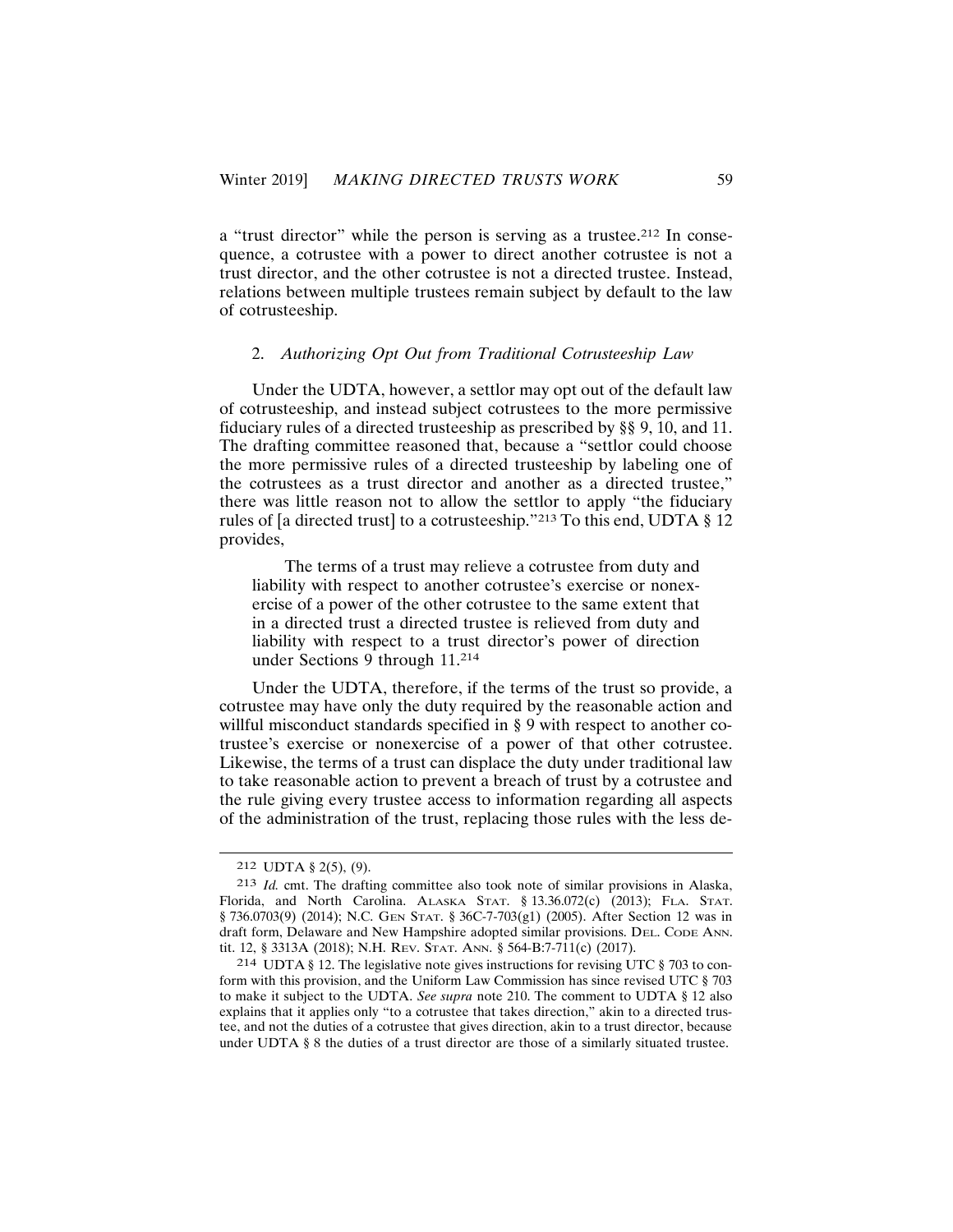a "trust director" while the person is serving as a trustee.[212] In consequence, a cotrustee with a power to direct another cotrustee is not a trust director, and the other cotrustee is not a directed trustee. Instead, relations between multiple trustees remain subject by default to the law of cotrusteeship.

### 2. *Authorizing Opt Out from Traditional Cotrusteeship Law*

Under the UDTA, however, a settlor may opt out of the default law of cotrusteeship, and instead subject cotrustees to the more permissive fiduciary rules of a directed trusteeship as prescribed by §§ 9, 10, and 11. The drafting committee reasoned that, because a "settlor could choose the more permissive rules of a directed trusteeship by labeling one of the cotrustees as a trust director and another as a directed trustee," there was little reason not to allow the settlor to apply "the fiduciary rules of [a directed trust] to a cotrusteeship."[213] To this end, UDTA § 12 provides,

> The terms of a trust may relieve a cotrustee from duty and liability with respect to another cotrustee's exercise or nonexercise of a power of the other cotrustee to the same extent that in a directed trust a directed trustee is relieved from duty and liability with respect to a trust director's power of direction under Sections 9 through 11.[214]

Under the UDTA, therefore, if the terms of the trust so provide, a cotrustee may have only the duty required by the reasonable action and willful misconduct standards specified in § 9 with respect to another cotrustee's exercise or nonexercise of a power of that other cotrustee. Likewise, the terms of a trust can displace the duty under traditional law to take reasonable action to prevent a breach of trust by a cotrustee and the rule giving every trustee access to information regarding all aspects of the administration of the trust, replacing those rules with the less de-

---

212 UDTA § 2(5), (9).

213 *Id.* cmt. The drafting committee also took note of similar provisions in Alaska, Florida, and North Carolina. ALASKA STAT. § 13.36.072(c) (2013); FLA. STAT. § 736.0703(9) (2014); N.C. GEN STAT. § 36C-7-703(g1) (2005). After Section 12 was in draft form, Delaware and New Hampshire adopted similar provisions. DEL. CODE ANN. tit. 12, § 3313A (2018); N.H. REV. STAT. ANN. § 564-B:7-711(c) (2017).

214 UDTA § 12. The legislative note gives instructions for revising UTC § 703 to conform with this provision, and the Uniform Law Commission has since revised UTC § 703 to make it subject to the UDTA. *See supra* note 210. The comment to UDTA § 12 also explains that it applies only "to a cotrustee that takes direction," akin to a directed trustee, and not the duties of a cotrustee that gives direction, akin to a trust director, because under UDTA § 8 the duties of a trust director are those of a similarly situated trustee.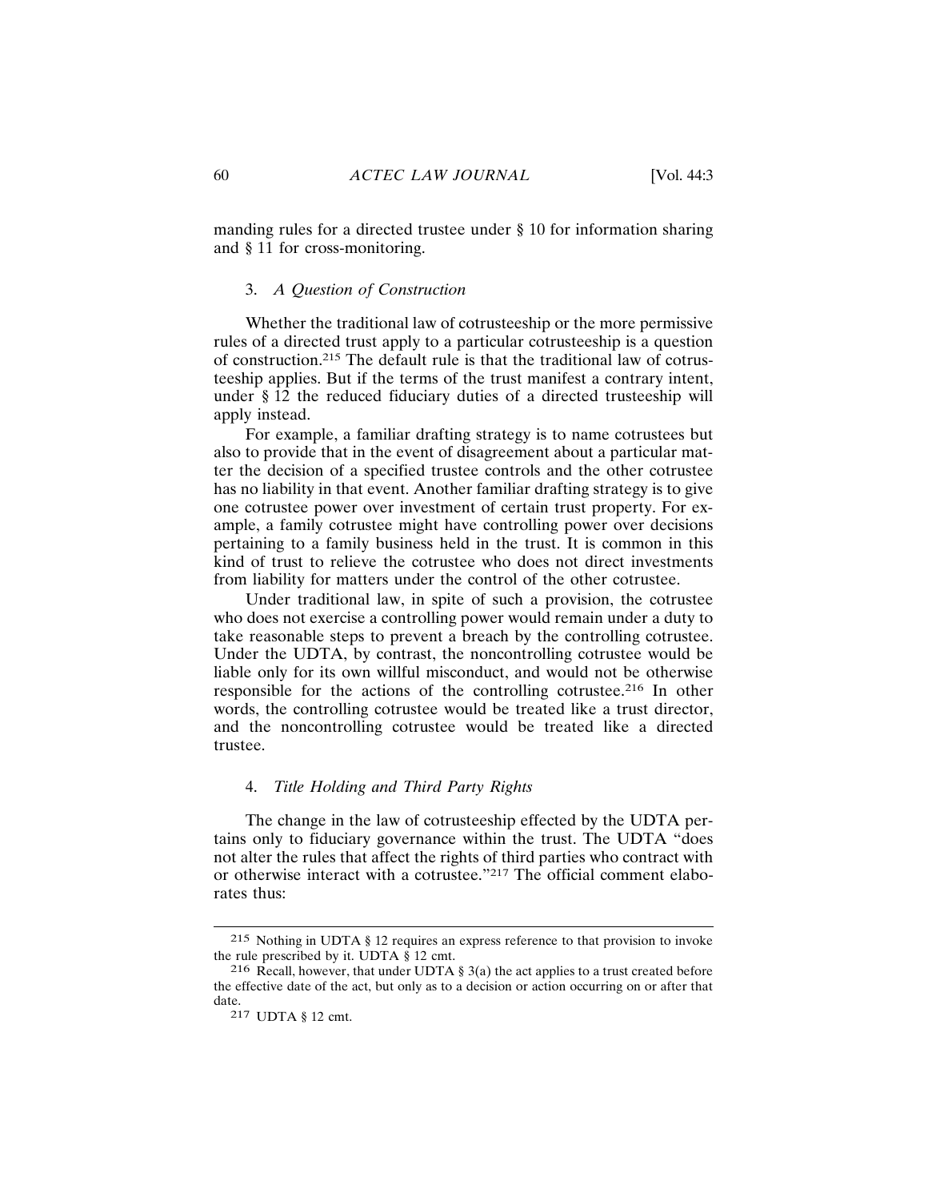manding rules for a directed trustee under § 10 for information sharing and § 11 for cross-monitoring.

### 3. *A Question of Construction*

Whether the traditional law of cotrusteeship or the more permissive rules of a directed trust apply to a particular cotrusteeship is a question of construction.[215] The default rule is that the traditional law of cotrusteeship applies. But if the terms of the trust manifest a contrary intent, under § 12 the reduced fiduciary duties of a directed trusteeship will apply instead.

For example, a familiar drafting strategy is to name cotrustees but also to provide that in the event of disagreement about a particular matter the decision of a specified trustee controls and the other cotrustee has no liability in that event. Another familiar drafting strategy is to give one cotrustee power over investment of certain trust property. For example, a family cotrustee might have controlling power over decisions pertaining to a family business held in the trust. It is common in this kind of trust to relieve the cotrustee who does not direct investments from liability for matters under the control of the other cotrustee.

Under traditional law, in spite of such a provision, the cotrustee who does not exercise a controlling power would remain under a duty to take reasonable steps to prevent a breach by the controlling cotrustee. Under the UDTA, by contrast, the noncontrolling cotrustee would be liable only for its own willful misconduct, and would not be otherwise responsible for the actions of the controlling cotrustee.[216] In other words, the controlling cotrustee would be treated like a trust director, and the noncontrolling cotrustee would be treated like a directed trustee.

### 4. *Title Holding and Third Party Rights*

The change in the law of cotrusteeship effected by the UDTA pertains only to fiduciary governance within the trust. The UDTA "does not alter the rules that affect the rights of third parties who contract with or otherwise interact with a cotrustee."[217] The official comment elaborates thus:

---

[215] Nothing in UDTA § 12 requires an express reference to that provision to invoke the rule prescribed by it. UDTA § 12 cmt.

[216] Recall, however, that under UDTA § 3(a) the act applies to a trust created before the effective date of the act, but only as to a decision or action occurring on or after that date.

[217] UDTA § 12 cmt.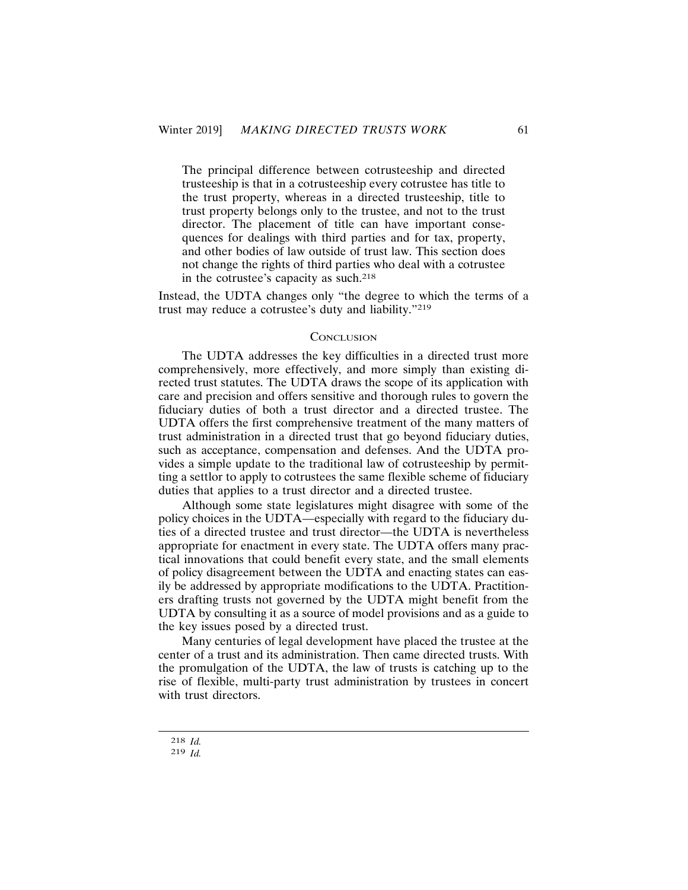> The principal difference between cotrusteeship and directed trusteeship is that in a cotrusteeship every cotrustee has title to the trust property, whereas in a directed trusteeship, title to trust property belongs only to the trustee, and not to the trust director. The placement of title can have important consequences for dealings with third parties and for tax, property, and other bodies of law outside of trust law. This section does not change the rights of third parties who deal with a cotrustee in the cotrustee's capacity as such.[218]

Instead, the UDTA changes only "the degree to which the terms of a trust may reduce a cotrustee's duty and liability."[219]

## Conclusion

The UDTA addresses the key difficulties in a directed trust more comprehensively, more effectively, and more simply than existing directed trust statutes. The UDTA draws the scope of its application with care and precision and offers sensitive and thorough rules to govern the fiduciary duties of both a trust director and a directed trustee. The UDTA offers the first comprehensive treatment of the many matters of trust administration in a directed trust that go beyond fiduciary duties, such as acceptance, compensation and defenses. And the UDTA provides a simple update to the traditional law of cotrusteeship by permitting a settlor to apply to cotrustees the same flexible scheme of fiduciary duties that applies to a trust director and a directed trustee.

Although some state legislatures might disagree with some of the policy choices in the UDTA—especially with regard to the fiduciary duties of a directed trustee and trust director—the UDTA is nevertheless appropriate for enactment in every state. The UDTA offers many practical innovations that could benefit every state, and the small elements of policy disagreement between the UDTA and enacting states can easily be addressed by appropriate modifications to the UDTA. Practitioners drafting trusts not governed by the UDTA might benefit from the UDTA by consulting it as a source of model provisions and as a guide to the key issues posed by a directed trust.

Many centuries of legal development have placed the trustee at the center of a trust and its administration. Then came directed trusts. With the promulgation of the UDTA, the law of trusts is catching up to the rise of flexible, multi-party trust administration by trustees in concert with trust directors.

---

218 *Id.*

219 *Id.*